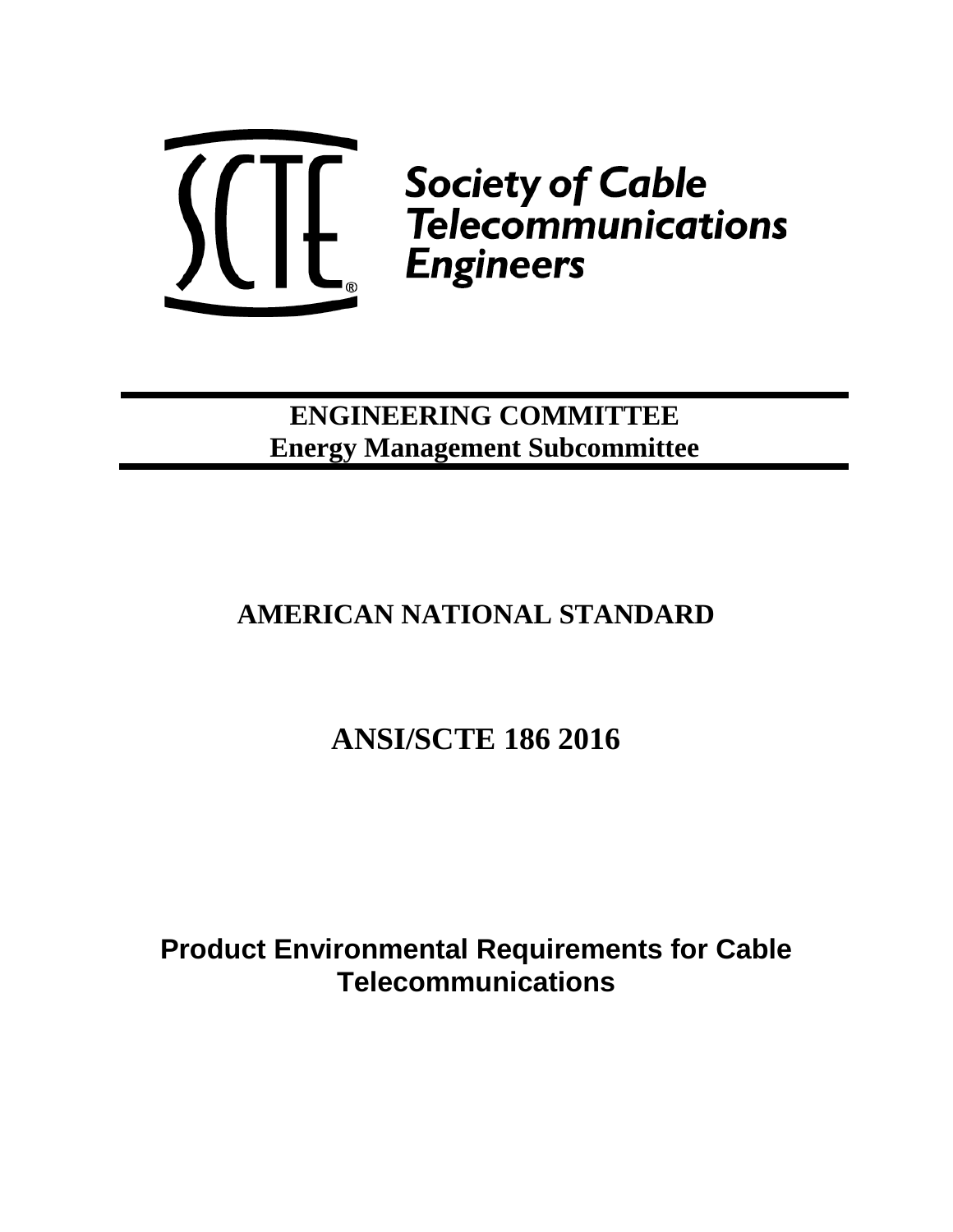Society of Cable Telecommunications Engineers

**ENGINEERING COMMITTEE**
**Energy Management Subcommittee**

# AMERICAN NATIONAL STANDARD

# ANSI/SCTE 186 2016

# Product Environmental Requirements for Cable Telecommunications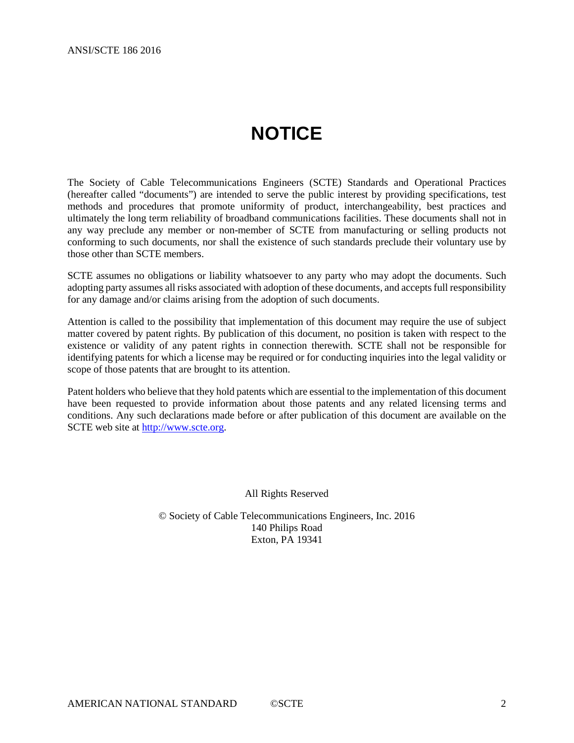# NOTICE

The Society of Cable Telecommunications Engineers (SCTE) Standards and Operational Practices (hereafter called "documents") are intended to serve the public interest by providing specifications, test methods and procedures that promote uniformity of product, interchangeability, best practices and ultimately the long term reliability of broadband communications facilities. These documents shall not in any way preclude any member or non-member of SCTE from manufacturing or selling products not conforming to such documents, nor shall the existence of such standards preclude their voluntary use by those other than SCTE members.

SCTE assumes no obligations or liability whatsoever to any party who may adopt the documents. Such adopting party assumes all risks associated with adoption of these documents, and accepts full responsibility for any damage and/or claims arising from the adoption of such documents.

Attention is called to the possibility that implementation of this document may require the use of subject matter covered by patent rights. By publication of this document, no position is taken with respect to the existence or validity of any patent rights in connection therewith. SCTE shall not be responsible for identifying patents for which a license may be required or for conducting inquiries into the legal validity or scope of those patents that are brought to its attention.

Patent holders who believe that they hold patents which are essential to the implementation of this document have been requested to provide information about those patents and any related licensing terms and conditions. Any such declarations made before or after publication of this document are available on the SCTE web site at [http://www.scte.org](http://www.scte.org).

All Rights Reserved

© Society of Cable Telecommunications Engineers, Inc. 2016
140 Philips Road
Exton, PA 19341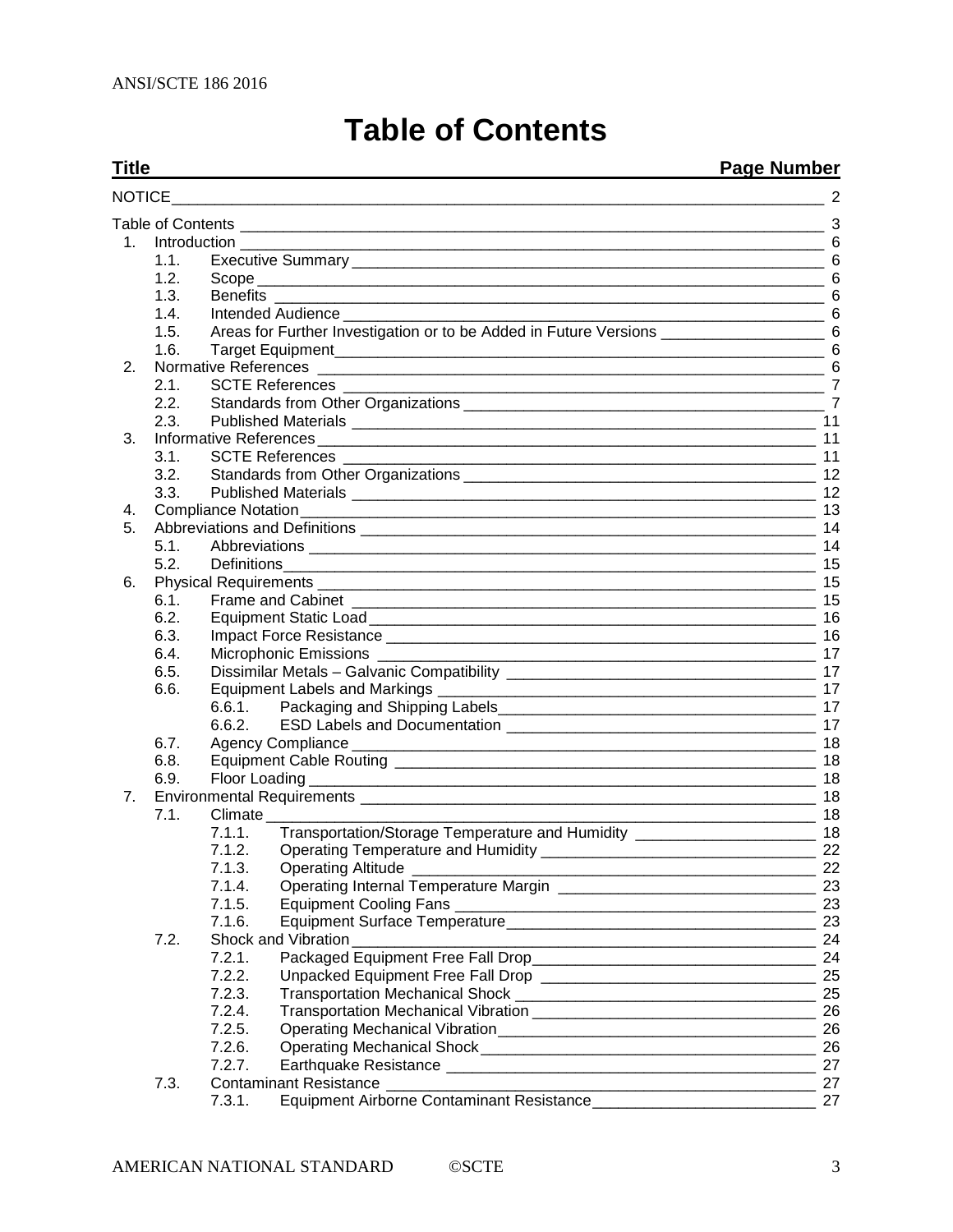# Table of Contents

| Title | | | Page Number |
|---|---|---|---|
| NOTICE | | | 2 |
| Table of Contents | | | 3 |
| 1. | Introduction | | 6 |
| | 1.1. | Executive Summary | 6 |
| | 1.2. | Scope | 6 |
| | 1.3. | Benefits | 6 |
| | 1.4. | Intended Audience | 6 |
| | 1.5. | Areas for Further Investigation or to be Added in Future Versions | 6 |
| | 1.6. | Target Equipment | 6 |
| 2. | Normative References | | 6 |
| | 2.1. | SCTE References | 7 |
| | 2.2. | Standards from Other Organizations | 7 |
| | 2.3. | Published Materials | 11 |
| 3. | Informative References | | 11 |
| | 3.1. | SCTE References | 11 |
| | 3.2. | Standards from Other Organizations | 12 |
| | 3.3. | Published Materials | 12 |
| 4. | Compliance Notation | | 13 |
| 5. | Abbreviations and Definitions | | 14 |
| | 5.1. | Abbreviations | 14 |
| | 5.2. | Definitions | 15 |
| 6. | Physical Requirements | | 15 |
| | 6.1. | Frame and Cabinet | 15 |
| | 6.2. | Equipment Static Load | 16 |
| | 6.3. | Impact Force Resistance | 16 |
| | 6.4. | Microphonic Emissions | 17 |
| | 6.5. | Dissimilar Metals – Galvanic Compatibility | 17 |
| | 6.6. | Equipment Labels and Markings | 17 |
| | | 6.6.1. Packaging and Shipping Labels | 17 |
| | | 6.6.2. ESD Labels and Documentation | 17 |
| | 6.7. | Agency Compliance | 18 |
| | 6.8. | Equipment Cable Routing | 18 |
| | 6.9. | Floor Loading | 18 |
| 7. | Environmental Requirements | | 18 |
| | 7.1. | Climate | 18 |
| | | 7.1.1. Transportation/Storage Temperature and Humidity | 18 |
| | | 7.1.2. Operating Temperature and Humidity | 22 |
| | | 7.1.3. Operating Altitude | 22 |
| | | 7.1.4. Operating Internal Temperature Margin | 23 |
| | | 7.1.5. Equipment Cooling Fans | 23 |
| | | 7.1.6. Equipment Surface Temperature | 23 |
| | 7.2. | Shock and Vibration | 24 |
| | | 7.2.1. Packaged Equipment Free Fall Drop | 24 |
| | | 7.2.2. Unpacked Equipment Free Fall Drop | 25 |
| | | 7.2.3. Transportation Mechanical Shock | 25 |
| | | 7.2.4. Transportation Mechanical Vibration | 26 |
| | | 7.2.5. Operating Mechanical Vibration | 26 |
| | | 7.2.6. Operating Mechanical Shock | 26 |
| | | 7.2.7. Earthquake Resistance | 27 |
| | 7.3. | Contaminant Resistance | 27 |
| | | 7.3.1. Equipment Airborne Contaminant Resistance | 27 |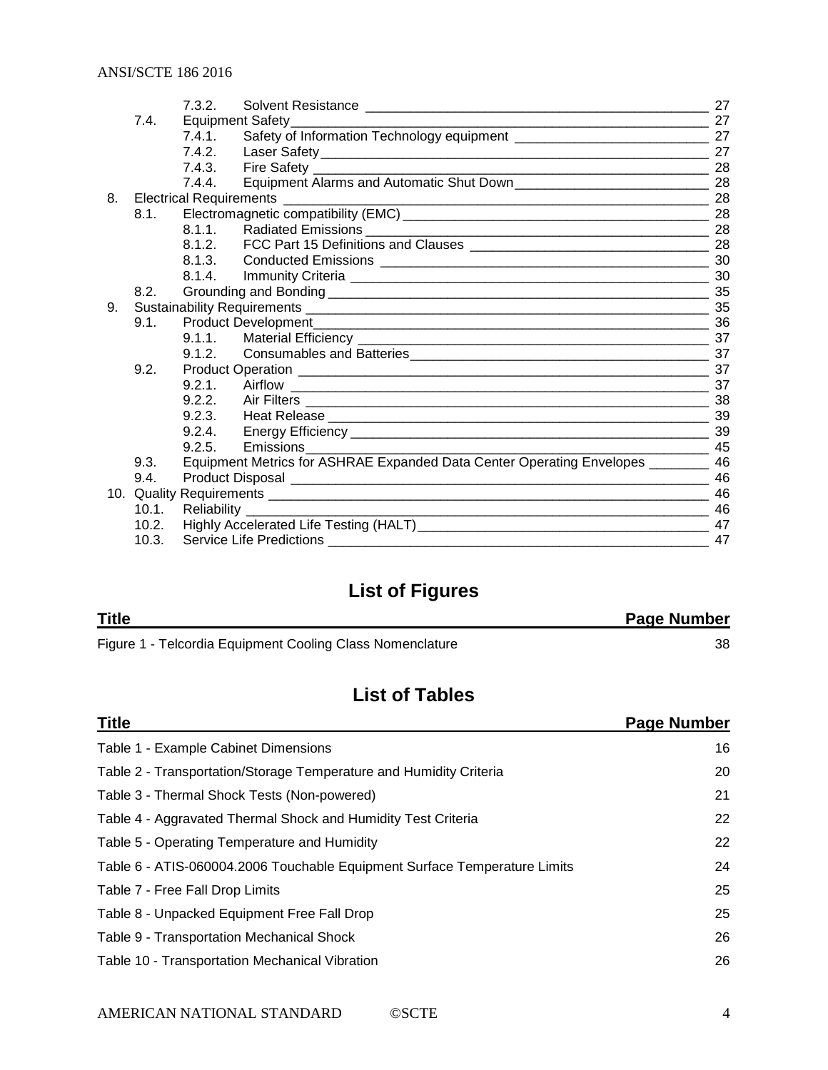7.3.2. Solvent Resistance 27
7.4. Equipment Safety 27
7.4.1. Safety of Information Technology equipment 27
7.4.2. Laser Safety 27
7.4.3. Fire Safety 28
7.4.4. Equipment Alarms and Automatic Shut Down 28
8. Electrical Requirements 28
8.1. Electromagnetic compatibility (EMC) 28
8.1.1. Radiated Emissions 28
8.1.2. FCC Part 15 Definitions and Clauses 28
8.1.3. Conducted Emissions 30
8.1.4. Immunity Criteria 30
8.2. Grounding and Bonding 35
9. Sustainability Requirements 35
9.1. Product Development 36
9.1.1. Material Efficiency 37
9.1.2. Consumables and Batteries 37
9.2. Product Operation 37
9.2.1. Airflow 37
9.2.2. Air Filters 38
9.2.3. Heat Release 39
9.2.4. Energy Efficiency 39
9.2.5. Emissions 45
9.3. Equipment Metrics for ASHRAE Expanded Data Center Operating Envelopes 46
9.4. Product Disposal 46
10. Quality Requirements 46
10.1. Reliability 46
10.2. Highly Accelerated Life Testing (HALT) 47
10.3. Service Life Predictions 47

## List of Figures

| Title | Page Number |
|---|---|
| Figure 1 - Telcordia Equipment Cooling Class Nomenclature | 38 |

## List of Tables

| Title | Page Number |
|---|---|
| Table 1 - Example Cabinet Dimensions | 16 |
| Table 2 - Transportation/Storage Temperature and Humidity Criteria | 20 |
| Table 3 - Thermal Shock Tests (Non-powered) | 21 |
| Table 4 - Aggravated Thermal Shock and Humidity Test Criteria | 22 |
| Table 5 - Operating Temperature and Humidity | 22 |
| Table 6 - ATIS-060004.2006 Touchable Equipment Surface Temperature Limits | 24 |
| Table 7 - Free Fall Drop Limits | 25 |
| Table 8 - Unpacked Equipment Free Fall Drop | 25 |
| Table 9 - Transportation Mechanical Shock | 26 |
| Table 10 - Transportation Mechanical Vibration | 26 |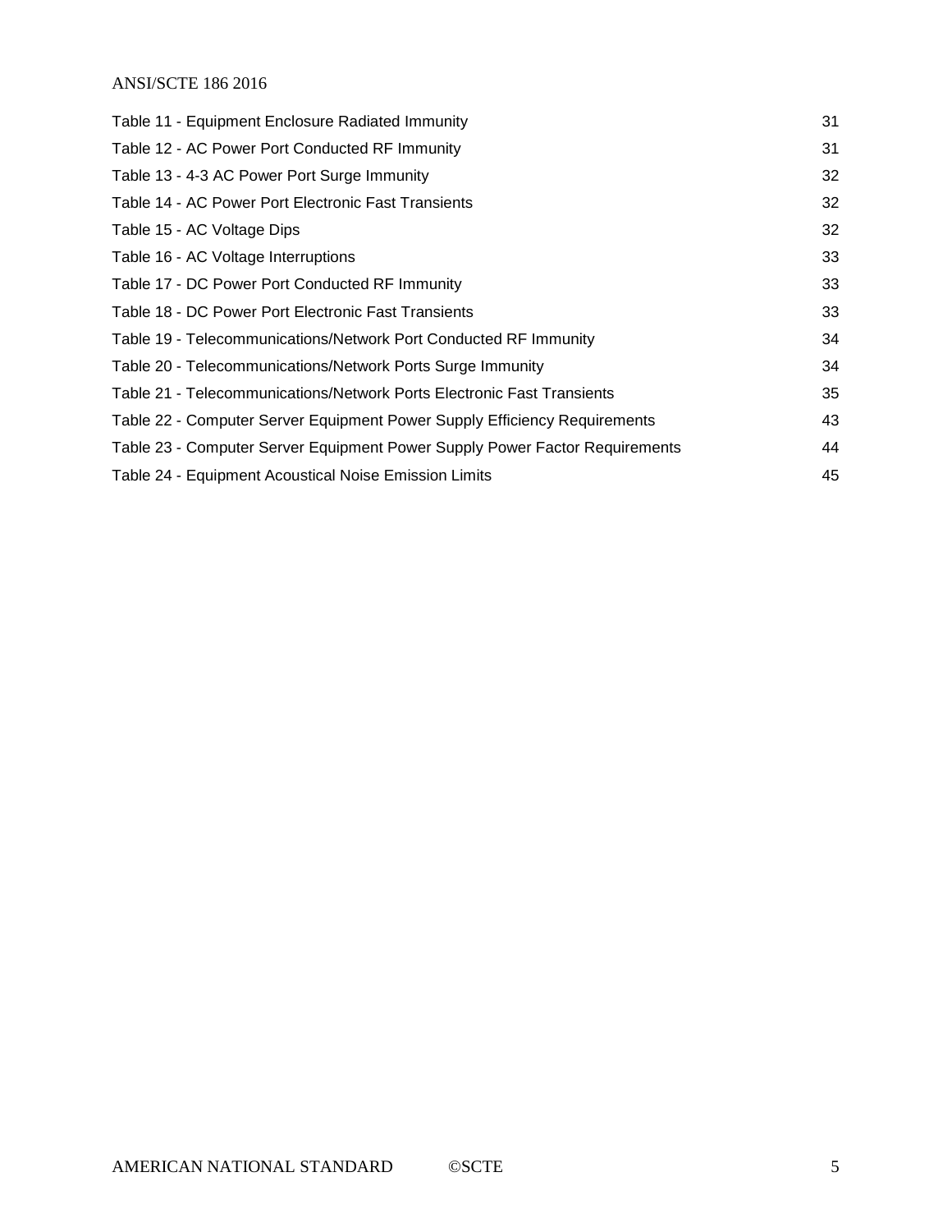| | |
|---|---|
| Table 11 - Equipment Enclosure Radiated Immunity | 31 |
| Table 12 - AC Power Port Conducted RF Immunity | 31 |
| Table 13 - 4-3 AC Power Port Surge Immunity | 32 |
| Table 14 - AC Power Port Electronic Fast Transients | 32 |
| Table 15 - AC Voltage Dips | 32 |
| Table 16 - AC Voltage Interruptions | 33 |
| Table 17 - DC Power Port Conducted RF Immunity | 33 |
| Table 18 - DC Power Port Electronic Fast Transients | 33 |
| Table 19 - Telecommunications/Network Port Conducted RF Immunity | 34 |
| Table 20 - Telecommunications/Network Ports Surge Immunity | 34 |
| Table 21 - Telecommunications/Network Ports Electronic Fast Transients | 35 |
| Table 22 - Computer Server Equipment Power Supply Efficiency Requirements | 43 |
| Table 23 - Computer Server Equipment Power Supply Power Factor Requirements | 44 |
| Table 24 - Equipment Acoustical Noise Emission Limits | 45 |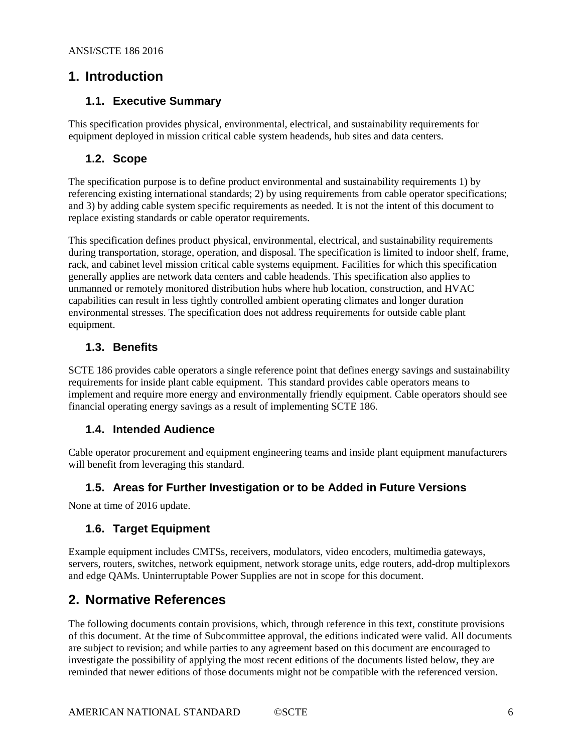# 1. Introduction

## 1.1. Executive Summary

This specification provides physical, environmental, electrical, and sustainability requirements for equipment deployed in mission critical cable system headends, hub sites and data centers.

## 1.2. Scope

The specification purpose is to define product environmental and sustainability requirements 1) by referencing existing international standards; 2) by using requirements from cable operator specifications; and 3) by adding cable system specific requirements as needed. It is not the intent of this document to replace existing standards or cable operator requirements.

This specification defines product physical, environmental, electrical, and sustainability requirements during transportation, storage, operation, and disposal. The specification is limited to indoor shelf, frame, rack, and cabinet level mission critical cable systems equipment. Facilities for which this specification generally applies are network data centers and cable headends. This specification also applies to unmanned or remotely monitored distribution hubs where hub location, construction, and HVAC capabilities can result in less tightly controlled ambient operating climates and longer duration environmental stresses. The specification does not address requirements for outside cable plant equipment.

## 1.3. Benefits

SCTE 186 provides cable operators a single reference point that defines energy savings and sustainability requirements for inside plant cable equipment. This standard provides cable operators means to implement and require more energy and environmentally friendly equipment. Cable operators should see financial operating energy savings as a result of implementing SCTE 186.

## 1.4. Intended Audience

Cable operator procurement and equipment engineering teams and inside plant equipment manufacturers will benefit from leveraging this standard.

## 1.5. Areas for Further Investigation or to be Added in Future Versions

None at time of 2016 update.

## 1.6. Target Equipment

Example equipment includes CMTSs, receivers, modulators, video encoders, multimedia gateways, servers, routers, switches, network equipment, network storage units, edge routers, add-drop multiplexors and edge QAMs. Uninterruptable Power Supplies are not in scope for this document.

# 2. Normative References

The following documents contain provisions, which, through reference in this text, constitute provisions of this document. At the time of Subcommittee approval, the editions indicated were valid. All documents are subject to revision; and while parties to any agreement based on this document are encouraged to investigate the possibility of applying the most recent editions of the documents listed below, they are reminded that newer editions of those documents might not be compatible with the referenced version.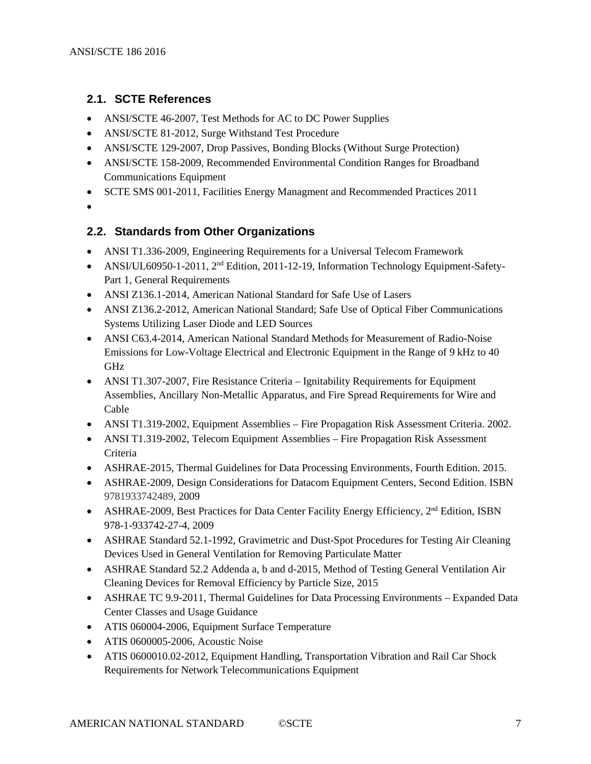## 2.1. SCTE References

- ANSI/SCTE 46-2007, Test Methods for AC to DC Power Supplies
- ANSI/SCTE 81-2012, Surge Withstand Test Procedure
- ANSI/SCTE 129-2007, Drop Passives, Bonding Blocks (Without Surge Protection)
- ANSI/SCTE 158-2009, Recommended Environmental Condition Ranges for Broadband Communications Equipment
- SCTE SMS 001-2011, Facilities Energy Managment and Recommended Practices 2011
-

## 2.2. Standards from Other Organizations

- ANSI T1.336-2009, Engineering Requirements for a Universal Telecom Framework
- ANSI/UL60950-1-2011, 2nd Edition, 2011-12-19, Information Technology Equipment-Safety-Part 1, General Requirements
- ANSI Z136.1-2014, American National Standard for Safe Use of Lasers
- ANSI Z136.2-2012, American National Standard; Safe Use of Optical Fiber Communications Systems Utilizing Laser Diode and LED Sources
- ANSI C63.4-2014, American National Standard Methods for Measurement of Radio-Noise Emissions for Low-Voltage Electrical and Electronic Equipment in the Range of 9 kHz to 40 GHz
- ANSI T1.307-2007, Fire Resistance Criteria – Ignitability Requirements for Equipment Assemblies, Ancillary Non-Metallic Apparatus, and Fire Spread Requirements for Wire and Cable
- ANSI T1.319-2002, Equipment Assemblies – Fire Propagation Risk Assessment Criteria. 2002.
- ANSI T1.319-2002, Telecom Equipment Assemblies – Fire Propagation Risk Assessment Criteria
- ASHRAE-2015, Thermal Guidelines for Data Processing Environments, Fourth Edition. 2015.
- ASHRAE-2009, Design Considerations for Datacom Equipment Centers, Second Edition. ISBN 9781933742489, 2009
- ASHRAE-2009, Best Practices for Data Center Facility Energy Efficiency, 2nd Edition, ISBN 978-1-933742-27-4, 2009
- ASHRAE Standard 52.1-1992, Gravimetric and Dust-Spot Procedures for Testing Air Cleaning Devices Used in General Ventilation for Removing Particulate Matter
- ASHRAE Standard 52.2 Addenda a, b and d-2015, Method of Testing General Ventilation Air Cleaning Devices for Removal Efficiency by Particle Size, 2015
- ASHRAE TC 9.9-2011, Thermal Guidelines for Data Processing Environments – Expanded Data Center Classes and Usage Guidance
- ATIS 060004-2006, Equipment Surface Temperature
- ATIS 0600005-2006, Acoustic Noise
- ATIS 0600010.02-2012, Equipment Handling, Transportation Vibration and Rail Car Shock Requirements for Network Telecommunications Equipment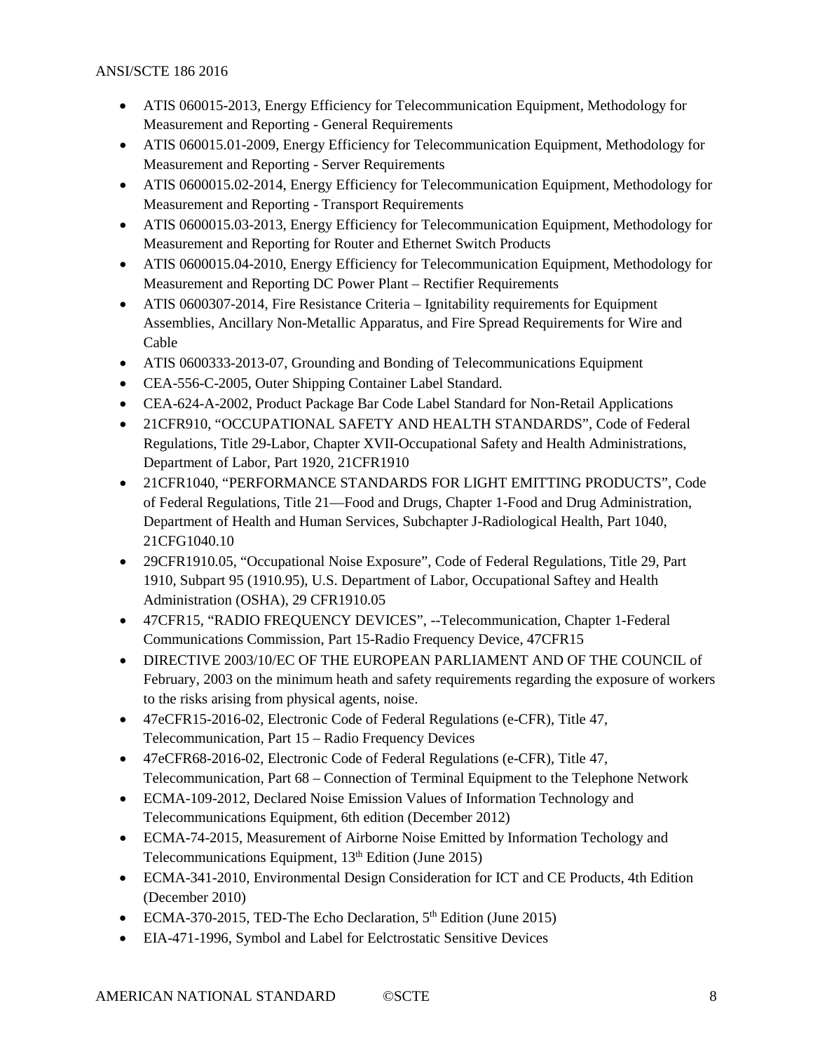- ATIS 060015-2013, Energy Efficiency for Telecommunication Equipment, Methodology for Measurement and Reporting - General Requirements
- ATIS 060015.01-2009, Energy Efficiency for Telecommunication Equipment, Methodology for Measurement and Reporting - Server Requirements
- ATIS 0600015.02-2014, Energy Efficiency for Telecommunication Equipment, Methodology for Measurement and Reporting - Transport Requirements
- ATIS 0600015.03-2013, Energy Efficiency for Telecommunication Equipment, Methodology for Measurement and Reporting for Router and Ethernet Switch Products
- ATIS 0600015.04-2010, Energy Efficiency for Telecommunication Equipment, Methodology for Measurement and Reporting DC Power Plant – Rectifier Requirements
- ATIS 0600307-2014, Fire Resistance Criteria – Ignitability requirements for Equipment Assemblies, Ancillary Non-Metallic Apparatus, and Fire Spread Requirements for Wire and Cable
- ATIS 0600333-2013-07, Grounding and Bonding of Telecommunications Equipment
- CEA-556-C-2005, Outer Shipping Container Label Standard.
- CEA-624-A-2002, Product Package Bar Code Label Standard for Non-Retail Applications
- 21CFR910, "OCCUPATIONAL SAFETY AND HEALTH STANDARDS", Code of Federal Regulations, Title 29-Labor, Chapter XVII-Occupational Safety and Health Administrations, Department of Labor, Part 1920, 21CFR1910
- 21CFR1040, "PERFORMANCE STANDARDS FOR LIGHT EMITTING PRODUCTS", Code of Federal Regulations, Title 21—Food and Drugs, Chapter 1-Food and Drug Administration, Department of Health and Human Services, Subchapter J-Radiological Health, Part 1040, 21CFG1040.10
- 29CFR1910.05, "Occupational Noise Exposure", Code of Federal Regulations, Title 29, Part 1910, Subpart 95 (1910.95), U.S. Department of Labor, Occupational Saftey and Health Administration (OSHA), 29 CFR1910.05
- 47CFR15, "RADIO FREQUENCY DEVICES", --Telecommunication, Chapter 1-Federal Communications Commission, Part 15-Radio Frequency Device, 47CFR15
- DIRECTIVE 2003/10/EC OF THE EUROPEAN PARLIAMENT AND OF THE COUNCIL of February, 2003 on the minimum heath and safety requirements regarding the exposure of workers to the risks arising from physical agents, noise.
- 47eCFR15-2016-02, Electronic Code of Federal Regulations (e-CFR), Title 47, Telecommunication, Part 15 – Radio Frequency Devices
- 47eCFR68-2016-02, Electronic Code of Federal Regulations (e-CFR), Title 47, Telecommunication, Part 68 – Connection of Terminal Equipment to the Telephone Network
- ECMA-109-2012, Declared Noise Emission Values of Information Technology and Telecommunications Equipment, 6th edition (December 2012)
- ECMA-74-2015, Measurement of Airborne Noise Emitted by Information Techology and Telecommunications Equipment, 13th Edition (June 2015)
- ECMA-341-2010, Environmental Design Consideration for ICT and CE Products, 4th Edition (December 2010)
- ECMA-370-2015, TED-The Echo Declaration, 5th Edition (June 2015)
- EIA-471-1996, Symbol and Label for Eelctrostatic Sensitive Devices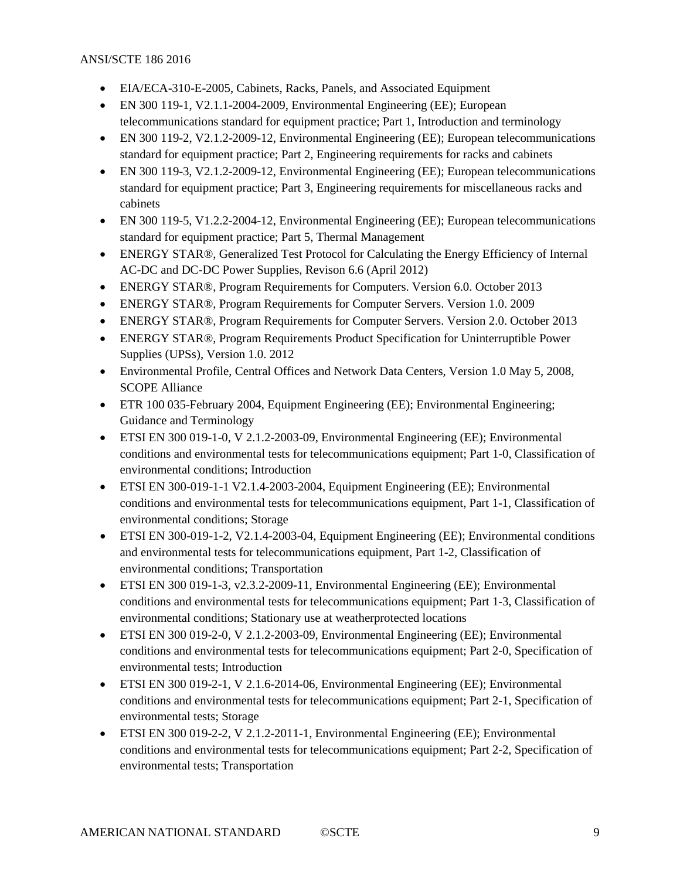- EIA/ECA-310-E-2005, Cabinets, Racks, Panels, and Associated Equipment
- EN 300 119-1, V2.1.1-2004-2009, Environmental Engineering (EE); European telecommunications standard for equipment practice; Part 1, Introduction and terminology
- EN 300 119-2, V2.1.2-2009-12, Environmental Engineering (EE); European telecommunications standard for equipment practice; Part 2, Engineering requirements for racks and cabinets
- EN 300 119-3, V2.1.2-2009-12, Environmental Engineering (EE); European telecommunications standard for equipment practice; Part 3, Engineering requirements for miscellaneous racks and cabinets
- EN 300 119-5, V1.2.2-2004-12, Environmental Engineering (EE); European telecommunications standard for equipment practice; Part 5, Thermal Management
- ENERGY STAR®, Generalized Test Protocol for Calculating the Energy Efficiency of Internal AC-DC and DC-DC Power Supplies, Revison 6.6 (April 2012)
- ENERGY STAR®, Program Requirements for Computers. Version 6.0. October 2013
- ENERGY STAR®, Program Requirements for Computer Servers. Version 1.0. 2009
- ENERGY STAR®, Program Requirements for Computer Servers. Version 2.0. October 2013
- ENERGY STAR®, Program Requirements Product Specification for Uninterruptible Power Supplies (UPSs), Version 1.0. 2012
- Environmental Profile, Central Offices and Network Data Centers, Version 1.0 May 5, 2008, SCOPE Alliance
- ETR 100 035-February 2004, Equipment Engineering (EE); Environmental Engineering; Guidance and Terminology
- ETSI EN 300 019-1-0, V 2.1.2-2003-09, Environmental Engineering (EE); Environmental conditions and environmental tests for telecommunications equipment; Part 1-0, Classification of environmental conditions; Introduction
- ETSI EN 300-019-1-1 V2.1.4-2003-2004, Equipment Engineering (EE); Environmental conditions and environmental tests for telecommunications equipment, Part 1-1, Classification of environmental conditions; Storage
- ETSI EN 300-019-1-2, V2.1.4-2003-04, Equipment Engineering (EE); Environmental conditions and environmental tests for telecommunications equipment, Part 1-2, Classification of environmental conditions; Transportation
- ETSI EN 300 019-1-3, v2.3.2-2009-11, Environmental Engineering (EE); Environmental conditions and environmental tests for telecommunications equipment; Part 1-3, Classification of environmental conditions; Stationary use at weatherprotected locations
- ETSI EN 300 019-2-0, V 2.1.2-2003-09, Environmental Engineering (EE); Environmental conditions and environmental tests for telecommunications equipment; Part 2-0, Specification of environmental tests; Introduction
- ETSI EN 300 019-2-1, V 2.1.6-2014-06, Environmental Engineering (EE); Environmental conditions and environmental tests for telecommunications equipment; Part 2-1, Specification of environmental tests; Storage
- ETSI EN 300 019-2-2, V 2.1.2-2011-1, Environmental Engineering (EE); Environmental conditions and environmental tests for telecommunications equipment; Part 2-2, Specification of environmental tests; Transportation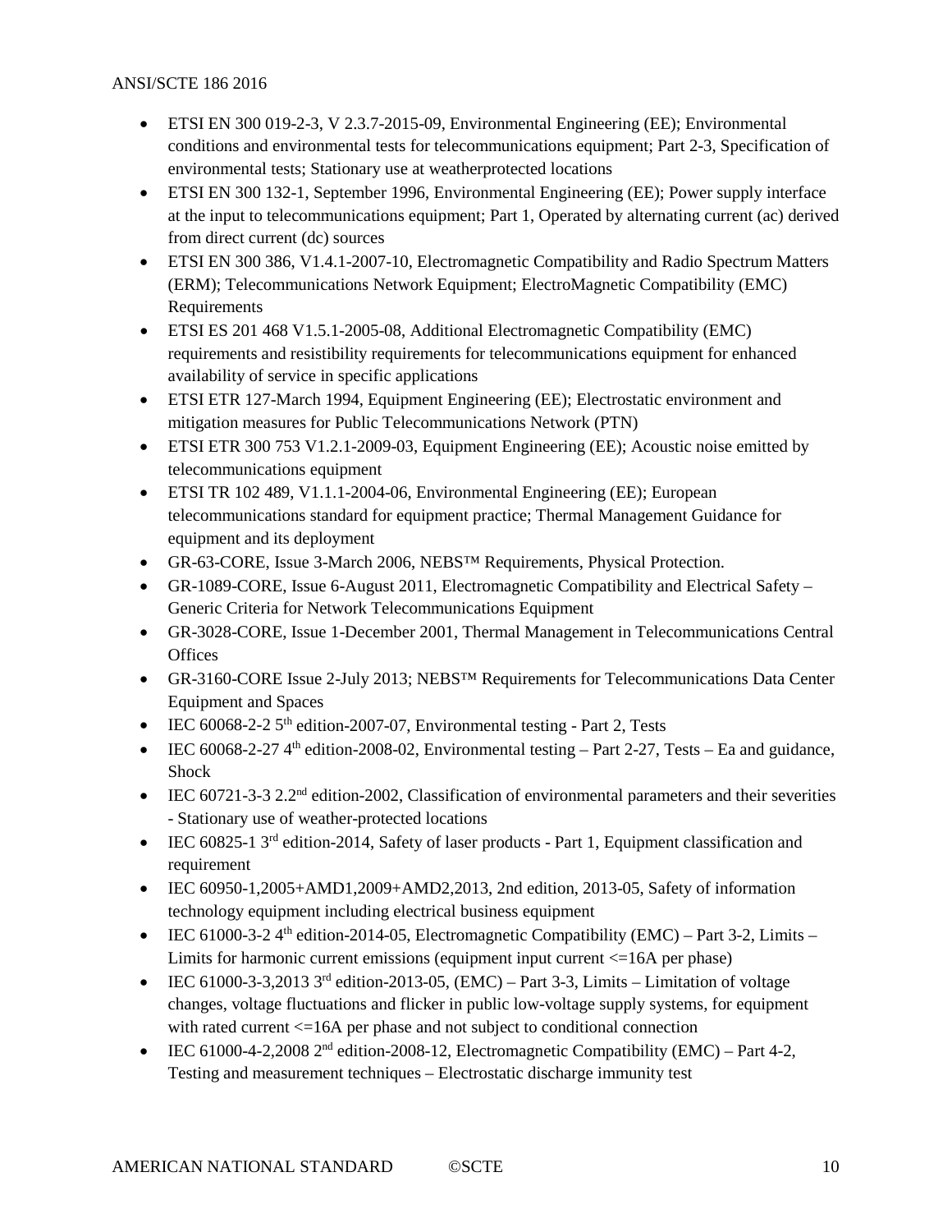- ETSI EN 300 019-2-3, V 2.3.7-2015-09, Environmental Engineering (EE); Environmental conditions and environmental tests for telecommunications equipment; Part 2-3, Specification of environmental tests; Stationary use at weatherprotected locations
- ETSI EN 300 132-1, September 1996, Environmental Engineering (EE); Power supply interface at the input to telecommunications equipment; Part 1, Operated by alternating current (ac) derived from direct current (dc) sources
- ETSI EN 300 386, V1.4.1-2007-10, Electromagnetic Compatibility and Radio Spectrum Matters (ERM); Telecommunications Network Equipment; ElectroMagnetic Compatibility (EMC) Requirements
- ETSI ES 201 468 V1.5.1-2005-08, Additional Electromagnetic Compatibility (EMC) requirements and resistibility requirements for telecommunications equipment for enhanced availability of service in specific applications
- ETSI ETR 127-March 1994, Equipment Engineering (EE); Electrostatic environment and mitigation measures for Public Telecommunications Network (PTN)
- ETSI ETR 300 753 V1.2.1-2009-03, Equipment Engineering (EE); Acoustic noise emitted by telecommunications equipment
- ETSI TR 102 489, V1.1.1-2004-06, Environmental Engineering (EE); European telecommunications standard for equipment practice; Thermal Management Guidance for equipment and its deployment
- GR-63-CORE, Issue 3-March 2006, NEBS™ Requirements, Physical Protection.
- GR-1089-CORE, Issue 6-August 2011, Electromagnetic Compatibility and Electrical Safety – Generic Criteria for Network Telecommunications Equipment
- GR-3028-CORE, Issue 1-December 2001, Thermal Management in Telecommunications Central Offices
- GR-3160-CORE Issue 2-July 2013; NEBS™ Requirements for Telecommunications Data Center Equipment and Spaces
- IEC 60068-2-2 5th edition-2007-07, Environmental testing - Part 2, Tests
- IEC 60068-2-27 4th edition-2008-02, Environmental testing – Part 2-27, Tests – Ea and guidance, Shock
- IEC 60721-3-3 2.2nd edition-2002, Classification of environmental parameters and their severities - Stationary use of weather-protected locations
- IEC 60825-1 3rd edition-2014, Safety of laser products - Part 1, Equipment classification and requirement
- IEC 60950-1,2005+AMD1,2009+AMD2,2013, 2nd edition, 2013-05, Safety of information technology equipment including electrical business equipment
- IEC 61000-3-2 4th edition-2014-05, Electromagnetic Compatibility (EMC) – Part 3-2, Limits – Limits for harmonic current emissions (equipment input current <=16A per phase)
- IEC 61000-3-3,2013 3rd edition-2013-05, (EMC) – Part 3-3, Limits – Limitation of voltage changes, voltage fluctuations and flicker in public low-voltage supply systems, for equipment with rated current <=16A per phase and not subject to conditional connection
- IEC 61000-4-2,2008 2nd edition-2008-12, Electromagnetic Compatibility (EMC) – Part 4-2, Testing and measurement techniques – Electrostatic discharge immunity test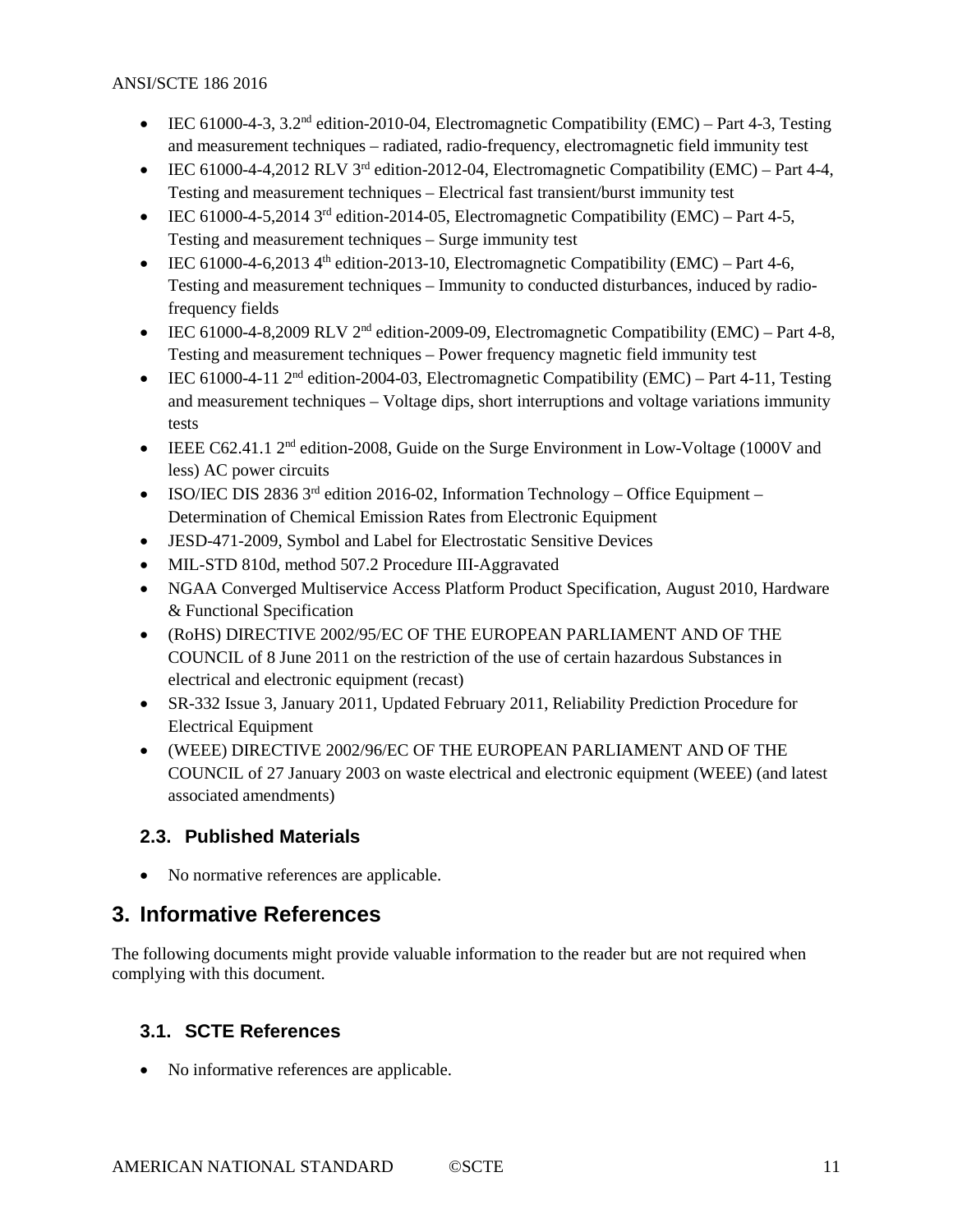- IEC 61000-4-3, 3.2nd edition-2010-04, Electromagnetic Compatibility (EMC) – Part 4-3, Testing and measurement techniques – radiated, radio-frequency, electromagnetic field immunity test
- IEC 61000-4-4,2012 RLV 3rd edition-2012-04, Electromagnetic Compatibility (EMC) – Part 4-4, Testing and measurement techniques – Electrical fast transient/burst immunity test
- IEC 61000-4-5,2014 3rd edition-2014-05, Electromagnetic Compatibility (EMC) – Part 4-5, Testing and measurement techniques – Surge immunity test
- IEC 61000-4-6,2013 4th edition-2013-10, Electromagnetic Compatibility (EMC) – Part 4-6, Testing and measurement techniques – Immunity to conducted disturbances, induced by radio-frequency fields
- IEC 61000-4-8,2009 RLV 2nd edition-2009-09, Electromagnetic Compatibility (EMC) – Part 4-8, Testing and measurement techniques – Power frequency magnetic field immunity test
- IEC 61000-4-11 2nd edition-2004-03, Electromagnetic Compatibility (EMC) – Part 4-11, Testing and measurement techniques – Voltage dips, short interruptions and voltage variations immunity tests
- IEEE C62.41.1 2nd edition-2008, Guide on the Surge Environment in Low-Voltage (1000V and less) AC power circuits
- ISO/IEC DIS 2836 3rd edition 2016-02, Information Technology – Office Equipment – Determination of Chemical Emission Rates from Electronic Equipment
- JESD-471-2009, Symbol and Label for Electrostatic Sensitive Devices
- MIL-STD 810d, method 507.2 Procedure III-Aggravated
- NGAA Converged Multiservice Access Platform Product Specification, August 2010, Hardware & Functional Specification
- (RoHS) DIRECTIVE 2002/95/EC OF THE EUROPEAN PARLIAMENT AND OF THE COUNCIL of 8 June 2011 on the restriction of the use of certain hazardous Substances in electrical and electronic equipment (recast)
- SR-332 Issue 3, January 2011, Updated February 2011, Reliability Prediction Procedure for Electrical Equipment
- (WEEE) DIRECTIVE 2002/96/EC OF THE EUROPEAN PARLIAMENT AND OF THE COUNCIL of 27 January 2003 on waste electrical and electronic equipment (WEEE) (and latest associated amendments)

### 2.3. Published Materials

- No normative references are applicable.

## 3. Informative References

The following documents might provide valuable information to the reader but are not required when complying with this document.

### 3.1. SCTE References

- No informative references are applicable.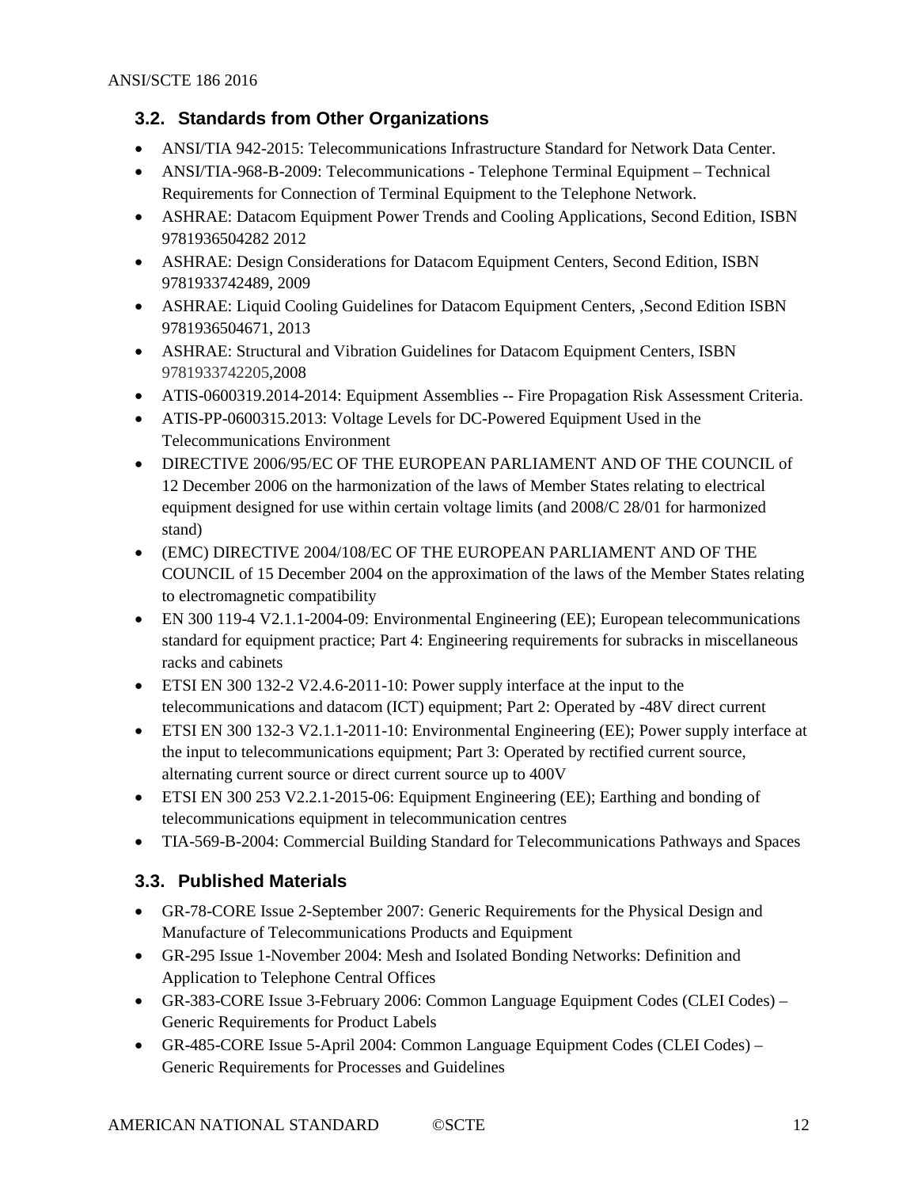## 3.2. Standards from Other Organizations

- ANSI/TIA 942-2015: Telecommunications Infrastructure Standard for Network Data Center.
- ANSI/TIA-968-B-2009: Telecommunications - Telephone Terminal Equipment – Technical Requirements for Connection of Terminal Equipment to the Telephone Network.
- ASHRAE: Datacom Equipment Power Trends and Cooling Applications, Second Edition, ISBN 9781936504282 2012
- ASHRAE: Design Considerations for Datacom Equipment Centers, Second Edition, ISBN 9781933742489, 2009
- ASHRAE: Liquid Cooling Guidelines for Datacom Equipment Centers, ,Second Edition ISBN 9781936504671, 2013
- ASHRAE: Structural and Vibration Guidelines for Datacom Equipment Centers, ISBN 9781933742205,2008
- ATIS-0600319.2014-2014: Equipment Assemblies -- Fire Propagation Risk Assessment Criteria.
- ATIS-PP-0600315.2013: Voltage Levels for DC-Powered Equipment Used in the Telecommunications Environment
- DIRECTIVE 2006/95/EC OF THE EUROPEAN PARLIAMENT AND OF THE COUNCIL of 12 December 2006 on the harmonization of the laws of Member States relating to electrical equipment designed for use within certain voltage limits (and 2008/C 28/01 for harmonized stand)
- (EMC) DIRECTIVE 2004/108/EC OF THE EUROPEAN PARLIAMENT AND OF THE COUNCIL of 15 December 2004 on the approximation of the laws of the Member States relating to electromagnetic compatibility
- EN 300 119-4 V2.1.1-2004-09: Environmental Engineering (EE); European telecommunications standard for equipment practice; Part 4: Engineering requirements for subracks in miscellaneous racks and cabinets
- ETSI EN 300 132-2 V2.4.6-2011-10: Power supply interface at the input to the telecommunications and datacom (ICT) equipment; Part 2: Operated by -48V direct current
- ETSI EN 300 132-3 V2.1.1-2011-10: Environmental Engineering (EE); Power supply interface at the input to telecommunications equipment; Part 3: Operated by rectified current source, alternating current source or direct current source up to 400V
- ETSI EN 300 253 V2.2.1-2015-06: Equipment Engineering (EE); Earthing and bonding of telecommunications equipment in telecommunication centres
- TIA-569-B-2004: Commercial Building Standard for Telecommunications Pathways and Spaces

## 3.3. Published Materials

- GR-78-CORE Issue 2-September 2007: Generic Requirements for the Physical Design and Manufacture of Telecommunications Products and Equipment
- GR-295 Issue 1-November 2004: Mesh and Isolated Bonding Networks: Definition and Application to Telephone Central Offices
- GR-383-CORE Issue 3-February 2006: Common Language Equipment Codes (CLEI Codes) – Generic Requirements for Product Labels
- GR-485-CORE Issue 5-April 2004: Common Language Equipment Codes (CLEI Codes) – Generic Requirements for Processes and Guidelines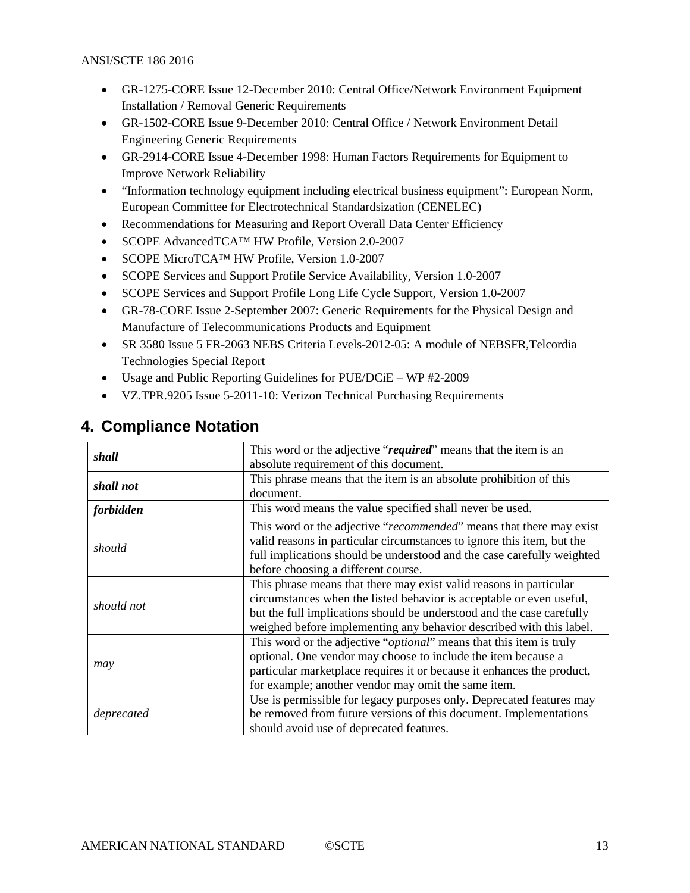- GR-1275-CORE Issue 12-December 2010: Central Office/Network Environment Equipment Installation / Removal Generic Requirements
- GR-1502-CORE Issue 9-December 2010: Central Office / Network Environment Detail Engineering Generic Requirements
- GR-2914-CORE Issue 4-December 1998: Human Factors Requirements for Equipment to Improve Network Reliability
- "Information technology equipment including electrical business equipment": European Norm, European Committee for Electrotechnical Standardsization (CENELEC)
- Recommendations for Measuring and Report Overall Data Center Efficiency
- SCOPE AdvancedTCA™ HW Profile, Version 2.0-2007
- SCOPE MicroTCA™ HW Profile, Version 1.0-2007
- SCOPE Services and Support Profile Service Availability, Version 1.0-2007
- SCOPE Services and Support Profile Long Life Cycle Support, Version 1.0-2007
- GR-78-CORE Issue 2-September 2007: Generic Requirements for the Physical Design and Manufacture of Telecommunications Products and Equipment
- SR 3580 Issue 5 FR-2063 NEBS Criteria Levels-2012-05: A module of NEBSFR,Telcordia Technologies Special Report
- Usage and Public Reporting Guidelines for PUE/DCiE – WP #2-2009
- VZ.TPR.9205 Issue 5-2011-10: Verizon Technical Purchasing Requirements

# 4. Compliance Notation

| | |
|---|---|
| ***shall*** | This word or the adjective "***required***" means that the item is an absolute requirement of this document. |
| ***shall not*** | This phrase means that the item is an absolute prohibition of this document. |
| ***forbidden*** | This word means the value specified shall never be used. |
| *should* | This word or the adjective "*recommended*" means that there may exist valid reasons in particular circumstances to ignore this item, but the full implications should be understood and the case carefully weighted before choosing a different course. |
| *should not* | This phrase means that there may exist valid reasons in particular circumstances when the listed behavior is acceptable or even useful, but the full implications should be understood and the case carefully weighed before implementing any behavior described with this label. |
| *may* | This word or the adjective "*optional*" means that this item is truly optional. One vendor may choose to include the item because a particular marketplace requires it or because it enhances the product, for example; another vendor may omit the same item. |
| *deprecated* | Use is permissible for legacy purposes only. Deprecated features may be removed from future versions of this document. Implementations should avoid use of deprecated features. |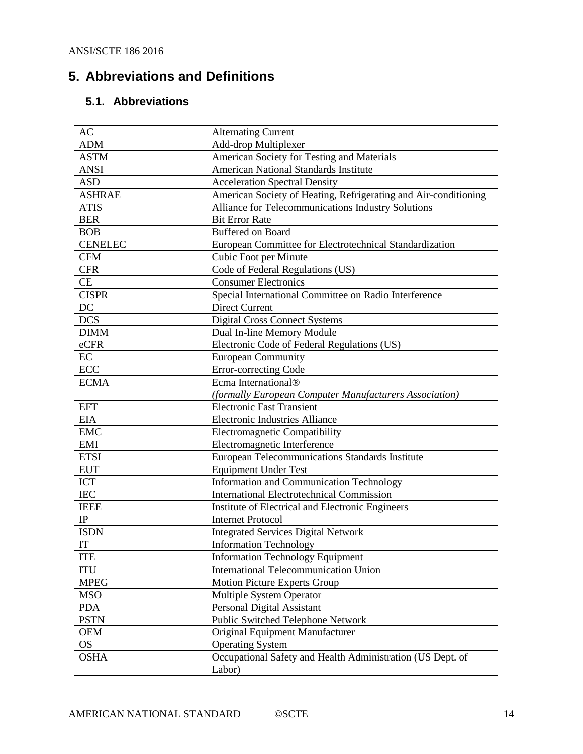# 5. Abbreviations and Definitions

## 5.1. Abbreviations

| | |
|---|---|
| AC | Alternating Current |
| ADM | Add-drop Multiplexer |
| ASTM | American Society for Testing and Materials |
| ANSI | American National Standards Institute |
| ASD | Acceleration Spectral Density |
| ASHRAE | American Society of Heating, Refrigerating and Air-conditioning |
| ATIS | Alliance for Telecommunications Industry Solutions |
| BER | Bit Error Rate |
| BOB | Buffered on Board |
| CENELEC | European Committee for Electrotechnical Standardization |
| CFM | Cubic Foot per Minute |
| CFR | Code of Federal Regulations (US) |
| CE | Consumer Electronics |
| CISPR | Special International Committee on Radio Interference |
| DC | Direct Current |
| DCS | Digital Cross Connect Systems |
| DIMM | Dual In-line Memory Module |
| eCFR | Electronic Code of Federal Regulations (US) |
| EC | European Community |
| ECC | Error-correcting Code |
| ECMA | Ecma International® *(formally European Computer Manufacturers Association)* |
| EFT | Electronic Fast Transient |
| EIA | Electronic Industries Alliance |
| EMC | Electromagnetic Compatibility |
| EMI | Electromagnetic Interference |
| ETSI | European Telecommunications Standards Institute |
| EUT | Equipment Under Test |
| ICT | Information and Communication Technology |
| IEC | International Electrotechnical Commission |
| IEEE | Institute of Electrical and Electronic Engineers |
| IP | Internet Protocol |
| ISDN | Integrated Services Digital Network |
| IT | Information Technology |
| ITE | Information Technology Equipment |
| ITU | International Telecommunication Union |
| MPEG | Motion Picture Experts Group |
| MSO | Multiple System Operator |
| PDA | Personal Digital Assistant |
| PSTN | Public Switched Telephone Network |
| OEM | Original Equipment Manufacturer |
| OS | Operating System |
| OSHA | Occupational Safety and Health Administration (US Dept. of Labor) |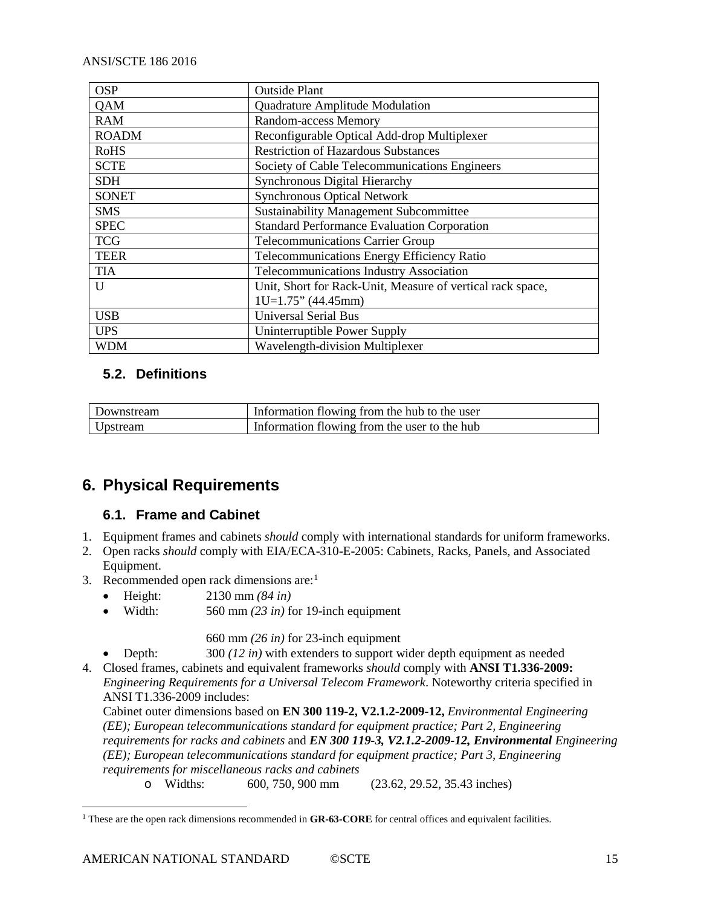| OSP | Outside Plant |
|---|---|
| QAM | Quadrature Amplitude Modulation |
| RAM | Random-access Memory |
| ROADM | Reconfigurable Optical Add-drop Multiplexer |
| RoHS | Restriction of Hazardous Substances |
| SCTE | Society of Cable Telecommunications Engineers |
| SDH | Synchronous Digital Hierarchy |
| SONET | Synchronous Optical Network |
| SMS | Sustainability Management Subcommittee |
| SPEC | Standard Performance Evaluation Corporation |
| TCG | Telecommunications Carrier Group |
| TEER | Telecommunications Energy Efficiency Ratio |
| TIA | Telecommunications Industry Association |
| U | Unit, Short for Rack-Unit, Measure of vertical rack space, 1U=1.75" (44.45mm) |
| USB | Universal Serial Bus |
| UPS | Uninterruptible Power Supply |
| WDM | Wavelength-division Multiplexer |

### 5.2. Definitions

| Downstream | Information flowing from the hub to the user |
|---|---|
| Upstream | Information flowing from the user to the hub |

## 6. Physical Requirements

### 6.1. Frame and Cabinet

1. Equipment frames and cabinets *should* comply with international standards for uniform frameworks.
2. Open racks *should* comply with EIA/ECA-310-E-2005: Cabinets, Racks, Panels, and Associated Equipment.
3. Recommended open rack dimensions are:[1]
   - Height: 2130 mm *(84 in)*
   - Width: 560 mm *(23 in)* for 19-inch equipment

     660 mm *(26 in)* for 23-inch equipment
   - Depth: 300 *(12 in)* with extenders to support wider depth equipment as needed
4. Closed frames, cabinets and equivalent frameworks *should* comply with **ANSI T1.336-2009:** *Engineering Requirements for a Universal Telecom Framework*. Noteworthy criteria specified in ANSI T1.336-2009 includes:
   Cabinet outer dimensions based on **EN 300 119-2, V2.1.2-2009-12,** *Environmental Engineering (EE); European telecommunications standard for equipment practice; Part 2, Engineering requirements for racks and cabinets* and ***EN 300 119-3, V2.1.2-2009-12, Environmental*** *Engineering (EE); European telecommunications standard for equipment practice; Part 3, Engineering requirements for miscellaneous racks and cabinets*
   - Widths: 600, 750, 900 mm (23.62, 29.52, 35.43 inches)

[1] These are the open rack dimensions recommended in **GR-63-CORE** for central offices and equivalent facilities.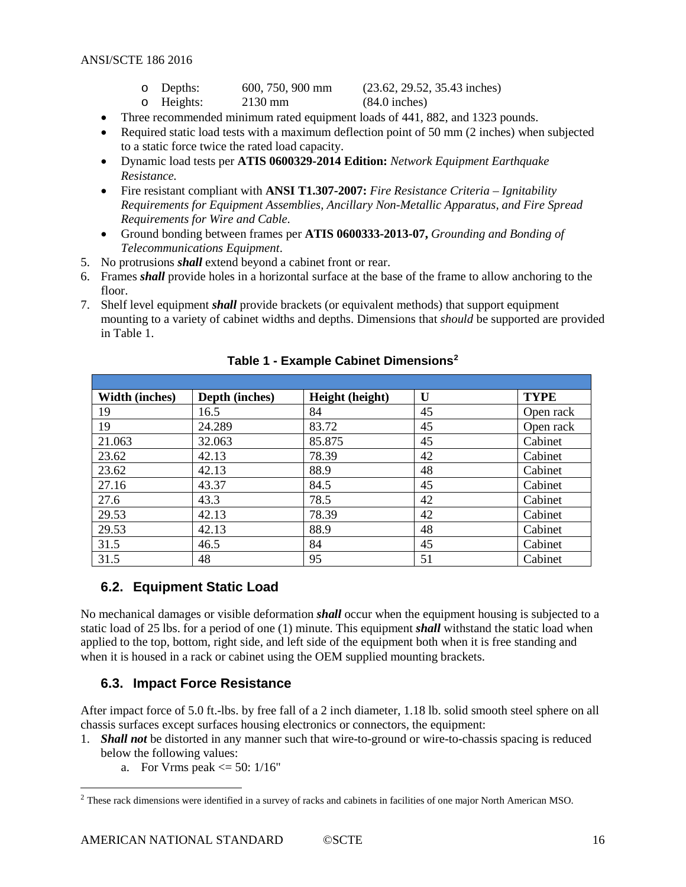- Depths: 600, 750, 900 mm (23.62, 29.52, 35.43 inches)
  - Heights: 2130 mm (84.0 inches)
- Three recommended minimum rated equipment loads of 441, 882, and 1323 pounds.
- Required static load tests with a maximum deflection point of 50 mm (2 inches) when subjected to a static force twice the rated load capacity.
- Dynamic load tests per **ATIS 0600329-2014 Edition:** *Network Equipment Earthquake Resistance.*
- Fire resistant compliant with **ANSI T1.307-2007:** *Fire Resistance Criteria – Ignitability Requirements for Equipment Assemblies, Ancillary Non-Metallic Apparatus, and Fire Spread Requirements for Wire and Cable.*
- Ground bonding between frames per **ATIS 0600333-2013-07,** *Grounding and Bonding of Telecommunications Equipment*.

5. No protrusions ***shall*** extend beyond a cabinet front or rear.
6. Frames ***shall*** provide holes in a horizontal surface at the base of the frame to allow anchoring to the floor.
7. Shelf level equipment ***shall*** provide brackets (or equivalent methods) that support equipment mounting to a variety of cabinet widths and depths. Dimensions that *should* be supported are provided in Table 1.

**Table 1 - Example Cabinet Dimensions[2]**

| Width (inches) | Depth (inches) | Height (height) | U | TYPE |
|---|---|---|---|---|
| 19 | 16.5 | 84 | 45 | Open rack |
| 19 | 24.289 | 83.72 | 45 | Open rack |
| 21.063 | 32.063 | 85.875 | 45 | Cabinet |
| 23.62 | 42.13 | 78.39 | 42 | Cabinet |
| 23.62 | 42.13 | 88.9 | 48 | Cabinet |
| 27.16 | 43.37 | 84.5 | 45 | Cabinet |
| 27.6 | 43.3 | 78.5 | 42 | Cabinet |
| 29.53 | 42.13 | 78.39 | 42 | Cabinet |
| 29.53 | 42.13 | 88.9 | 48 | Cabinet |
| 31.5 | 46.5 | 84 | 45 | Cabinet |
| 31.5 | 48 | 95 | 51 | Cabinet |

## 6.2. Equipment Static Load

No mechanical damages or visible deformation ***shall*** occur when the equipment housing is subjected to a static load of 25 lbs. for a period of one (1) minute. This equipment ***shall*** withstand the static load when applied to the top, bottom, right side, and left side of the equipment both when it is free standing and when it is housed in a rack or cabinet using the OEM supplied mounting brackets.

## 6.3. Impact Force Resistance

After impact force of 5.0 ft.-lbs. by free fall of a 2 inch diameter, 1.18 lb. solid smooth steel sphere on all chassis surfaces except surfaces housing electronics or connectors, the equipment:

1. ***Shall not*** be distorted in any manner such that wire-to-ground or wire-to-chassis spacing is reduced below the following values:
   a. For Vrms peak <= 50: 1/16"

[2] These rack dimensions were identified in a survey of racks and cabinets in facilities of one major North American MSO.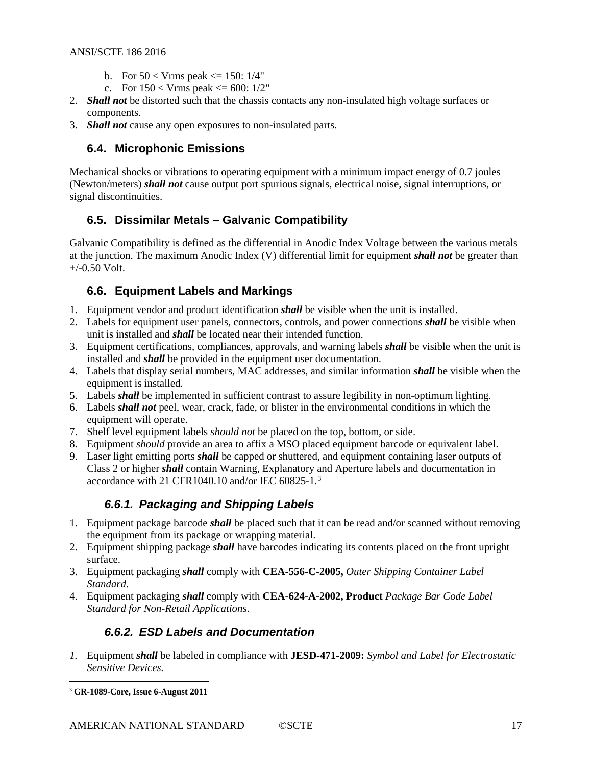b. For 50 < Vrms peak <= 150: 1/4"
   c. For 150 < Vrms peak <= 600: 1/2"
2. ***Shall not*** be distorted such that the chassis contacts any non-insulated high voltage surfaces or components.
3. ***Shall not*** cause any open exposures to non-insulated parts.

## 6.4. Microphonic Emissions

Mechanical shocks or vibrations to operating equipment with a minimum impact energy of 0.7 joules (Newton/meters) ***shall not*** cause output port spurious signals, electrical noise, signal interruptions, or signal discontinuities.

## 6.5. Dissimilar Metals – Galvanic Compatibility

Galvanic Compatibility is defined as the differential in Anodic Index Voltage between the various metals at the junction. The maximum Anodic Index (V) differential limit for equipment ***shall not*** be greater than +/-0.50 Volt.

## 6.6. Equipment Labels and Markings

1. Equipment vendor and product identification ***shall*** be visible when the unit is installed.
2. Labels for equipment user panels, connectors, controls, and power connections ***shall*** be visible when unit is installed and ***shall*** be located near their intended function.
3. Equipment certifications, compliances, approvals, and warning labels ***shall*** be visible when the unit is installed and ***shall*** be provided in the equipment user documentation.
4. Labels that display serial numbers, MAC addresses, and similar information ***shall*** be visible when the equipment is installed.
5. Labels ***shall*** be implemented in sufficient contrast to assure legibility in non-optimum lighting.
6. Labels ***shall not*** peel, wear, crack, fade, or blister in the environmental conditions in which the equipment will operate.
7. Shelf level equipment labels *should not* be placed on the top, bottom, or side.
8. Equipment *should* provide an area to affix a MSO placed equipment barcode or equivalent label.
9. Laser light emitting ports ***shall*** be capped or shuttered, and equipment containing laser outputs of Class 2 or higher ***shall*** contain Warning, Explanatory and Aperture labels and documentation in accordance with 21 CFR1040.10 and/or IEC 60825-1.[3]

### *6.6.1. Packaging and Shipping Labels*

1. Equipment package barcode ***shall*** be placed such that it can be read and/or scanned without removing the equipment from its package or wrapping material.
2. Equipment shipping package ***shall*** have barcodes indicating its contents placed on the front upright surface.
3. Equipment packaging ***shall*** comply with **CEA-556-C-2005,** *Outer Shipping Container Label Standard*.
4. Equipment packaging ***shall*** comply with **CEA-624-A-2002, Product** *Package Bar Code Label Standard for Non-Retail Applications*.

### *6.6.2. ESD Labels and Documentation*

*1.* Equipment ***shall*** be labeled in compliance with **JESD-471-2009:** *Symbol and Label for Electrostatic Sensitive Devices.*

---

[3] **GR-1089-Core, Issue 6-August 2011**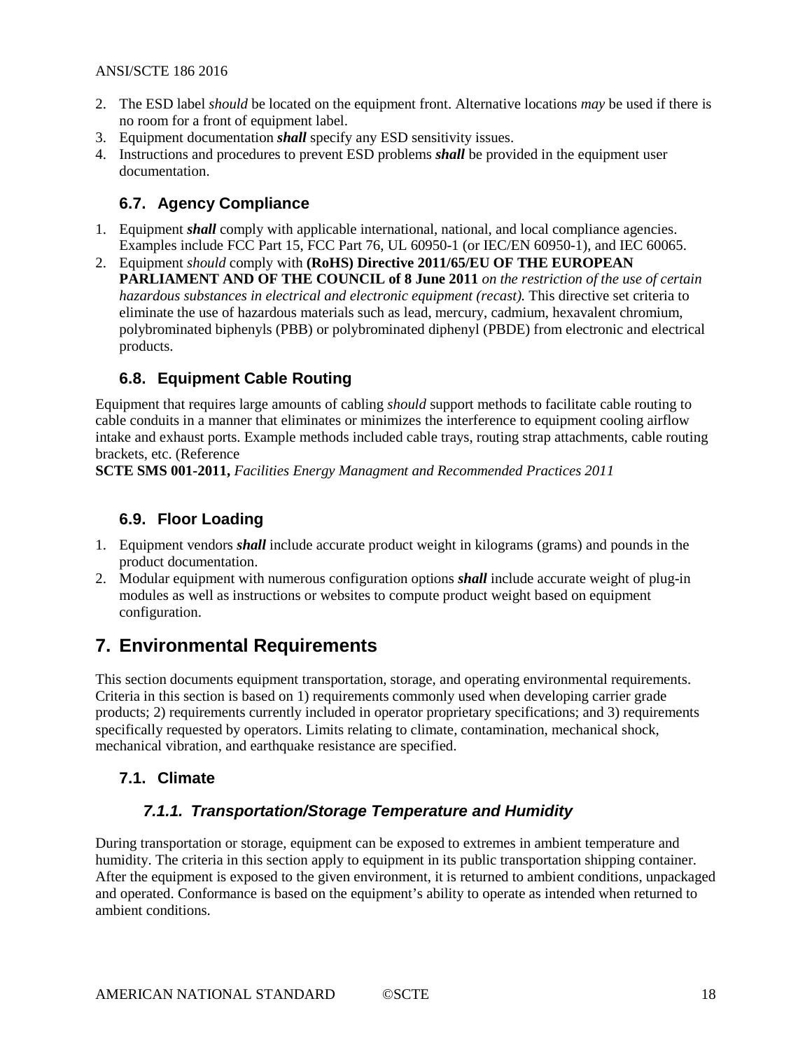2. The ESD label *should* be located on the equipment front. Alternative locations *may* be used if there is no room for a front of equipment label.
3. Equipment documentation ***shall*** specify any ESD sensitivity issues.
4. Instructions and procedures to prevent ESD problems ***shall*** be provided in the equipment user documentation.

### 6.7. Agency Compliance

1. Equipment ***shall*** comply with applicable international, national, and local compliance agencies. Examples include FCC Part 15, FCC Part 76, UL 60950-1 (or IEC/EN 60950-1), and IEC 60065.
2. Equipment *should* comply with **(RoHS) Directive 2011/65/EU OF THE EUROPEAN PARLIAMENT AND OF THE COUNCIL of 8 June 2011** *on the restriction of the use of certain hazardous substances in electrical and electronic equipment (recast).* This directive set criteria to eliminate the use of hazardous materials such as lead, mercury, cadmium, hexavalent chromium, polybrominated biphenyls (PBB) or polybrominated diphenyl (PBDE) from electronic and electrical products.

### 6.8. Equipment Cable Routing

Equipment that requires large amounts of cabling *should* support methods to facilitate cable routing to cable conduits in a manner that eliminates or minimizes the interference to equipment cooling airflow intake and exhaust ports. Example methods included cable trays, routing strap attachments, cable routing brackets, etc. (Reference
**SCTE SMS 001-2011,** *Facilities Energy Managment and Recommended Practices 2011*

### 6.9. Floor Loading

1. Equipment vendors ***shall*** include accurate product weight in kilograms (grams) and pounds in the product documentation.
2. Modular equipment with numerous configuration options ***shall*** include accurate weight of plug-in modules as well as instructions or websites to compute product weight based on equipment configuration.

## 7. Environmental Requirements

This section documents equipment transportation, storage, and operating environmental requirements. Criteria in this section is based on 1) requirements commonly used when developing carrier grade products; 2) requirements currently included in operator proprietary specifications; and 3) requirements specifically requested by operators. Limits relating to climate, contamination, mechanical shock, mechanical vibration, and earthquake resistance are specified.

### 7.1. Climate

#### *7.1.1. Transportation/Storage Temperature and Humidity*

During transportation or storage, equipment can be exposed to extremes in ambient temperature and humidity. The criteria in this section apply to equipment in its public transportation shipping container. After the equipment is exposed to the given environment, it is returned to ambient conditions, unpackaged and operated. Conformance is based on the equipment's ability to operate as intended when returned to ambient conditions.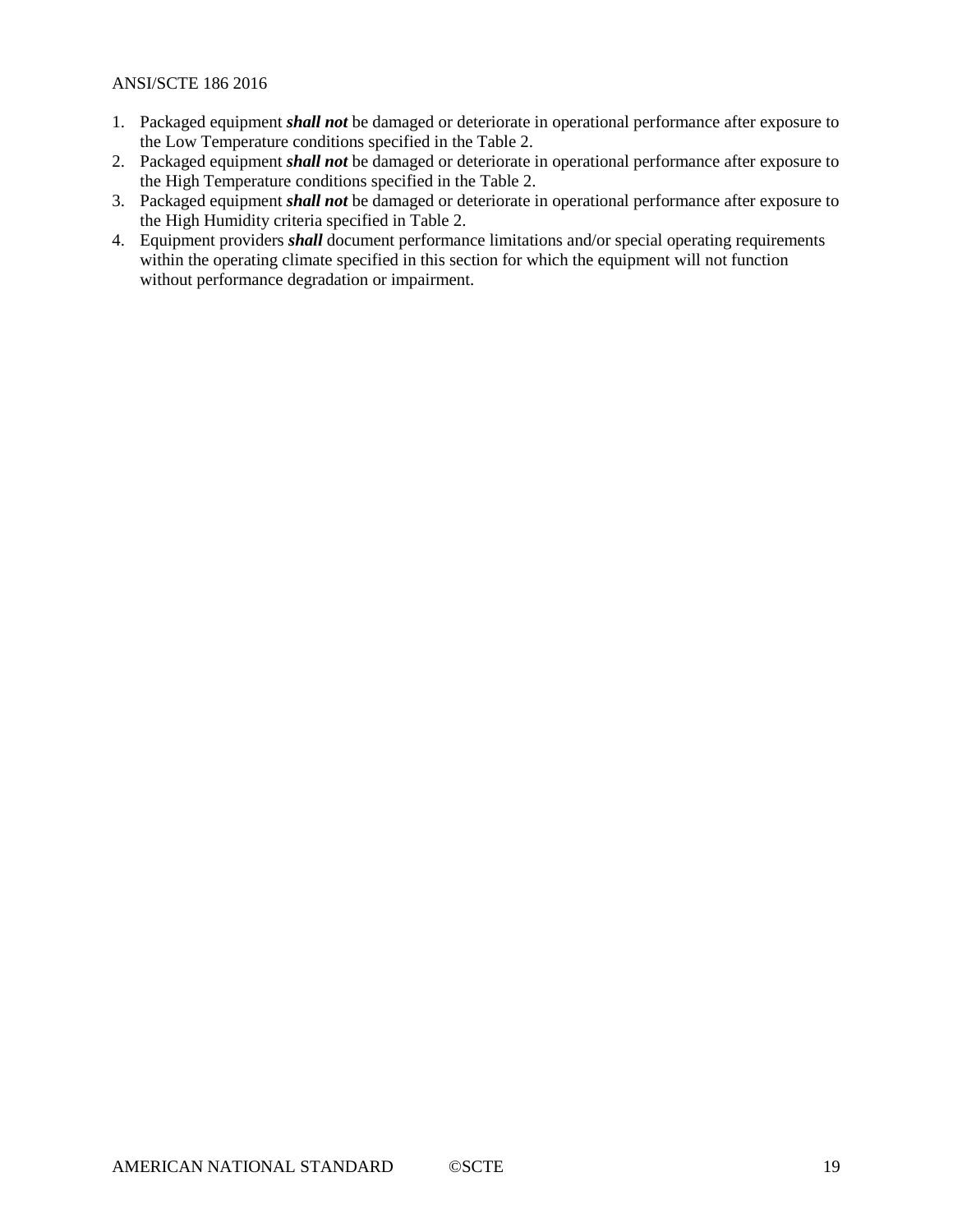1. Packaged equipment ***shall not*** be damaged or deteriorate in operational performance after exposure to the Low Temperature conditions specified in the Table 2.
2. Packaged equipment ***shall not*** be damaged or deteriorate in operational performance after exposure to the High Temperature conditions specified in the Table 2.
3. Packaged equipment ***shall not*** be damaged or deteriorate in operational performance after exposure to the High Humidity criteria specified in Table 2.
4. Equipment providers ***shall*** document performance limitations and/or special operating requirements within the operating climate specified in this section for which the equipment will not function without performance degradation or impairment.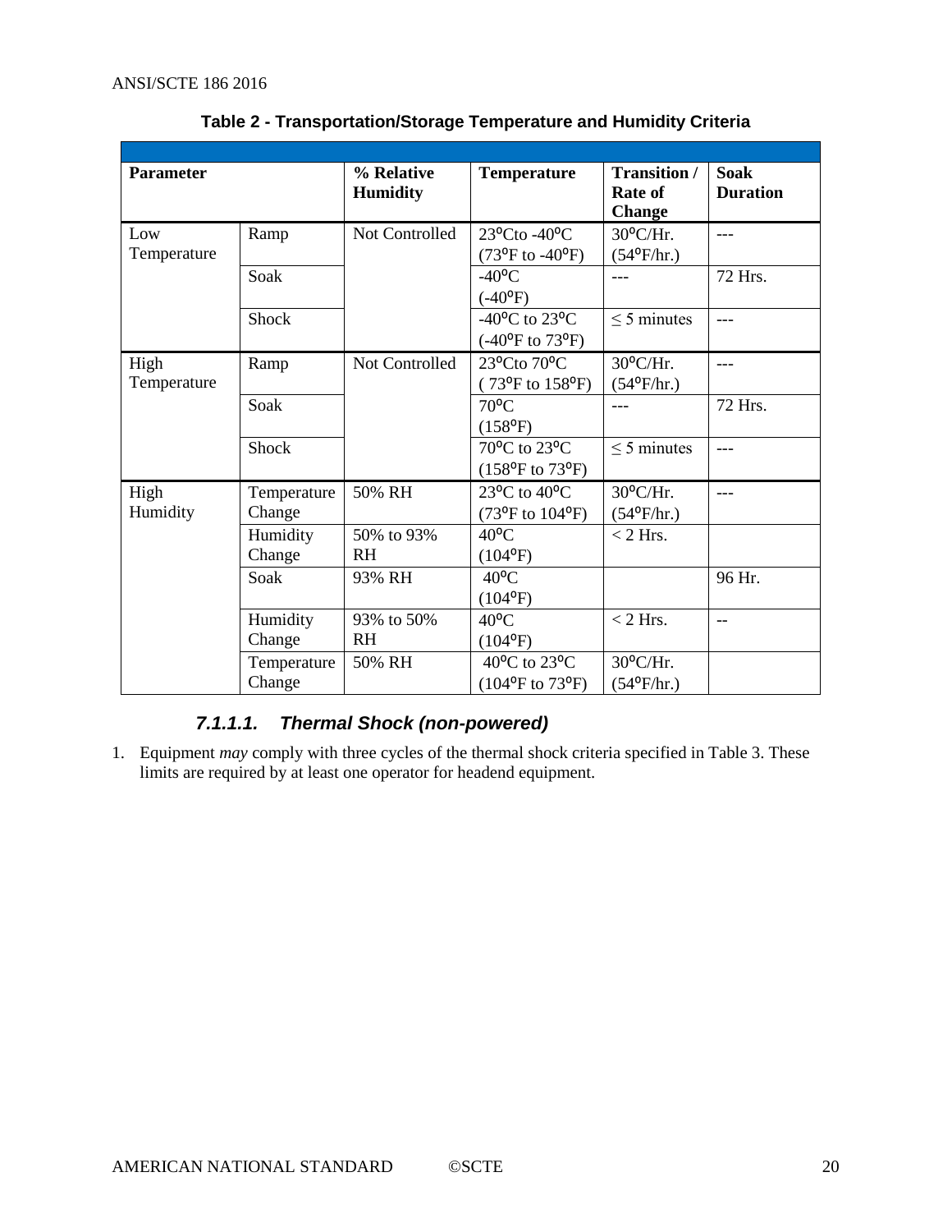**Table 2 - Transportation/Storage Temperature and Humidity Criteria**

| Parameter | | % Relative Humidity | Temperature | Transition / Rate of Change | Soak Duration |
|---|---|---|---|---|---|
| Low Temperature | Ramp | Not Controlled | 23°Cto -40°C (73°F to -40°F) | 30°C/Hr. (54°F/hr.) | --- |
| | Soak | | -40°C (-40°F) | --- | 72 Hrs. |
| | Shock | | -40°C to 23°C (-40°F to 73°F) | ≤ 5 minutes | --- |
| High Temperature | Ramp | Not Controlled | 23°Cto 70°C ( 73°F to 158°F) | 30°C/Hr. (54°F/hr.) | --- |
| | Soak | | 70°C (158°F) | --- | 72 Hrs. |
| | Shock | | 70°C to 23°C (158°F to 73°F) | ≤ 5 minutes | --- |
| High Humidity | Temperature Change | 50% RH | 23°C to 40°C (73°F to 104°F) | 30°C/Hr. (54°F/hr.) | --- |
| | Humidity Change | 50% to 93% RH | 40°C (104°F) | < 2 Hrs. | |
| | Soak | 93% RH | 40°C (104°F) | | 96 Hr. |
| | Humidity Change | 93% to 50% RH | 40°C (104°F) | < 2 Hrs. | -- |
| | Temperature Change | 50% RH | 40°C to 23°C (104°F to 73°F) | 30°C/Hr. (54°F/hr.) | |

#### 7.1.1.1. Thermal Shock (non-powered)

1. Equipment *may* comply with three cycles of the thermal shock criteria specified in Table 3. These limits are required by at least one operator for headend equipment.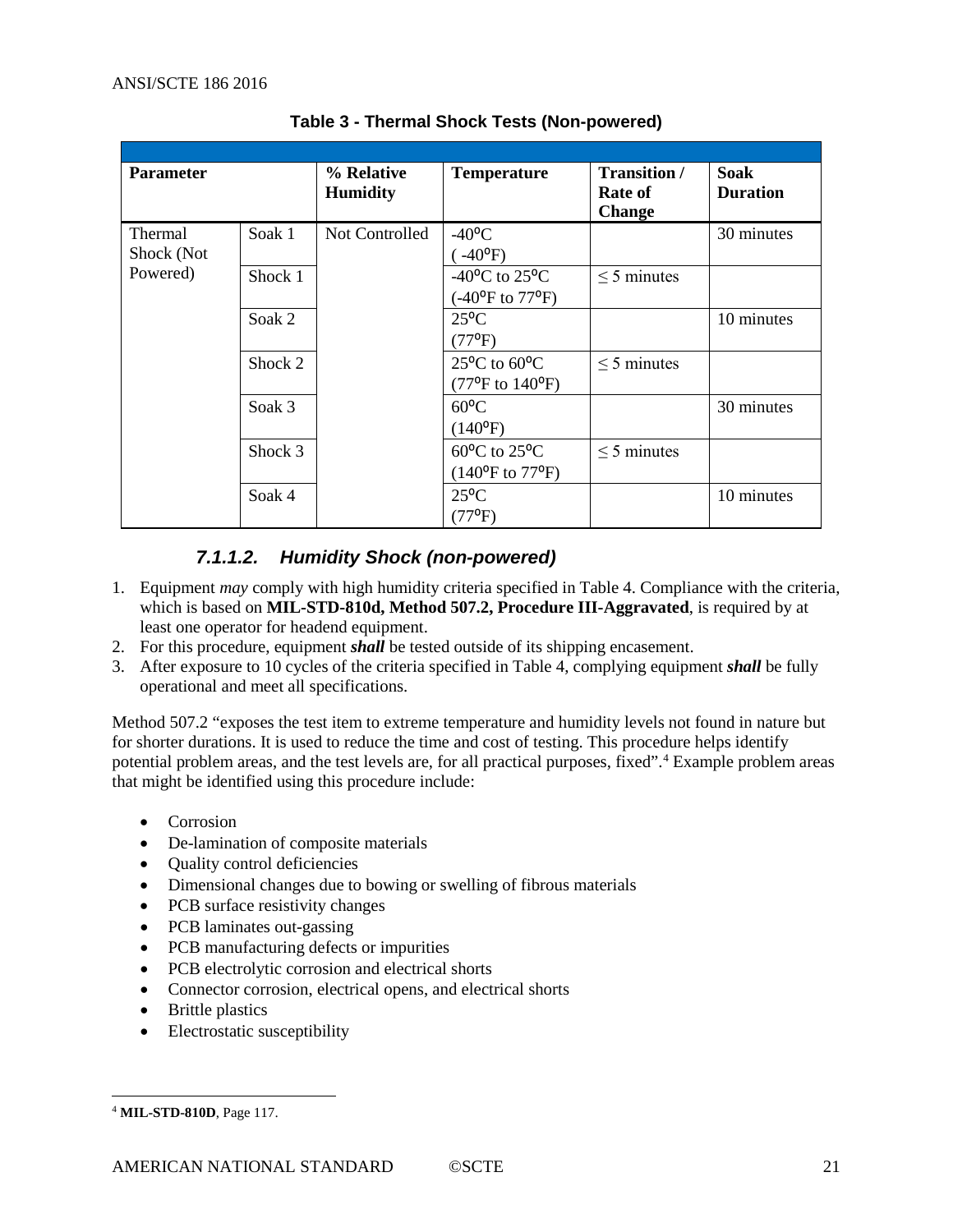**Table 3 - Thermal Shock Tests (Non-powered)**

| Parameter | | % Relative Humidity | Temperature | Transition / Rate of Change | Soak Duration |
|---|---|---|---|---|---|
| Thermal Shock (Not Powered) | Soak 1 | Not Controlled | -40°C (-40°F) | | 30 minutes |
| | Shock 1 | | -40°C to 25°C (-40°F to 77°F) | ≤ 5 minutes | |
| | Soak 2 | | 25°C (77°F) | | 10 minutes |
| | Shock 2 | | 25°C to 60°C (77°F to 140°F) | ≤ 5 minutes | |
| | Soak 3 | | 60°C (140°F) | | 30 minutes |
| | Shock 3 | | 60°C to 25°C (140°F to 77°F) | ≤ 5 minutes | |
| | Soak 4 | | 25°C (77°F) | | 10 minutes |

#### *7.1.1.2. Humidity Shock (non-powered)*

1. Equipment *may* comply with high humidity criteria specified in Table 4. Compliance with the criteria, which is based on **MIL-STD-810d, Method 507.2, Procedure III-Aggravated**, is required by at least one operator for headend equipment.
2. For this procedure, equipment ***shall*** be tested outside of its shipping encasement.
3. After exposure to 10 cycles of the criteria specified in Table 4, complying equipment ***shall*** be fully operational and meet all specifications.

Method 507.2 "exposes the test item to extreme temperature and humidity levels not found in nature but for shorter durations. It is used to reduce the time and cost of testing. This procedure helps identify potential problem areas, and the test levels are, for all practical purposes, fixed".[4] Example problem areas that might be identified using this procedure include:

- Corrosion
- De-lamination of composite materials
- Quality control deficiencies
- Dimensional changes due to bowing or swelling of fibrous materials
- PCB surface resistivity changes
- PCB laminates out-gassing
- PCB manufacturing defects or impurities
- PCB electrolytic corrosion and electrical shorts
- Connector corrosion, electrical opens, and electrical shorts
- Brittle plastics
- Electrostatic susceptibility

[4] **MIL-STD-810D**, Page 117.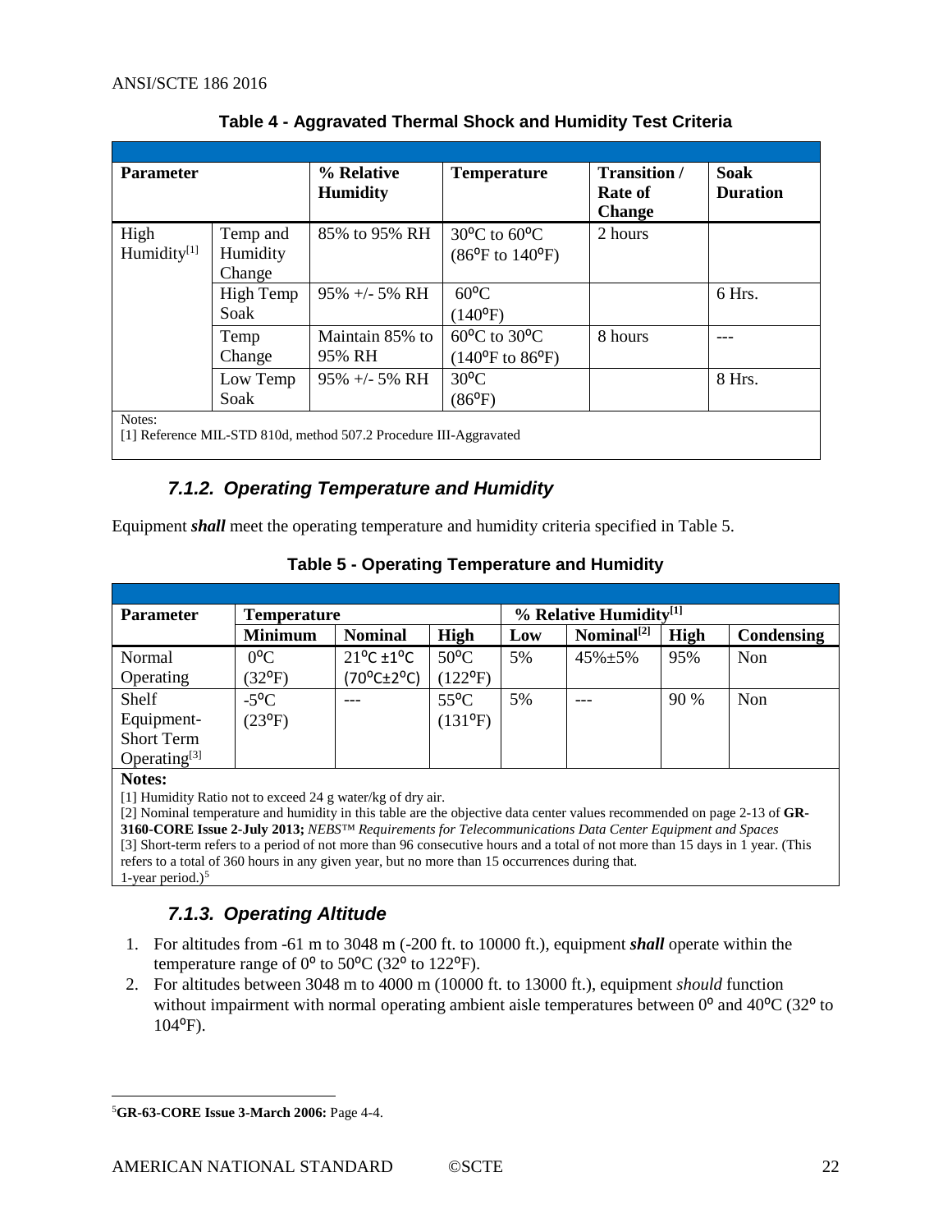**Table 4 - Aggravated Thermal Shock and Humidity Test Criteria**

| Parameter | | % Relative Humidity | Temperature | Transition / Rate of Change | Soak Duration |
|---|---|---|---|---|---|
| High Humidity[1] | Temp and Humidity Change | 85% to 95% RH | 30°C to 60°C (86°F to 140°F) | 2 hours | |
| | High Temp Soak | 95% +/- 5% RH | 60°C (140°F) | | 6 Hrs. |
| | Temp Change | Maintain 85% to 95% RH | 60°C to 30°C (140°F to 86°F) | 8 hours | --- |
| | Low Temp Soak | 95% +/- 5% RH | 30°C (86°F) | | 8 Hrs. |

Notes:
[1] Reference MIL-STD 810d, method 507.2 Procedure III-Aggravated

### 7.1.2. Operating Temperature and Humidity

Equipment ***shall*** meet the operating temperature and humidity criteria specified in Table 5.

**Table 5 - Operating Temperature and Humidity**

| Parameter | Temperature | | | % Relative Humidity[1] | | | |
|---|---|---|---|---|---|---|---|
| | Minimum | Nominal | High | Low | Nominal[2] | High | Condensing |
| Normal Operating | 0°C (32°F) | 21°C ±1°C (70°C±2°C) | 50°C (122°F) | 5% | 45%±5% | 95% | Non |
| Shelf Equipment-Short Term Operating[3] | -5°C (23°F) | --- | 55°C (131°F) | 5% | --- | 90 % | Non |

**Notes:**
[1] Humidity Ratio not to exceed 24 g water/kg of dry air.
[2] Nominal temperature and humidity in this table are the objective data center values recommended on page 2-13 of **GR-3160-CORE Issue 2-July 2013;** *NEBS™ Requirements for Telecommunications Data Center Equipment and Spaces*
[3] Short-term refers to a period of not more than 96 consecutive hours and a total of not more than 15 days in 1 year. (This refers to a total of 360 hours in any given year, but no more than 15 occurrences during that. 1-year period.)[5]

### 7.1.3. Operating Altitude

1. For altitudes from -61 m to 3048 m (-200 ft. to 10000 ft.), equipment ***shall*** operate within the temperature range of 0° to 50°C (32° to 122°F).
2. For altitudes between 3048 m to 4000 m (10000 ft. to 13000 ft.), equipment *should* function without impairment with normal operating ambient aisle temperatures between 0° and 40°C (32° to 104°F).

[5] **GR-63-CORE Issue 3-March 2006:** Page 4-4.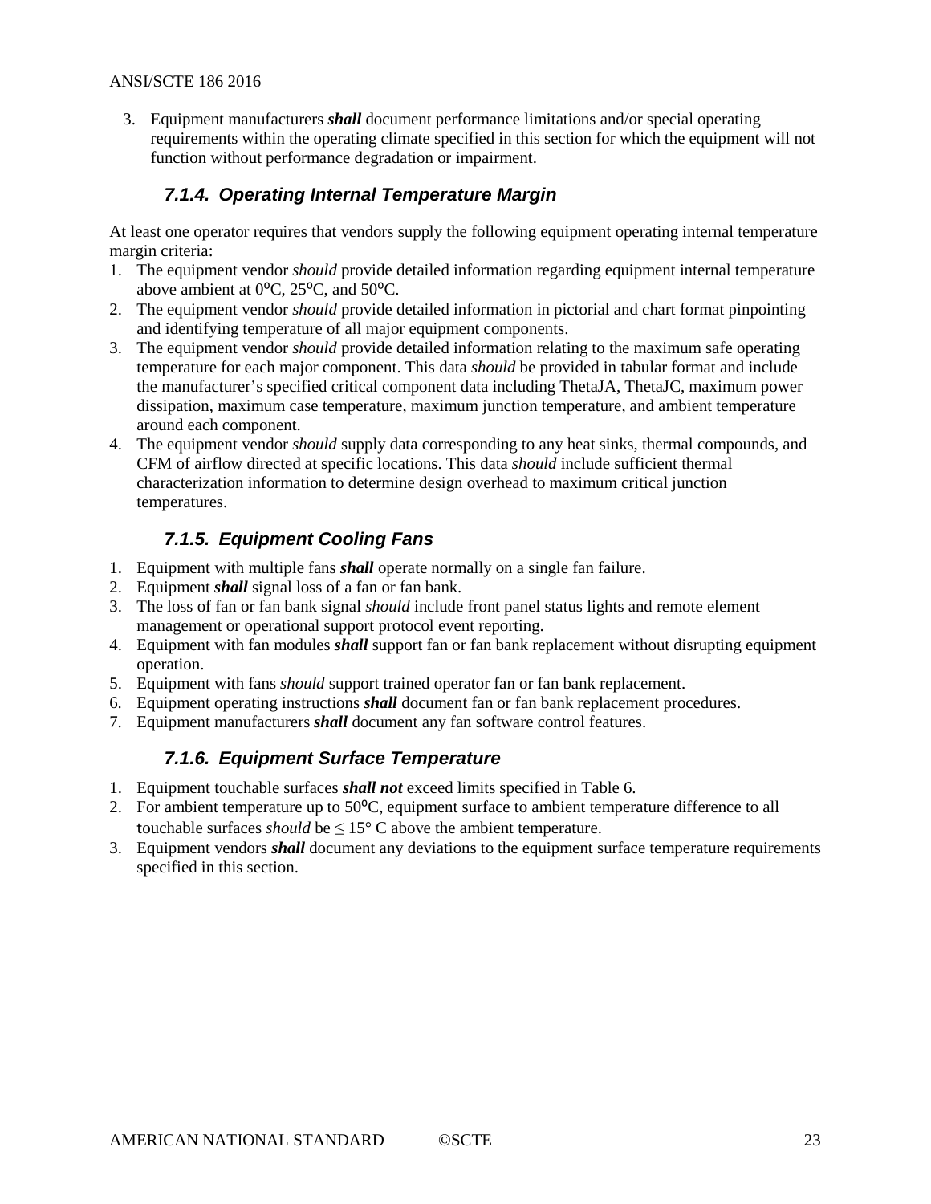3. Equipment manufacturers ***shall*** document performance limitations and/or special operating requirements within the operating climate specified in this section for which the equipment will not function without performance degradation or impairment.

### 7.1.4. Operating Internal Temperature Margin

At least one operator requires that vendors supply the following equipment operating internal temperature margin criteria:

1. The equipment vendor *should* provide detailed information regarding equipment internal temperature above ambient at 0ºC, 25ºC, and 50ºC.
2. The equipment vendor *should* provide detailed information in pictorial and chart format pinpointing and identifying temperature of all major equipment components.
3. The equipment vendor *should* provide detailed information relating to the maximum safe operating temperature for each major component. This data *should* be provided in tabular format and include the manufacturer's specified critical component data including ThetaJA, ThetaJC, maximum power dissipation, maximum case temperature, maximum junction temperature, and ambient temperature around each component.
4. The equipment vendor *should* supply data corresponding to any heat sinks, thermal compounds, and CFM of airflow directed at specific locations. This data *should* include sufficient thermal characterization information to determine design overhead to maximum critical junction temperatures.

### 7.1.5. Equipment Cooling Fans

1. Equipment with multiple fans ***shall*** operate normally on a single fan failure.
2. Equipment ***shall*** signal loss of a fan or fan bank.
3. The loss of fan or fan bank signal *should* include front panel status lights and remote element management or operational support protocol event reporting.
4. Equipment with fan modules ***shall*** support fan or fan bank replacement without disrupting equipment operation.
5. Equipment with fans *should* support trained operator fan or fan bank replacement.
6. Equipment operating instructions ***shall*** document fan or fan bank replacement procedures.
7. Equipment manufacturers ***shall*** document any fan software control features.

### 7.1.6. Equipment Surface Temperature

1. Equipment touchable surfaces ***shall not*** exceed limits specified in Table 6.
2. For ambient temperature up to 50ºC, equipment surface to ambient temperature difference to all touchable surfaces *should* be ≤ 15° C above the ambient temperature.
3. Equipment vendors ***shall*** document any deviations to the equipment surface temperature requirements specified in this section.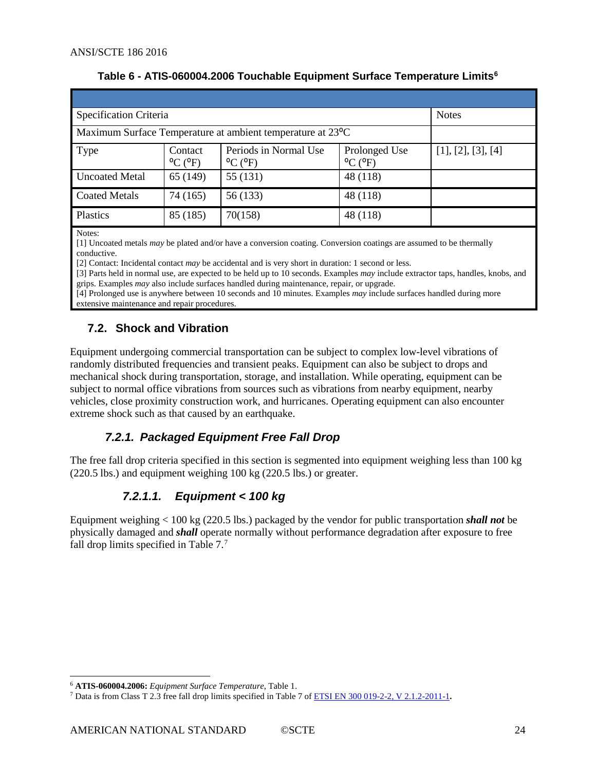**Table 6 - ATIS-060004.2006 Touchable Equipment Surface Temperature Limits[6]**

| Specification Criteria | | | | Notes |
|---|---|---|---|---|
| Maximum Surface Temperature at ambient temperature at 23°C | | | | |
| Type | Contact °C (°F) | Periods in Normal Use °C (°F) | Prolonged Use °C (°F) | [1], [2], [3], [4] |
| Uncoated Metal | 65 (149) | 55 (131) | 48 (118) | |
| Coated Metals | 74 (165) | 56 (133) | 48 (118) | |
| Plastics | 85 (185) | 70(158) | 48 (118) | |

Notes:
[1] Uncoated metals *may* be plated and/or have a conversion coating. Conversion coatings are assumed to be thermally conductive.
[2] Contact: Incidental contact *may* be accidental and is very short in duration: 1 second or less.
[3] Parts held in normal use, are expected to be held up to 10 seconds. Examples *may* include extractor taps, handles, knobs, and grips. Examples *may* also include surfaces handled during maintenance, repair, or upgrade.
[4] Prolonged use is anywhere between 10 seconds and 10 minutes. Examples *may* include surfaces handled during more extensive maintenance and repair procedures.

## 7.2. Shock and Vibration

Equipment undergoing commercial transportation can be subject to complex low-level vibrations of randomly distributed frequencies and transient peaks. Equipment can also be subject to drops and mechanical shock during transportation, storage, and installation. While operating, equipment can be subject to normal office vibrations from sources such as vibrations from nearby equipment, nearby vehicles, close proximity construction work, and hurricanes. Operating equipment can also encounter extreme shock such as that caused by an earthquake.

### *7.2.1. Packaged Equipment Free Fall Drop*

The free fall drop criteria specified in this section is segmented into equipment weighing less than 100 kg (220.5 lbs.) and equipment weighing 100 kg (220.5 lbs.) or greater.

#### *7.2.1.1. Equipment < 100 kg*

Equipment weighing < 100 kg (220.5 lbs.) packaged by the vendor for public transportation ***shall not*** be physically damaged and ***shall*** operate normally without performance degradation after exposure to free fall drop limits specified in Table 7.[7]

---

[6] **ATIS-060004.2006:** *Equipment Surface Temperature,* Table 1.

[7] Data is from Class T 2.3 free fall drop limits specified in Table 7 of ETSI EN 300 019-2-2, V 2.1.2-2011-1**.**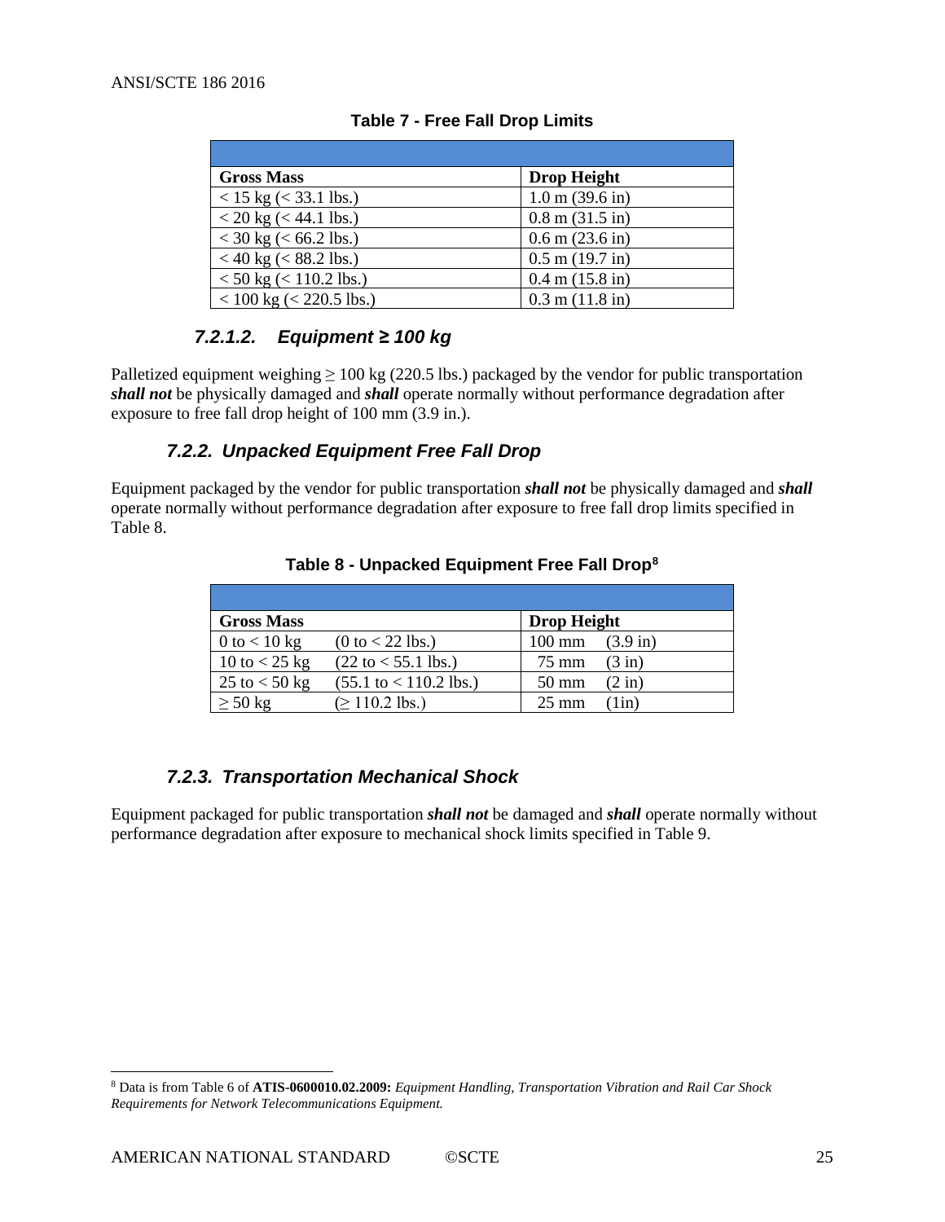**Table 7 - Free Fall Drop Limits**

| Gross Mass | Drop Height |
|---|---|
| < 15 kg (< 33.1 lbs.) | 1.0 m (39.6 in) |
| < 20 kg (< 44.1 lbs.) | 0.8 m (31.5 in) |
| < 30 kg (< 66.2 lbs.) | 0.6 m (23.6 in) |
| < 40 kg (< 88.2 lbs.) | 0.5 m (19.7 in) |
| < 50 kg (< 110.2 lbs.) | 0.4 m (15.8 in) |
| < 100 kg (< 220.5 lbs.) | 0.3 m (11.8 in) |

#### 7.2.1.2. Equipment ≥ 100 kg

Palletized equipment weighing ≥ 100 kg (220.5 lbs.) packaged by the vendor for public transportation ***shall not*** be physically damaged and ***shall*** operate normally without performance degradation after exposure to free fall drop height of 100 mm (3.9 in.).

### 7.2.2. Unpacked Equipment Free Fall Drop

Equipment packaged by the vendor for public transportation ***shall not*** be physically damaged and ***shall*** operate normally without performance degradation after exposure to free fall drop limits specified in Table 8.

**Table 8 - Unpacked Equipment Free Fall Drop[8]**

| Gross Mass | | Drop Height | |
|---|---|---|---|
| 0 to < 10 kg | (0 to < 22 lbs.) | 100 mm | (3.9 in) |
| 10 to < 25 kg | (22 to < 55.1 lbs.) | 75 mm | (3 in) |
| 25 to < 50 kg | (55.1 to < 110.2 lbs.) | 50 mm | (2 in) |
| ≥ 50 kg | (≥ 110.2 lbs.) | 25 mm | (1in) |

### 7.2.3. Transportation Mechanical Shock

Equipment packaged for public transportation ***shall not*** be damaged and ***shall*** operate normally without performance degradation after exposure to mechanical shock limits specified in Table 9.

---

[8] Data is from Table 6 of **ATIS-0600010.02.2009:** *Equipment Handling, Transportation Vibration and Rail Car Shock Requirements for Network Telecommunications Equipment.*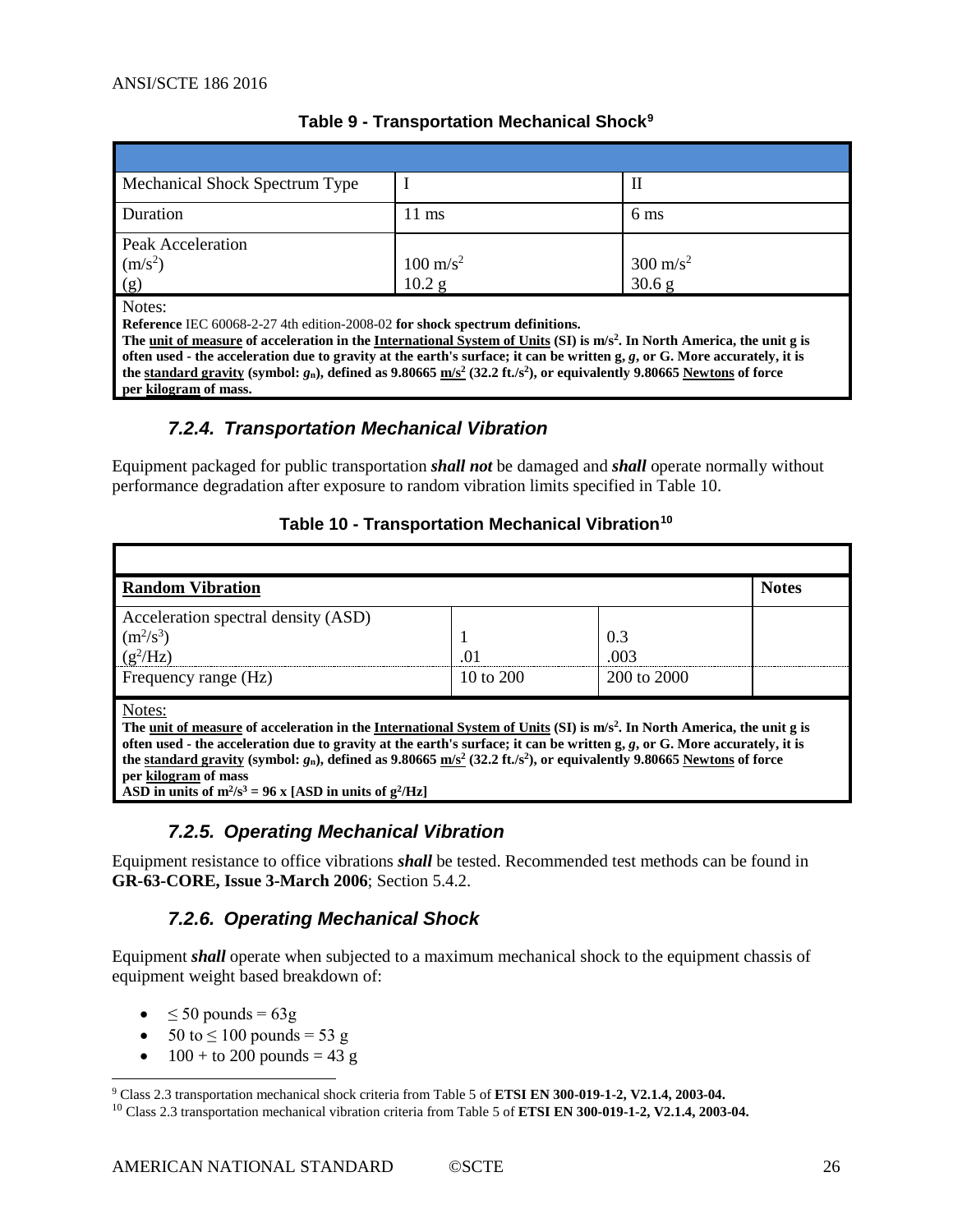**Table 9 - Transportation Mechanical Shock**[9]

| | | |
|---|---|---|
| Mechanical Shock Spectrum Type | I | II |
| Duration | 11 ms | 6 ms |
| Peak Acceleration ($m/s^2$) (g) | 100 $m/s^2$ 10.2 g | 300 $m/s^2$ 30.6 g |

Notes:
**Reference** IEC 60068-2-27 4th edition-2008-02 **for shock spectrum definitions.**
**The unit of measure of acceleration in the International System of Units (SI) is $m/s^2$. In North America, the unit g is often used - the acceleration due to gravity at the earth's surface; it can be written g, *g*, or G. More accurately, it is the standard gravity (symbol: $g_n$), defined as 9.80665 $m/s^2$ (32.2 ft./$s^2$), or equivalently 9.80665 Newtons of force per kilogram of mass.**

### *7.2.4. Transportation Mechanical Vibration*

Equipment packaged for public transportation ***shall not*** be damaged and ***shall*** operate normally without performance degradation after exposure to random vibration limits specified in Table 10.

**Table 10 - Transportation Mechanical Vibration**[10]

| **Random Vibration** | | | **Notes** |
|---|---|---|---|
| Acceleration spectral density (ASD) ($m^2/s^3$) ($g^2$/Hz) | 1 .01 | 0.3 .003 | |
| Frequency range (Hz) | 10 to 200 | 200 to 2000 | |

Notes:
**The unit of measure of acceleration in the International System of Units (SI) is $m/s^2$. In North America, the unit g is often used - the acceleration due to gravity at the earth's surface; it can be written g, *g*, or G. More accurately, it is the standard gravity (symbol: $g_n$), defined as 9.80665 $m/s^2$ (32.2 ft./$s^2$), or equivalently 9.80665 Newtons of force per kilogram of mass**
**ASD in units of $m^2/s^3$ = 96 x [ASD in units of $g^2$/Hz]**

### *7.2.5. Operating Mechanical Vibration*

Equipment resistance to office vibrations ***shall*** be tested. Recommended test methods can be found in **GR-63-CORE, Issue 3-March 2006**; Section 5.4.2.

### *7.2.6. Operating Mechanical Shock*

Equipment ***shall*** operate when subjected to a maximum mechanical shock to the equipment chassis of equipment weight based breakdown of:

- $\leq$ 50 pounds = 63g
- 50 to $\leq$ 100 pounds = 53 g
- 100 + to 200 pounds = 43 g

[9] Class 2.3 transportation mechanical shock criteria from Table 5 of **ETSI EN 300-019-1-2, V2.1.4, 2003-04.**

[10] Class 2.3 transportation mechanical vibration criteria from Table 5 of **ETSI EN 300-019-1-2, V2.1.4, 2003-04.**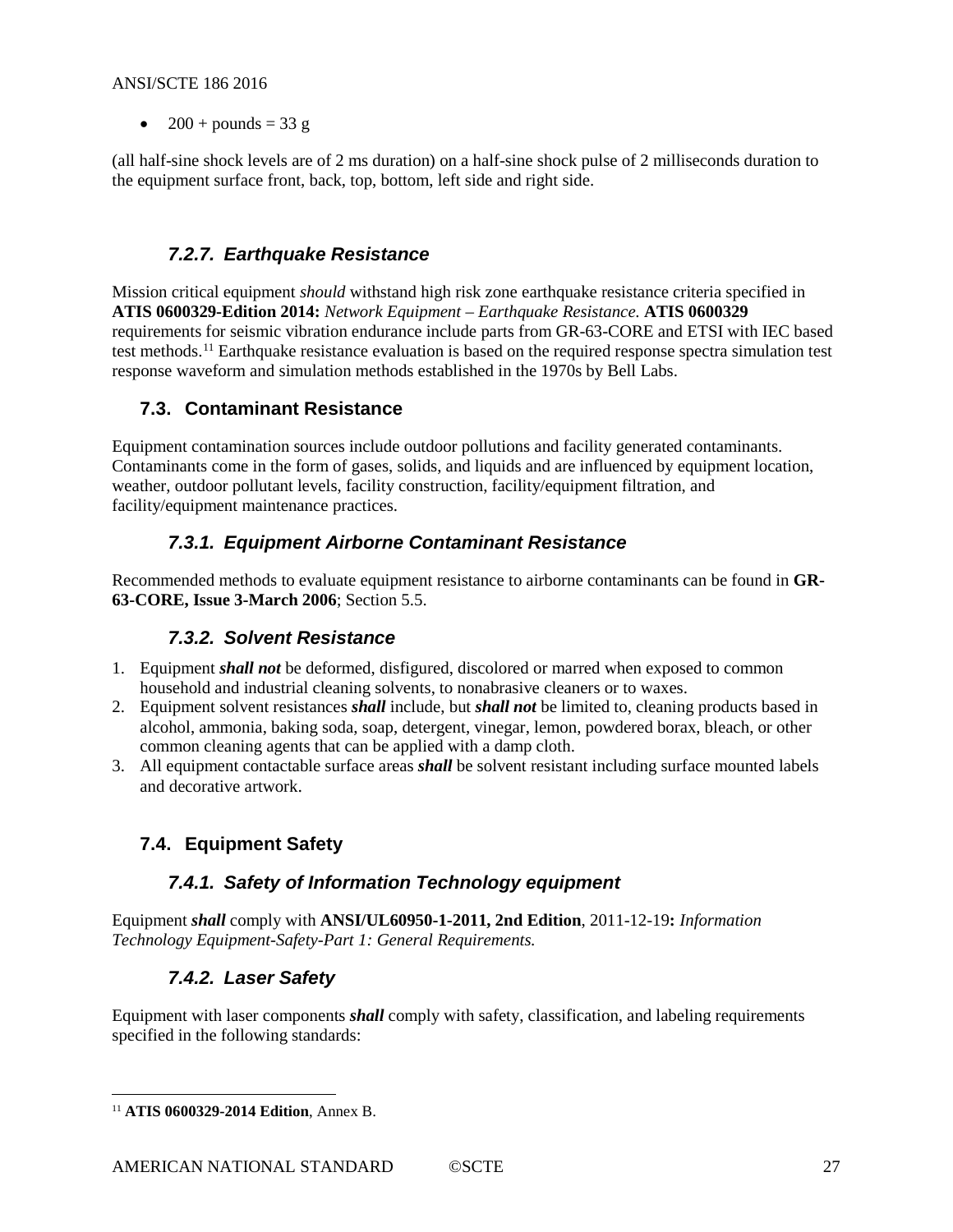- 200 + pounds = 33 g

(all half-sine shock levels are of 2 ms duration) on a half-sine shock pulse of 2 milliseconds duration to the equipment surface front, back, top, bottom, left side and right side.

### *7.2.7. Earthquake Resistance*

Mission critical equipment *should* withstand high risk zone earthquake resistance criteria specified in **ATIS 0600329-Edition 2014:** *Network Equipment – Earthquake Resistance.* **ATIS 0600329** requirements for seismic vibration endurance include parts from GR-63-CORE and ETSI with IEC based test methods.[11] Earthquake resistance evaluation is based on the required response spectra simulation test response waveform and simulation methods established in the 1970s by Bell Labs.

## 7.3. Contaminant Resistance

Equipment contamination sources include outdoor pollutions and facility generated contaminants. Contaminants come in the form of gases, solids, and liquids and are influenced by equipment location, weather, outdoor pollutant levels, facility construction, facility/equipment filtration, and facility/equipment maintenance practices.

### *7.3.1. Equipment Airborne Contaminant Resistance*

Recommended methods to evaluate equipment resistance to airborne contaminants can be found in **GR-63-CORE, Issue 3-March 2006**; Section 5.5.

### *7.3.2. Solvent Resistance*

1. Equipment ***shall not*** be deformed, disfigured, discolored or marred when exposed to common household and industrial cleaning solvents, to nonabrasive cleaners or to waxes.
2. Equipment solvent resistances ***shall*** include, but ***shall not*** be limited to, cleaning products based in alcohol, ammonia, baking soda, soap, detergent, vinegar, lemon, powdered borax, bleach, or other common cleaning agents that can be applied with a damp cloth.
3. All equipment contactable surface areas ***shall*** be solvent resistant including surface mounted labels and decorative artwork.

## 7.4. Equipment Safety

### *7.4.1. Safety of Information Technology equipment*

Equipment ***shall*** comply with **ANSI/UL60950-1-2011, 2nd Edition**, 2011-12-19**:** *Information Technology Equipment-Safety-Part 1: General Requirements.*

### *7.4.2. Laser Safety*

Equipment with laser components ***shall*** comply with safety, classification, and labeling requirements specified in the following standards:

---

[11] **ATIS 0600329-2014 Edition**, Annex B.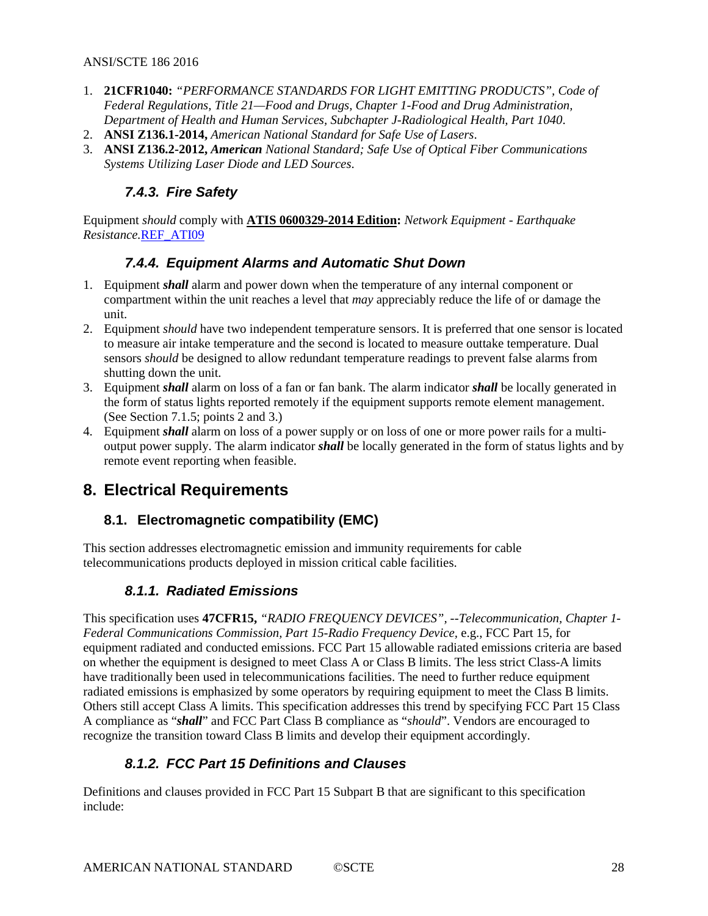1. **21CFR1040:** *"PERFORMANCE STANDARDS FOR LIGHT EMITTING PRODUCTS", Code of Federal Regulations, Title 21—Food and Drugs, Chapter 1-Food and Drug Administration, Department of Health and Human Services, Subchapter J-Radiological Health, Part 1040*.
2. **ANSI Z136.1-2014,** *American National Standard for Safe Use of Lasers*.
3. **ANSI Z136.2-2012,** ***American*** *National Standard; Safe Use of Optical Fiber Communications Systems Utilizing Laser Diode and LED Sources*.

#### *7.4.3. Fire Safety*

Equipment *should* comply with **ATIS 0600329-2014 Edition:** *Network Equipment - Earthquake Resistance.*REF_ATI09

#### *7.4.4. Equipment Alarms and Automatic Shut Down*

1. Equipment ***shall*** alarm and power down when the temperature of any internal component or compartment within the unit reaches a level that *may* appreciably reduce the life of or damage the unit.
2. Equipment *should* have two independent temperature sensors. It is preferred that one sensor is located to measure air intake temperature and the second is located to measure outtake temperature. Dual sensors *should* be designed to allow redundant temperature readings to prevent false alarms from shutting down the unit.
3. Equipment ***shall*** alarm on loss of a fan or fan bank. The alarm indicator ***shall*** be locally generated in the form of status lights reported remotely if the equipment supports remote element management. (See Section 7.1.5; points 2 and 3.)
4. Equipment ***shall*** alarm on loss of a power supply or on loss of one or more power rails for a multi-output power supply. The alarm indicator ***shall*** be locally generated in the form of status lights and by remote event reporting when feasible.

## 8. Electrical Requirements

### 8.1. Electromagnetic compatibility (EMC)

This section addresses electromagnetic emission and immunity requirements for cable telecommunications products deployed in mission critical cable facilities.

#### *8.1.1. Radiated Emissions*

This specification uses **47CFR15,** *"RADIO FREQUENCY DEVICES", --Telecommunication, Chapter 1-Federal Communications Commission, Part 15-Radio Frequency Device*, e.g., FCC Part 15, for equipment radiated and conducted emissions. FCC Part 15 allowable radiated emissions criteria are based on whether the equipment is designed to meet Class A or Class B limits. The less strict Class-A limits have traditionally been used in telecommunications facilities. The need to further reduce equipment radiated emissions is emphasized by some operators by requiring equipment to meet the Class B limits. Others still accept Class A limits. This specification addresses this trend by specifying FCC Part 15 Class A compliance as "***shall***" and FCC Part Class B compliance as "*should*". Vendors are encouraged to recognize the transition toward Class B limits and develop their equipment accordingly.

#### *8.1.2. FCC Part 15 Definitions and Clauses*

Definitions and clauses provided in FCC Part 15 Subpart B that are significant to this specification include: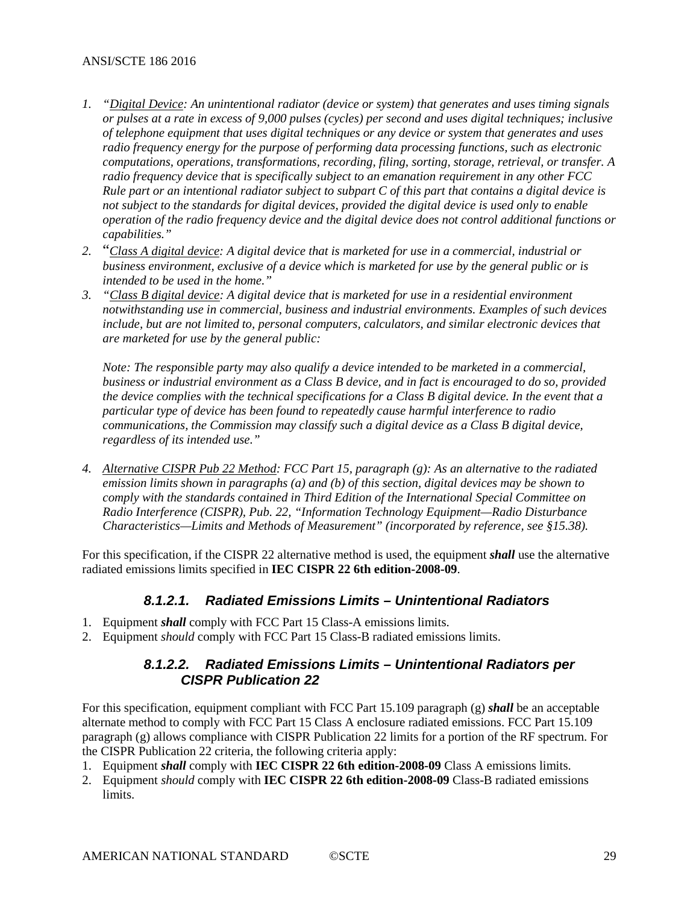1. *"<u>Digital Device</u>: An unintentional radiator (device or system) that generates and uses timing signals or pulses at a rate in excess of 9,000 pulses (cycles) per second and uses digital techniques; inclusive of telephone equipment that uses digital techniques or any device or system that generates and uses radio frequency energy for the purpose of performing data processing functions, such as electronic computations, operations, transformations, recording, filing, sorting, storage, retrieval, or transfer. A radio frequency device that is specifically subject to an emanation requirement in any other FCC Rule part or an intentional radiator subject to subpart C of this part that contains a digital device is not subject to the standards for digital devices, provided the digital device is used only to enable operation of the radio frequency device and the digital device does not control additional functions or capabilities."*
2. *"<u>Class A digital device</u>: A digital device that is marketed for use in a commercial, industrial or business environment, exclusive of a device which is marketed for use by the general public or is intended to be used in the home."*
3. *"<u>Class B digital device</u>: A digital device that is marketed for use in a residential environment notwithstanding use in commercial, business and industrial environments. Examples of such devices include, but are not limited to, personal computers, calculators, and similar electronic devices that are marketed for use by the general public:*

   *Note: The responsible party may also qualify a device intended to be marketed in a commercial, business or industrial environment as a Class B device, and in fact is encouraged to do so, provided the device complies with the technical specifications for a Class B digital device. In the event that a particular type of device has been found to repeatedly cause harmful interference to radio communications, the Commission may classify such a digital device as a Class B digital device, regardless of its intended use."*

4. *<u>Alternative CISPR Pub 22 Method</u>: FCC Part 15, paragraph (g): As an alternative to the radiated emission limits shown in paragraphs (a) and (b) of this section, digital devices may be shown to comply with the standards contained in Third Edition of the International Special Committee on Radio Interference (CISPR), Pub. 22, "Information Technology Equipment—Radio Disturbance Characteristics—Limits and Methods of Measurement" (incorporated by reference, see §15.38).*

For this specification, if the CISPR 22 alternative method is used, the equipment ***shall*** use the alternative radiated emissions limits specified in **IEC CISPR 22 6th edition-2008-09**.

#### 8.1.2.1. Radiated Emissions Limits – Unintentional Radiators

1. Equipment ***shall*** comply with FCC Part 15 Class-A emissions limits.
2. Equipment *should* comply with FCC Part 15 Class-B radiated emissions limits.

#### 8.1.2.2. Radiated Emissions Limits – Unintentional Radiators per CISPR Publication 22

For this specification, equipment compliant with FCC Part 15.109 paragraph (g) ***shall*** be an acceptable alternate method to comply with FCC Part 15 Class A enclosure radiated emissions. FCC Part 15.109 paragraph (g) allows compliance with CISPR Publication 22 limits for a portion of the RF spectrum. For the CISPR Publication 22 criteria, the following criteria apply:

1. Equipment ***shall*** comply with **IEC CISPR 22 6th edition-2008-09** Class A emissions limits.
2. Equipment *should* comply with **IEC CISPR 22 6th edition-2008-09** Class-B radiated emissions limits.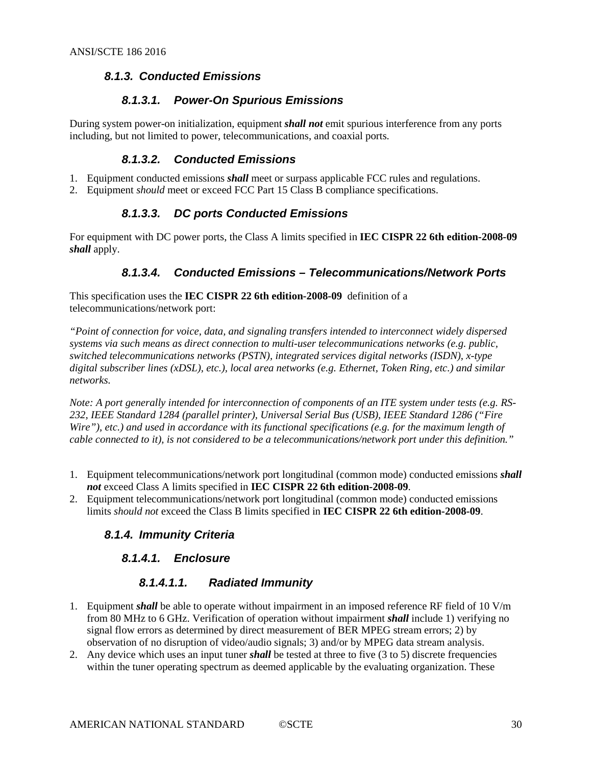### 8.1.3. Conducted Emissions

#### 8.1.3.1. Power-On Spurious Emissions

During system power-on initialization, equipment ***shall not*** emit spurious interference from any ports including, but not limited to power, telecommunications, and coaxial ports.

#### 8.1.3.2. Conducted Emissions

1. Equipment conducted emissions ***shall*** meet or surpass applicable FCC rules and regulations.
2. Equipment *should* meet or exceed FCC Part 15 Class B compliance specifications.

#### 8.1.3.3. DC ports Conducted Emissions

For equipment with DC power ports, the Class A limits specified in **IEC CISPR 22 6th edition-2008-09** ***shall*** apply.

#### 8.1.3.4. Conducted Emissions – Telecommunications/Network Ports

This specification uses the **IEC CISPR 22 6th edition-2008-09** definition of a telecommunications/network port:

*"Point of connection for voice, data, and signaling transfers intended to interconnect widely dispersed systems via such means as direct connection to multi-user telecommunications networks (e.g. public, switched telecommunications networks (PSTN), integrated services digital networks (ISDN), x-type digital subscriber lines (xDSL), etc.), local area networks (e.g. Ethernet, Token Ring, etc.) and similar networks.*

*Note: A port generally intended for interconnection of components of an ITE system under tests (e.g. RS-232, IEEE Standard 1284 (parallel printer), Universal Serial Bus (USB), IEEE Standard 1286 ("Fire Wire"), etc.) and used in accordance with its functional specifications (e.g. for the maximum length of cable connected to it), is not considered to be a telecommunications/network port under this definition."*

1. Equipment telecommunications/network port longitudinal (common mode) conducted emissions ***shall not*** exceed Class A limits specified in **IEC CISPR 22 6th edition-2008-09**.
2. Equipment telecommunications/network port longitudinal (common mode) conducted emissions limits *should not* exceed the Class B limits specified in **IEC CISPR 22 6th edition-2008-09**.

### 8.1.4. Immunity Criteria

#### 8.1.4.1. Enclosure

##### 8.1.4.1.1. Radiated Immunity

1. Equipment ***shall*** be able to operate without impairment in an imposed reference RF field of 10 V/m from 80 MHz to 6 GHz. Verification of operation without impairment ***shall*** include 1) verifying no signal flow errors as determined by direct measurement of BER MPEG stream errors; 2) by observation of no disruption of video/audio signals; 3) and/or by MPEG data stream analysis.
2. Any device which uses an input tuner ***shall*** be tested at three to five (3 to 5) discrete frequencies within the tuner operating spectrum as deemed applicable by the evaluating organization. These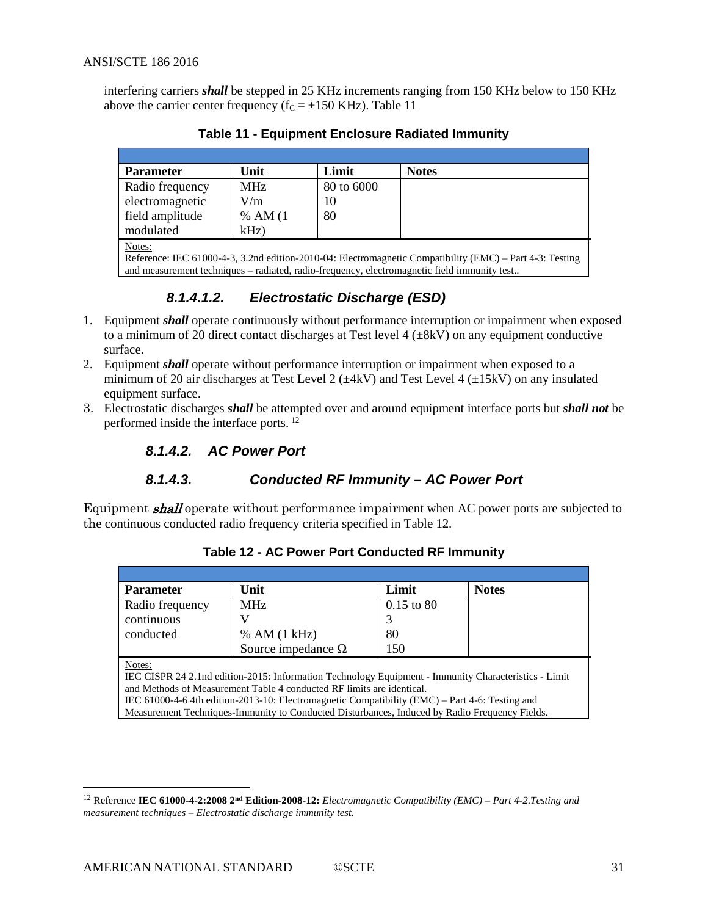interfering carriers ***shall*** be stepped in 25 KHz increments ranging from 150 KHz below to 150 KHz above the carrier center frequency ($f_C = \pm 150$ KHz). Table 11

**Table 11 - Equipment Enclosure Radiated Immunity**

| Parameter | Unit | Limit | Notes |
|---|---|---|---|
| Radio frequency electromagnetic field amplitude modulated | MHz<br>V/m<br>% AM (1 kHz) | 80 to 6000<br>10<br>80 | |

Notes:
Reference: IEC 61000-4-3, 3.2nd edition-2010-04: Electromagnetic Compatibility (EMC) – Part 4-3: Testing and measurement techniques – radiated, radio-frequency, electromagnetic field immunity test..

#### *8.1.4.1.2. Electrostatic Discharge (ESD)*

1. Equipment ***shall*** operate continuously without performance interruption or impairment when exposed to a minimum of 20 direct contact discharges at Test level 4 (±8kV) on any equipment conductive surface.
2. Equipment ***shall*** operate without performance interruption or impairment when exposed to a minimum of 20 air discharges at Test Level 2 (±4kV) and Test Level 4 (±15kV) on any insulated equipment surface.
3. Electrostatic discharges ***shall*** be attempted over and around equipment interface ports but ***shall not*** be performed inside the interface ports. [12]

### *8.1.4.2. AC Power Port*

### *8.1.4.3. Conducted RF Immunity – AC Power Port*

Equipment ***shall*** operate without performance impairment when AC power ports are subjected to the continuous conducted radio frequency criteria specified in Table 12.

**Table 12 - AC Power Port Conducted RF Immunity**

| Parameter | Unit | Limit | Notes |
|---|---|---|---|
| Radio frequency continuous conducted | MHz<br>V<br>% AM (1 kHz)<br>Source impedance Ω | 0.15 to 80<br>3<br>80<br>150 | |

Notes:
IEC CISPR 24 2.1nd edition-2015: Information Technology Equipment - Immunity Characteristics - Limit and Methods of Measurement Table 4 conducted RF limits are identical.
IEC 61000-4-6 4th edition-2013-10: Electromagnetic Compatibility (EMC) – Part 4-6: Testing and Measurement Techniques-Immunity to Conducted Disturbances, Induced by Radio Frequency Fields.

---

[12] Reference **IEC 61000-4-2:2008 2nd Edition-2008-12:** *Electromagnetic Compatibility (EMC) – Part 4-2.Testing and measurement techniques – Electrostatic discharge immunity test.*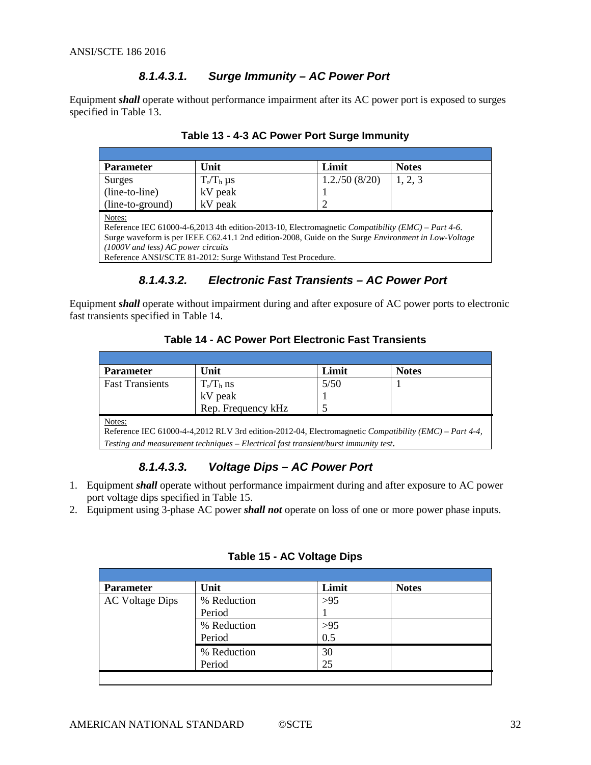#### 8.1.4.3.1. Surge Immunity – AC Power Port

Equipment ***shall*** operate without performance impairment after its AC power port is exposed to surges specified in Table 13.

**Table 13 - 4-3 AC Power Port Surge Immunity**

| Parameter | Unit | Limit | Notes |
|---|---|---|---|
| Surges | $T_r/T_h$ µs | 1.2./50 (8/20) | 1, 2, 3 |
| (line-to-line) | kV peak | 1 | |
| (line-to-ground) | kV peak | 2 | |

Notes:
Reference IEC 61000-4-6,2013 4th edition-2013-10, Electromagnetic *Compatibility (EMC) – Part 4-6*.
Surge waveform is per IEEE C62.41.1 2nd edition-2008, Guide on the Surge *Environment in Low-Voltage (1000V and less) AC power circuits*
Reference ANSI/SCTE 81-2012: Surge Withstand Test Procedure.

#### 8.1.4.3.2. Electronic Fast Transients – AC Power Port

Equipment ***shall*** operate without impairment during and after exposure of AC power ports to electronic fast transients specified in Table 14.

**Table 14 - AC Power Port Electronic Fast Transients**

| Parameter | Unit | Limit | Notes |
|---|---|---|---|
| Fast Transients | $T_r/T_h$ ns | 5/50 | 1 |
| | kV peak | 1 | |
| | Rep. Frequency kHz | 5 | |

Notes:
Reference IEC 61000-4-4,2012 RLV 3rd edition-2012-04, Electromagnetic *Compatibility (EMC) – Part 4-4, Testing and measurement techniques – Electrical fast transient/burst immunity test*.

#### 8.1.4.3.3. Voltage Dips – AC Power Port

1. Equipment ***shall*** operate without performance impairment during and after exposure to AC power port voltage dips specified in Table 15.
2. Equipment using 3-phase AC power ***shall not*** operate on loss of one or more power phase inputs.

**Table 15 - AC Voltage Dips**

| Parameter | Unit | Limit | Notes |
|---|---|---|---|
| AC Voltage Dips | % Reduction | >95 | |
| | Period | 1 | |
| | % Reduction | >95 | |
| | Period | 0.5 | |
| | % Reduction | 30 | |
| | Period | 25 | |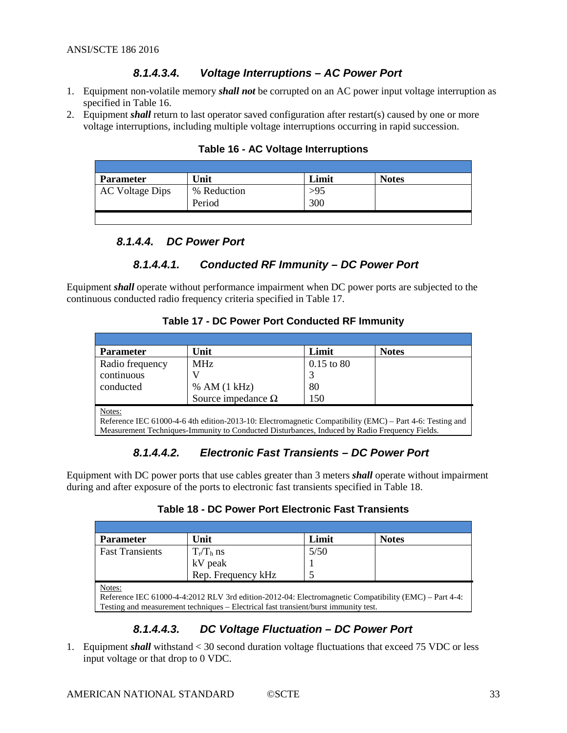#### *8.1.4.3.4. Voltage Interruptions – AC Power Port*

1. Equipment non-volatile memory ***shall not*** be corrupted on an AC power input voltage interruption as specified in Table 16.
2. Equipment ***shall*** return to last operator saved configuration after restart(s) caused by one or more voltage interruptions, including multiple voltage interruptions occurring in rapid succession.

**Table 16 - AC Voltage Interruptions**

| Parameter | Unit | Limit | Notes |
|---|---|---|---|
| AC Voltage Dips | % Reduction<br>Period | >95<br>300 | |

### *8.1.4.4. DC Power Port*

#### *8.1.4.4.1. Conducted RF Immunity – DC Power Port*

Equipment ***shall*** operate without performance impairment when DC power ports are subjected to the continuous conducted radio frequency criteria specified in Table 17.

**Table 17 - DC Power Port Conducted RF Immunity**

| Parameter | Unit | Limit | Notes |
|---|---|---|---|
| Radio frequency continuous conducted | MHz<br>V<br>% AM (1 kHz)<br>Source impedance Ω | 0.15 to 80<br>3<br>80<br>150 | |

Notes:
Reference IEC 61000-4-6 4th edition-2013-10: Electromagnetic Compatibility (EMC) – Part 4-6: Testing and Measurement Techniques-Immunity to Conducted Disturbances, Induced by Radio Frequency Fields.

#### *8.1.4.4.2. Electronic Fast Transients – DC Power Port*

Equipment with DC power ports that use cables greater than 3 meters ***shall*** operate without impairment during and after exposure of the ports to electronic fast transients specified in Table 18.

**Table 18 - DC Power Port Electronic Fast Transients**

| Parameter | Unit | Limit | Notes |
|---|---|---|---|
| Fast Transients | $T_r/T_h$ ns<br>kV peak<br>Rep. Frequency kHz | 5/50<br>1<br>5 | |

Notes:
Reference IEC 61000-4-4:2012 RLV 3rd edition-2012-04: Electromagnetic Compatibility (EMC) – Part 4-4: Testing and measurement techniques – Electrical fast transient/burst immunity test.

#### *8.1.4.4.3. DC Voltage Fluctuation – DC Power Port*

1. Equipment ***shall*** withstand < 30 second duration voltage fluctuations that exceed 75 VDC or less input voltage or that drop to 0 VDC.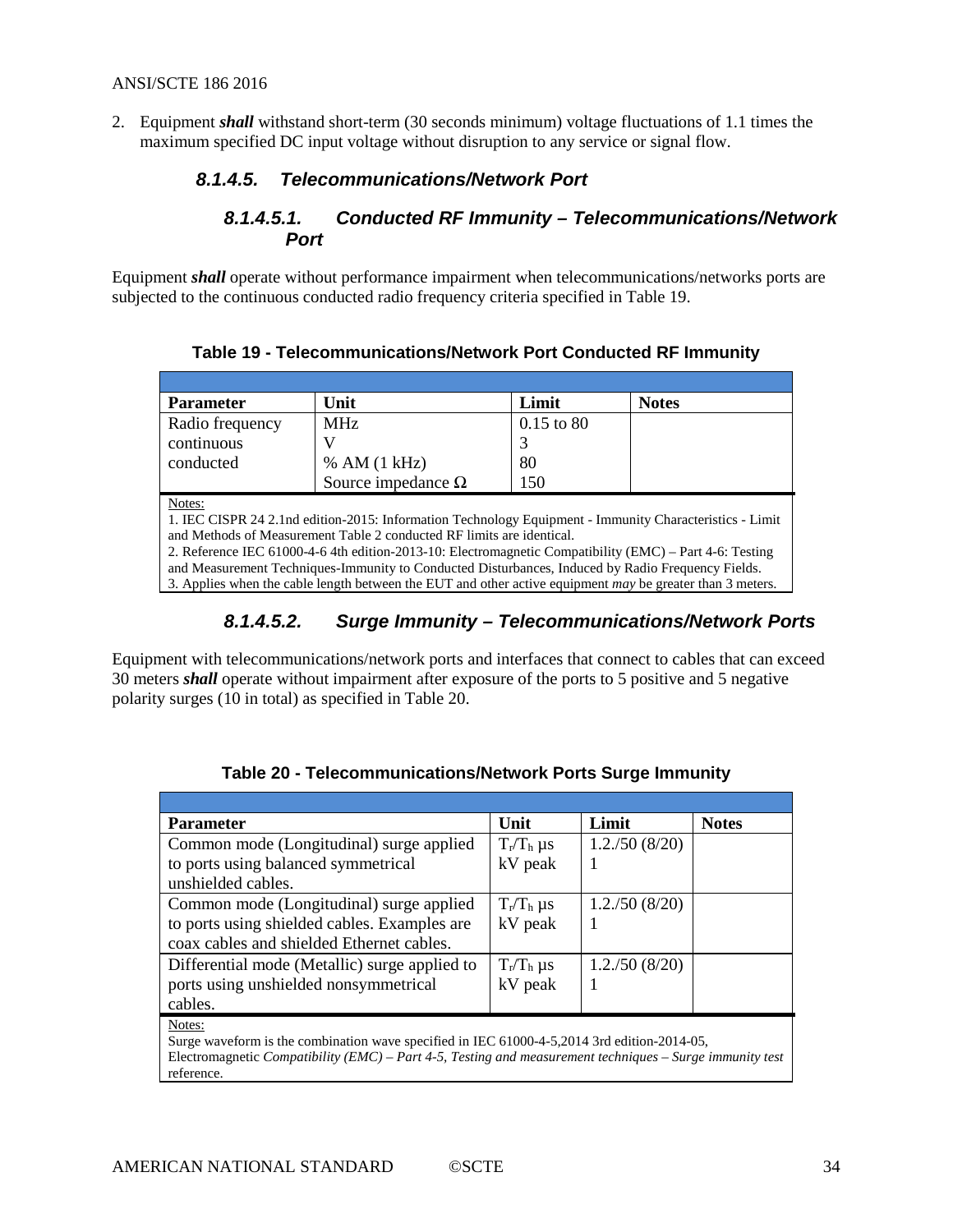2. Equipment ***shall*** withstand short-term (30 seconds minimum) voltage fluctuations of 1.1 times the maximum specified DC input voltage without disruption to any service or signal flow.

#### *8.1.4.5. Telecommunications/Network Port*

##### *8.1.4.5.1. Conducted RF Immunity – Telecommunications/Network Port*

Equipment ***shall*** operate without performance impairment when telecommunications/networks ports are subjected to the continuous conducted radio frequency criteria specified in Table 19.

**Table 19 - Telecommunications/Network Port Conducted RF Immunity**

| Parameter | Unit | Limit | Notes |
|---|---|---|---|
| Radio frequency continuous conducted | MHz | 0.15 to 80 | |
| | V | 3 | |
| | % AM (1 kHz) | 80 | |
| | Source impedance Ω | 150 | |

Notes:
1. IEC CISPR 24 2.1nd edition-2015: Information Technology Equipment - Immunity Characteristics - Limit and Methods of Measurement Table 2 conducted RF limits are identical.
2. Reference IEC 61000-4-6 4th edition-2013-10: Electromagnetic Compatibility (EMC) – Part 4-6: Testing and Measurement Techniques-Immunity to Conducted Disturbances, Induced by Radio Frequency Fields.
3. Applies when the cable length between the EUT and other active equipment *may* be greater than 3 meters.

##### *8.1.4.5.2. Surge Immunity – Telecommunications/Network Ports*

Equipment with telecommunications/network ports and interfaces that connect to cables that can exceed 30 meters ***shall*** operate without impairment after exposure of the ports to 5 positive and 5 negative polarity surges (10 in total) as specified in Table 20.

**Table 20 - Telecommunications/Network Ports Surge Immunity**

| Parameter | Unit | Limit | Notes |
|---|---|---|---|
| Common mode (Longitudinal) surge applied to ports using balanced symmetrical unshielded cables. | $T_r/T_h$ µs<br>kV peak | 1.2./50 (8/20)<br>1 | |
| Common mode (Longitudinal) surge applied to ports using shielded cables. Examples are coax cables and shielded Ethernet cables. | $T_r/T_h$ µs<br>kV peak | 1.2./50 (8/20)<br>1 | |
| Differential mode (Metallic) surge applied to ports using unshielded nonsymmetrical cables. | $T_r/T_h$ µs<br>kV peak | 1.2./50 (8/20)<br>1 | |

Notes:
Surge waveform is the combination wave specified in IEC 61000-4-5,2014 3rd edition-2014-05, Electromagnetic *Compatibility (EMC) – Part 4-5, Testing and measurement techniques – Surge immunity test* reference.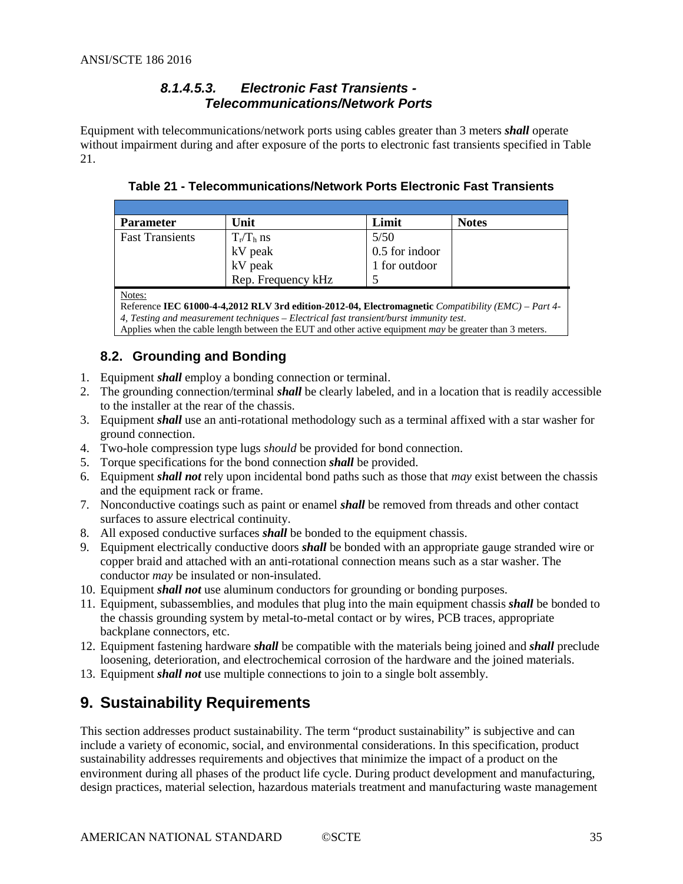#### 8.1.4.5.3. Electronic Fast Transients - Telecommunications/Network Ports

Equipment with telecommunications/network ports using cables greater than 3 meters ***shall*** operate without impairment during and after exposure of the ports to electronic fast transients specified in Table 21.

**Table 21 - Telecommunications/Network Ports Electronic Fast Transients**

| Parameter | Unit | Limit | Notes |
|---|---|---|---|
| Fast Transients | $T_r/T_h$ ns | 5/50 | |
| | kV peak | 0.5 for indoor | |
| | kV peak | 1 for outdoor | |
| | Rep. Frequency kHz | 5 | |

Notes:
Reference **IEC 61000-4-4,2012 RLV 3rd edition-2012-04, Electromagnetic** *Compatibility (EMC) – Part 4-4, Testing and measurement techniques – Electrical fast transient/burst immunity test.*
Applies when the cable length between the EUT and other active equipment *may* be greater than 3 meters.

### 8.2. Grounding and Bonding

1. Equipment ***shall*** employ a bonding connection or terminal.
2. The grounding connection/terminal ***shall*** be clearly labeled, and in a location that is readily accessible to the installer at the rear of the chassis.
3. Equipment ***shall*** use an anti-rotational methodology such as a terminal affixed with a star washer for ground connection.
4. Two-hole compression type lugs *should* be provided for bond connection.
5. Torque specifications for the bond connection ***shall*** be provided.
6. Equipment ***shall not*** rely upon incidental bond paths such as those that *may* exist between the chassis and the equipment rack or frame.
7. Nonconductive coatings such as paint or enamel ***shall*** be removed from threads and other contact surfaces to assure electrical continuity.
8. All exposed conductive surfaces ***shall*** be bonded to the equipment chassis.
9. Equipment electrically conductive doors ***shall*** be bonded with an appropriate gauge stranded wire or copper braid and attached with an anti-rotational connection means such as a star washer. The conductor *may* be insulated or non-insulated.
10. Equipment ***shall not*** use aluminum conductors for grounding or bonding purposes.
11. Equipment, subassemblies, and modules that plug into the main equipment chassis ***shall*** be bonded to the chassis grounding system by metal-to-metal contact or by wires, PCB traces, appropriate backplane connectors, etc.
12. Equipment fastening hardware ***shall*** be compatible with the materials being joined and ***shall*** preclude loosening, deterioration, and electrochemical corrosion of the hardware and the joined materials.
13. Equipment ***shall not*** use multiple connections to join to a single bolt assembly.

## 9. Sustainability Requirements

This section addresses product sustainability. The term "product sustainability" is subjective and can include a variety of economic, social, and environmental considerations. In this specification, product sustainability addresses requirements and objectives that minimize the impact of a product on the environment during all phases of the product life cycle. During product development and manufacturing, design practices, material selection, hazardous materials treatment and manufacturing waste management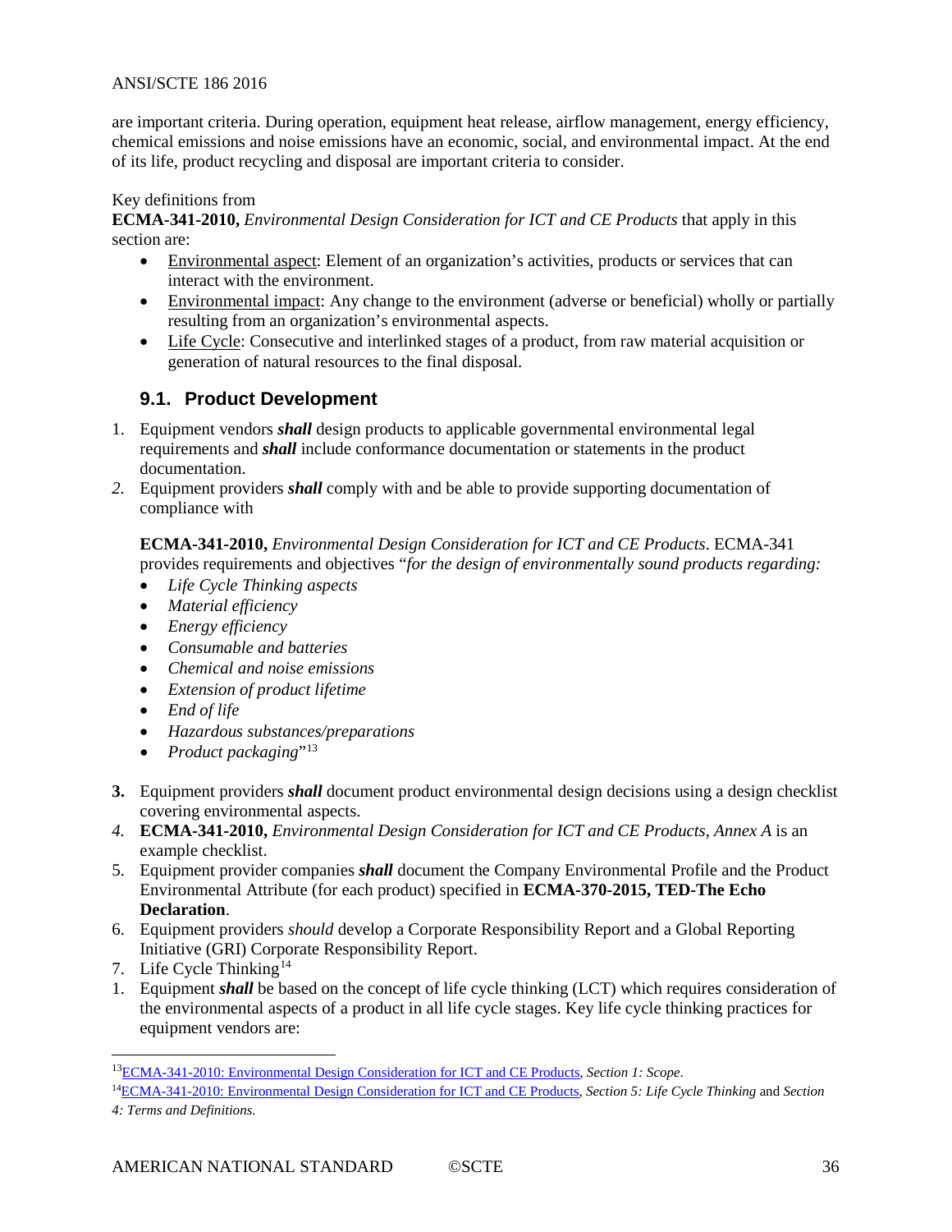are important criteria. During operation, equipment heat release, airflow management, energy efficiency, chemical emissions and noise emissions have an economic, social, and environmental impact. At the end of its life, product recycling and disposal are important criteria to consider.

Key definitions from
**ECMA-341-2010,** *Environmental Design Consideration for ICT and CE Products* that apply in this section are:

- Environmental aspect: Element of an organization's activities, products or services that can interact with the environment.
- Environmental impact: Any change to the environment (adverse or beneficial) wholly or partially resulting from an organization's environmental aspects.
- Life Cycle: Consecutive and interlinked stages of a product, from raw material acquisition or generation of natural resources to the final disposal.

## 9.1. Product Development

1. Equipment vendors ***shall*** design products to applicable governmental environmental legal requirements and ***shall*** include conformance documentation or statements in the product documentation.
2. Equipment providers ***shall*** comply with and be able to provide supporting documentation of compliance with

   **ECMA-341-2010,** *Environmental Design Consideration for ICT and CE Products*. ECMA-341 provides requirements and objectives "*for the design of environmentally sound products regarding:*
   - *Life Cycle Thinking aspects*
   - *Material efficiency*
   - *Energy efficiency*
   - *Consumable and batteries*
   - *Chemical and noise emissions*
   - *Extension of product lifetime*
   - *End of life*
   - *Hazardous substances/preparations*
   - *Product packaging*"[13]

3. Equipment providers ***shall*** document product environmental design decisions using a design checklist covering environmental aspects.
4. **ECMA-341-2010,** *Environmental Design Consideration for ICT and CE Products, Annex A* is an example checklist.
5. Equipment provider companies ***shall*** document the Company Environmental Profile and the Product Environmental Attribute (for each product) specified in **ECMA-370-2015, TED-The Echo Declaration**.
6. Equipment providers *should* develop a Corporate Responsibility Report and a Global Reporting Initiative (GRI) Corporate Responsibility Report.
7. Life Cycle Thinking[14]
1. Equipment ***shall*** be based on the concept of life cycle thinking (LCT) which requires consideration of the environmental aspects of a product in all life cycle stages. Key life cycle thinking practices for equipment vendors are:

---

[13] ECMA-341-2010: Environmental Design Consideration for ICT and CE Products, *Section 1: Scope*.

[14] ECMA-341-2010: Environmental Design Consideration for ICT and CE Products, *Section 5: Life Cycle Thinking* and *Section 4: Terms and Definitions.*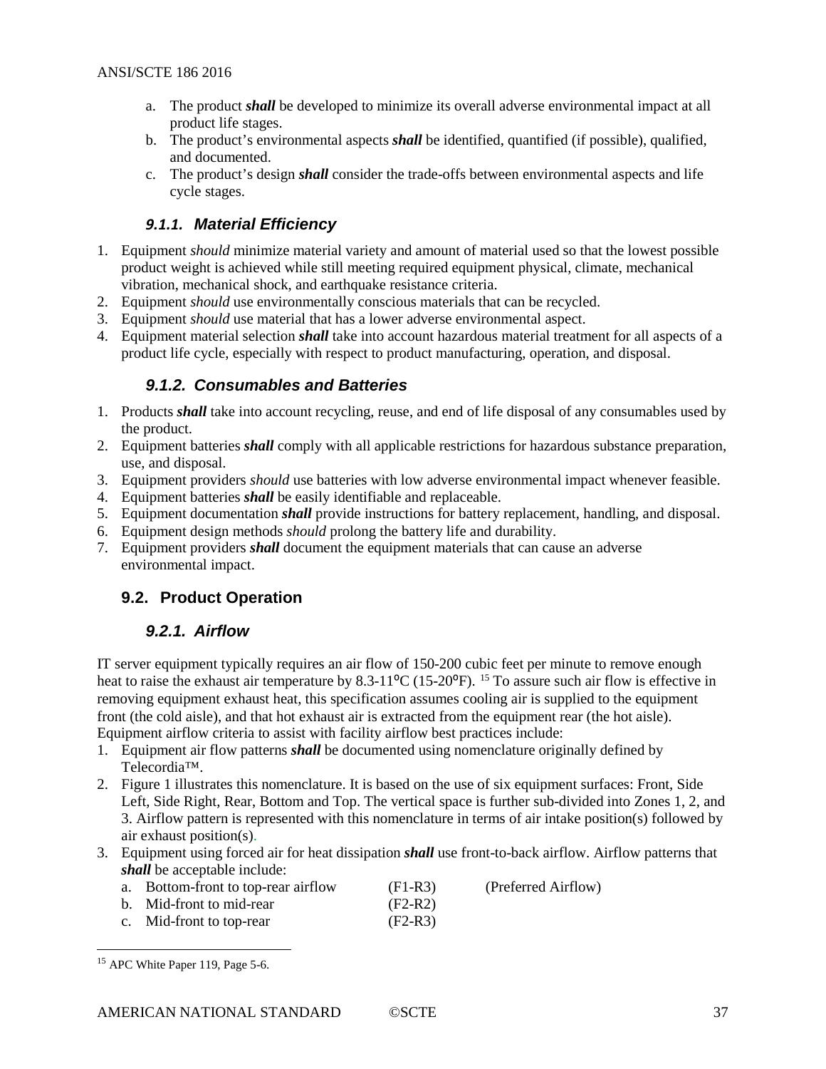a. The product ***shall*** be developed to minimize its overall adverse environmental impact at all product life stages.
b. The product's environmental aspects ***shall*** be identified, quantified (if possible), qualified, and documented.
c. The product's design ***shall*** consider the trade-offs between environmental aspects and life cycle stages.

### *9.1.1. Material Efficiency*

1. Equipment *should* minimize material variety and amount of material used so that the lowest possible product weight is achieved while still meeting required equipment physical, climate, mechanical vibration, mechanical shock, and earthquake resistance criteria.
2. Equipment *should* use environmentally conscious materials that can be recycled.
3. Equipment *should* use material that has a lower adverse environmental aspect.
4. Equipment material selection ***shall*** take into account hazardous material treatment for all aspects of a product life cycle, especially with respect to product manufacturing, operation, and disposal.

### *9.1.2. Consumables and Batteries*

1. Products ***shall*** take into account recycling, reuse, and end of life disposal of any consumables used by the product.
2. Equipment batteries ***shall*** comply with all applicable restrictions for hazardous substance preparation, use, and disposal.
3. Equipment providers *should* use batteries with low adverse environmental impact whenever feasible.
4. Equipment batteries ***shall*** be easily identifiable and replaceable.
5. Equipment documentation ***shall*** provide instructions for battery replacement, handling, and disposal.
6. Equipment design methods *should* prolong the battery life and durability.
7. Equipment providers ***shall*** document the equipment materials that can cause an adverse environmental impact.

## 9.2. Product Operation

### *9.2.1. Airflow*

IT server equipment typically requires an air flow of 150-200 cubic feet per minute to remove enough heat to raise the exhaust air temperature by 8.3-11°C (15-20°F). [15] To assure such air flow is effective in removing equipment exhaust heat, this specification assumes cooling air is supplied to the equipment front (the cold aisle), and that hot exhaust air is extracted from the equipment rear (the hot aisle). Equipment airflow criteria to assist with facility airflow best practices include:

1. Equipment air flow patterns ***shall*** be documented using nomenclature originally defined by Telecordia™.
2. Figure 1 illustrates this nomenclature. It is based on the use of six equipment surfaces: Front, Side Left, Side Right, Rear, Bottom and Top. The vertical space is further sub-divided into Zones 1, 2, and 3. Airflow pattern is represented with this nomenclature in terms of air intake position(s) followed by air exhaust position(s).
3. Equipment using forced air for heat dissipation ***shall*** use front-to-back airflow. Airflow patterns that ***shall*** be acceptable include:
   a. Bottom-front to top-rear airflow (F1-R3) (Preferred Airflow)
   b. Mid-front to mid-rear (F2-R2)
   c. Mid-front to top-rear (F2-R3)

[15] APC White Paper 119, Page 5-6.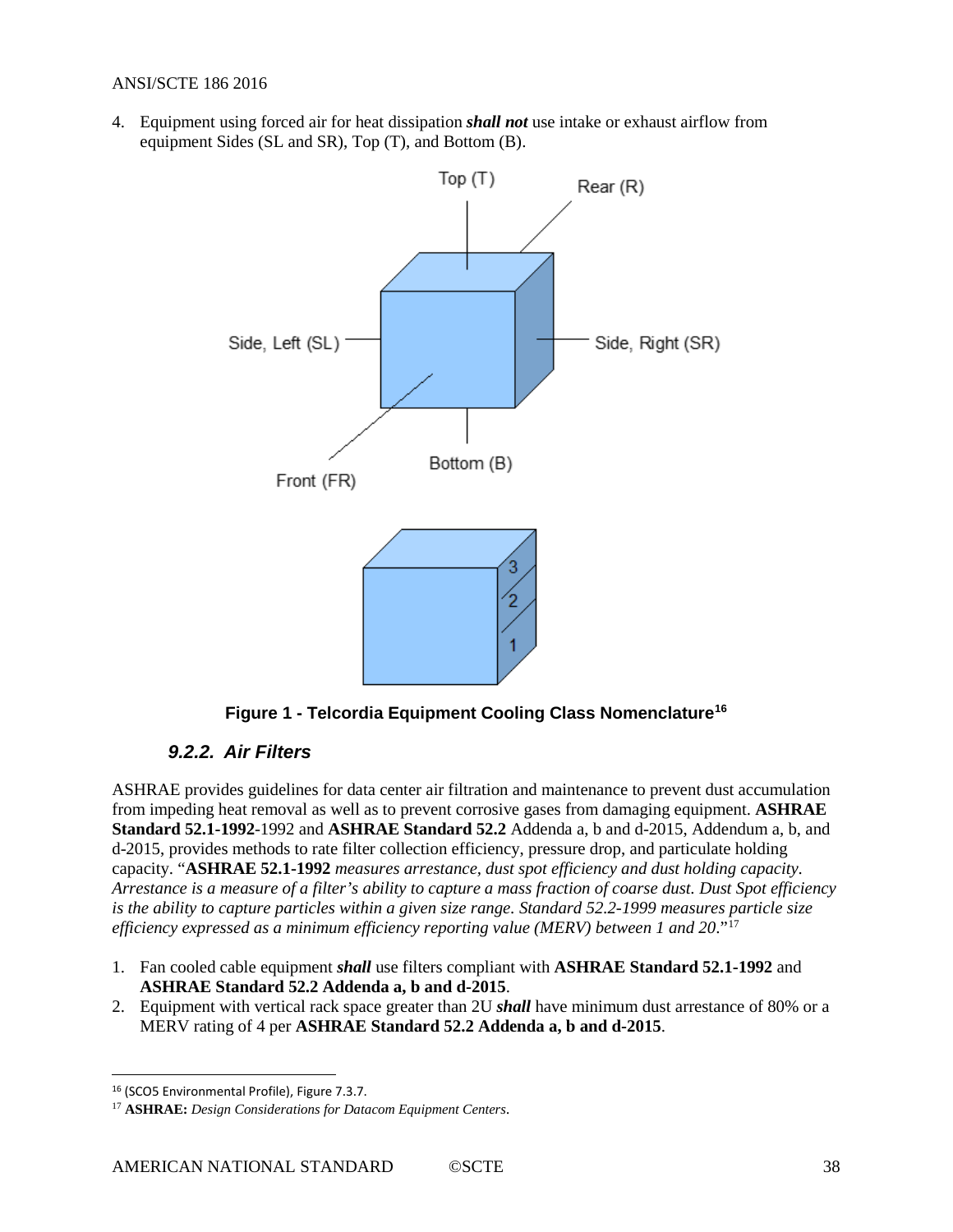4. Equipment using forced air for heat dissipation ***shall not*** use intake or exhaust airflow from equipment Sides (SL and SR), Top (T), and Bottom (B).

**Figure 1 - Telcordia Equipment Cooling Class Nomenclature**[16]

#### *9.2.2. Air Filters*

ASHRAE provides guidelines for data center air filtration and maintenance to prevent dust accumulation from impeding heat removal as well as to prevent corrosive gases from damaging equipment. **ASHRAE Standard 52.1-1992**-1992 and **ASHRAE Standard 52.2** Addenda a, b and d-2015, Addendum a, b, and d-2015, provides methods to rate filter collection efficiency, pressure drop, and particulate holding capacity. "**ASHRAE 52.1-1992** *measures arrestance, dust spot efficiency and dust holding capacity. Arrestance is a measure of a filter's ability to capture a mass fraction of coarse dust. Dust Spot efficiency is the ability to capture particles within a given size range. Standard 52.2-1999 measures particle size efficiency expressed as a minimum efficiency reporting value (MERV) between 1 and 20*."[17]

1. Fan cooled cable equipment ***shall*** use filters compliant with **ASHRAE Standard 52.1-1992** and **ASHRAE Standard 52.2 Addenda a, b and d-2015**.
2. Equipment with vertical rack space greater than 2U ***shall*** have minimum dust arrestance of 80% or a MERV rating of 4 per **ASHRAE Standard 52.2 Addenda a, b and d-2015**.

---

[16] (SCO5 Environmental Profile), Figure 7.3.7.

[17] **ASHRAE:** *Design Considerations for Datacom Equipment Centers*.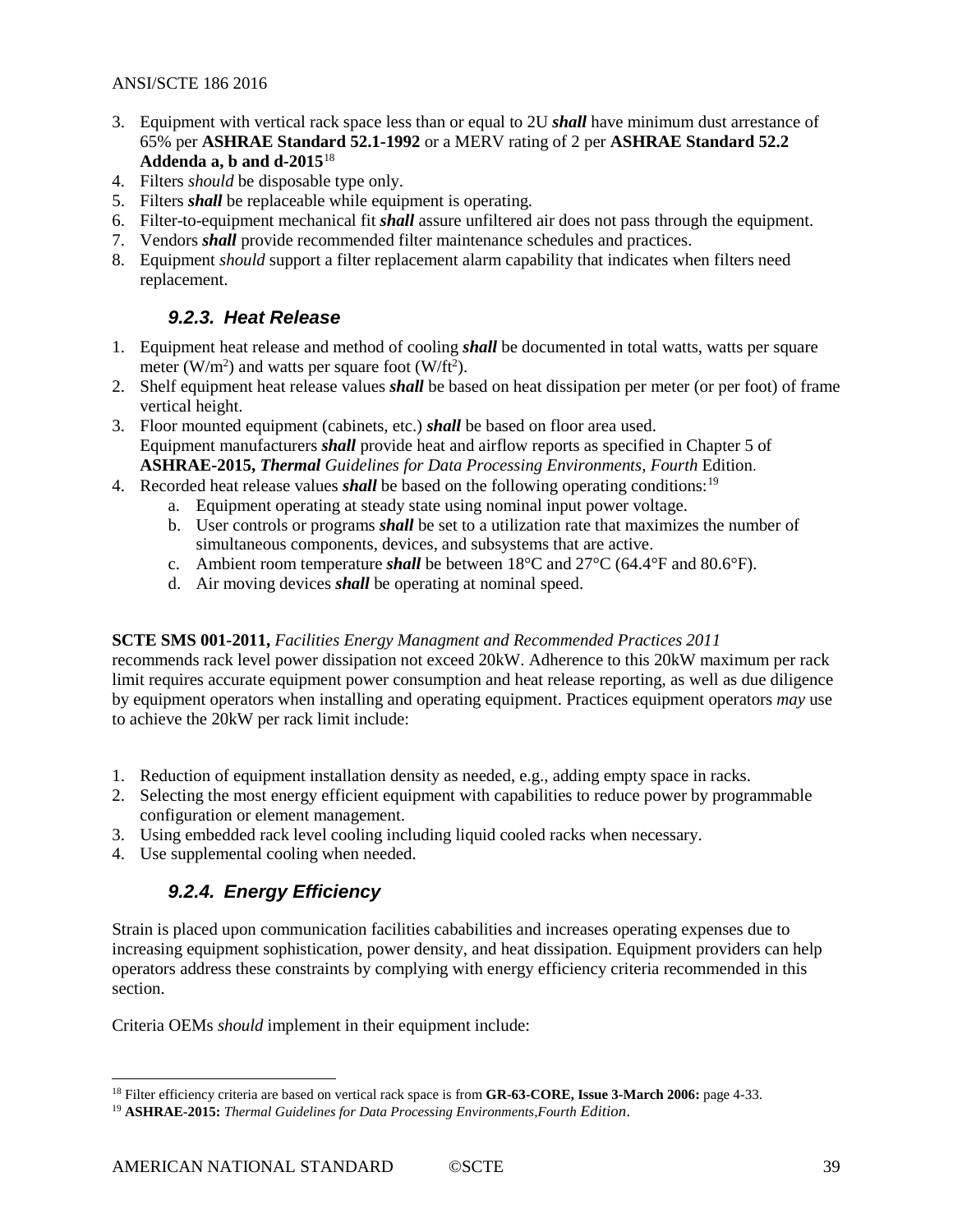3. Equipment with vertical rack space less than or equal to 2U ***shall*** have minimum dust arrestance of 65% per **ASHRAE Standard 52.1-1992** or a MERV rating of 2 per **ASHRAE Standard 52.2 Addenda a, b and d-2015**[18]
4. Filters *should* be disposable type only.
5. Filters ***shall*** be replaceable while equipment is operating.
6. Filter-to-equipment mechanical fit ***shall*** assure unfiltered air does not pass through the equipment.
7. Vendors ***shall*** provide recommended filter maintenance schedules and practices.
8. Equipment *should* support a filter replacement alarm capability that indicates when filters need replacement.

### 9.2.3. Heat Release

1. Equipment heat release and method of cooling ***shall*** be documented in total watts, watts per square meter ($W/m^2$) and watts per square foot ($W/ft^2$).
2. Shelf equipment heat release values ***shall*** be based on heat dissipation per meter (or per foot) of frame vertical height.
3. Floor mounted equipment (cabinets, etc.) ***shall*** be based on floor area used. Equipment manufacturers ***shall*** provide heat and airflow reports as specified in Chapter 5 of **ASHRAE-2015,** ***Thermal*** *Guidelines for Data Processing Environments, Fourth* Edition.
4. Recorded heat release values ***shall*** be based on the following operating conditions:[19]
    a. Equipment operating at steady state using nominal input power voltage.
    b. User controls or programs ***shall*** be set to a utilization rate that maximizes the number of simultaneous components, devices, and subsystems that are active.
    c. Ambient room temperature ***shall*** be between 18°C and 27°C (64.4°F and 80.6°F).
    d. Air moving devices ***shall*** be operating at nominal speed.

**SCTE SMS 001-2011,** *Facilities Energy Managment and Recommended Practices 2011* recommends rack level power dissipation not exceed 20kW. Adherence to this 20kW maximum per rack limit requires accurate equipment power consumption and heat release reporting, as well as due diligence by equipment operators when installing and operating equipment. Practices equipment operators *may* use to achieve the 20kW per rack limit include:

1. Reduction of equipment installation density as needed, e.g., adding empty space in racks.
2. Selecting the most energy efficient equipment with capabilities to reduce power by programmable configuration or element management.
3. Using embedded rack level cooling including liquid cooled racks when necessary.
4. Use supplemental cooling when needed.

### 9.2.4. Energy Efficiency

Strain is placed upon communication facilities cababilities and increases operating expenses due to increasing equipment sophistication, power density, and heat dissipation. Equipment providers can help operators address these constraints by complying with energy efficiency criteria recommended in this section.

Criteria OEMs *should* implement in their equipment include:

---

[18] Filter efficiency criteria are based on vertical rack space is from **GR-63-CORE, Issue 3-March 2006:** page 4-33.

[19] **ASHRAE-2015:** *Thermal Guidelines for Data Processing Environments,Fourth Edition*.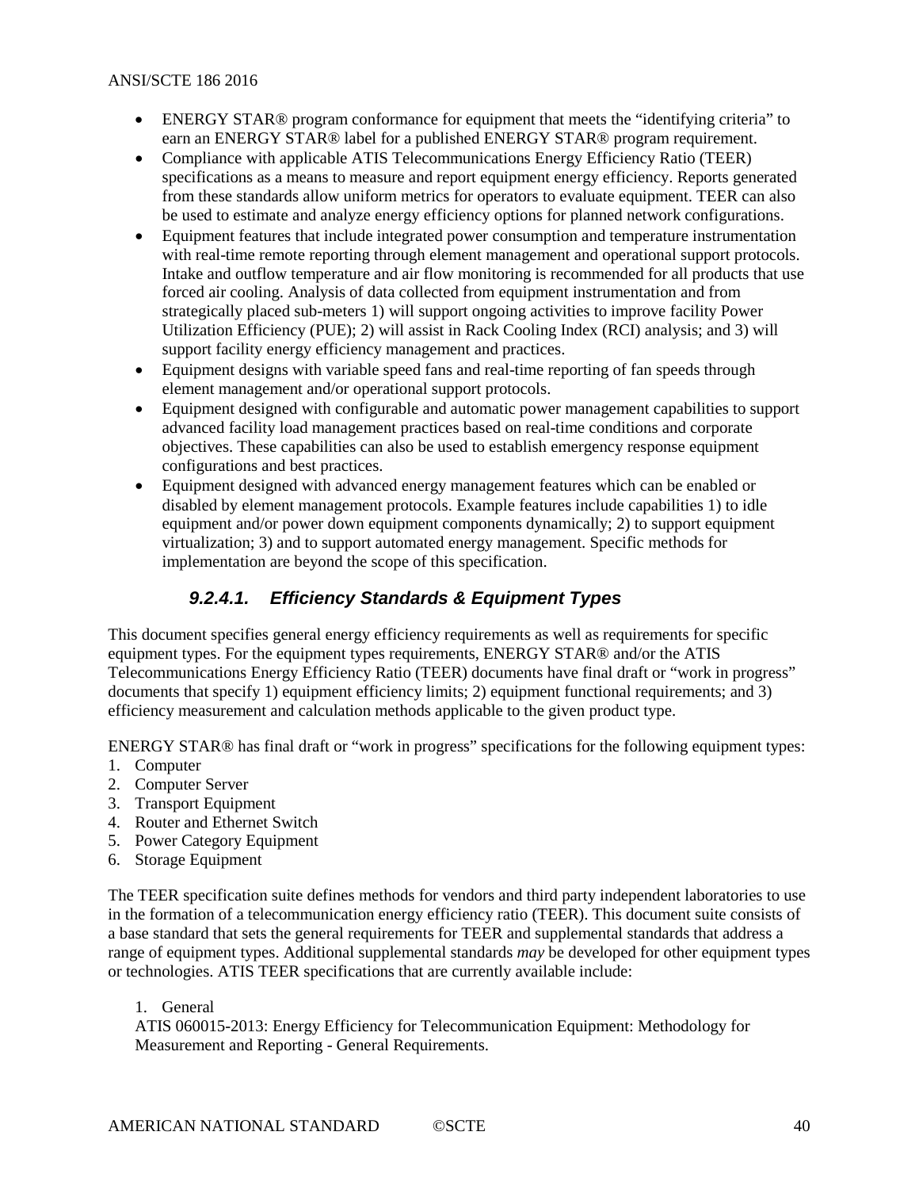- ENERGY STAR® program conformance for equipment that meets the "identifying criteria" to earn an ENERGY STAR® label for a published ENERGY STAR® program requirement.
- Compliance with applicable ATIS Telecommunications Energy Efficiency Ratio (TEER) specifications as a means to measure and report equipment energy efficiency. Reports generated from these standards allow uniform metrics for operators to evaluate equipment. TEER can also be used to estimate and analyze energy efficiency options for planned network configurations.
- Equipment features that include integrated power consumption and temperature instrumentation with real-time remote reporting through element management and operational support protocols. Intake and outflow temperature and air flow monitoring is recommended for all products that use forced air cooling. Analysis of data collected from equipment instrumentation and from strategically placed sub-meters 1) will support ongoing activities to improve facility Power Utilization Efficiency (PUE); 2) will assist in Rack Cooling Index (RCI) analysis; and 3) will support facility energy efficiency management and practices.
- Equipment designs with variable speed fans and real-time reporting of fan speeds through element management and/or operational support protocols.
- Equipment designed with configurable and automatic power management capabilities to support advanced facility load management practices based on real-time conditions and corporate objectives. These capabilities can also be used to establish emergency response equipment configurations and best practices.
- Equipment designed with advanced energy management features which can be enabled or disabled by element management protocols. Example features include capabilities 1) to idle equipment and/or power down equipment components dynamically; 2) to support equipment virtualization; 3) and to support automated energy management. Specific methods for implementation are beyond the scope of this specification.

#### *9.2.4.1. Efficiency Standards & Equipment Types*

This document specifies general energy efficiency requirements as well as requirements for specific equipment types. For the equipment types requirements, ENERGY STAR® and/or the ATIS Telecommunications Energy Efficiency Ratio (TEER) documents have final draft or "work in progress" documents that specify 1) equipment efficiency limits; 2) equipment functional requirements; and 3) efficiency measurement and calculation methods applicable to the given product type.

ENERGY STAR® has final draft or "work in progress" specifications for the following equipment types:

1. Computer
2. Computer Server
3. Transport Equipment
4. Router and Ethernet Switch
5. Power Category Equipment
6. Storage Equipment

The TEER specification suite defines methods for vendors and third party independent laboratories to use in the formation of a telecommunication energy efficiency ratio (TEER). This document suite consists of a base standard that sets the general requirements for TEER and supplemental standards that address a range of equipment types. Additional supplemental standards *may* be developed for other equipment types or technologies. ATIS TEER specifications that are currently available include:

1. General

ATIS 060015-2013: Energy Efficiency for Telecommunication Equipment: Methodology for Measurement and Reporting - General Requirements.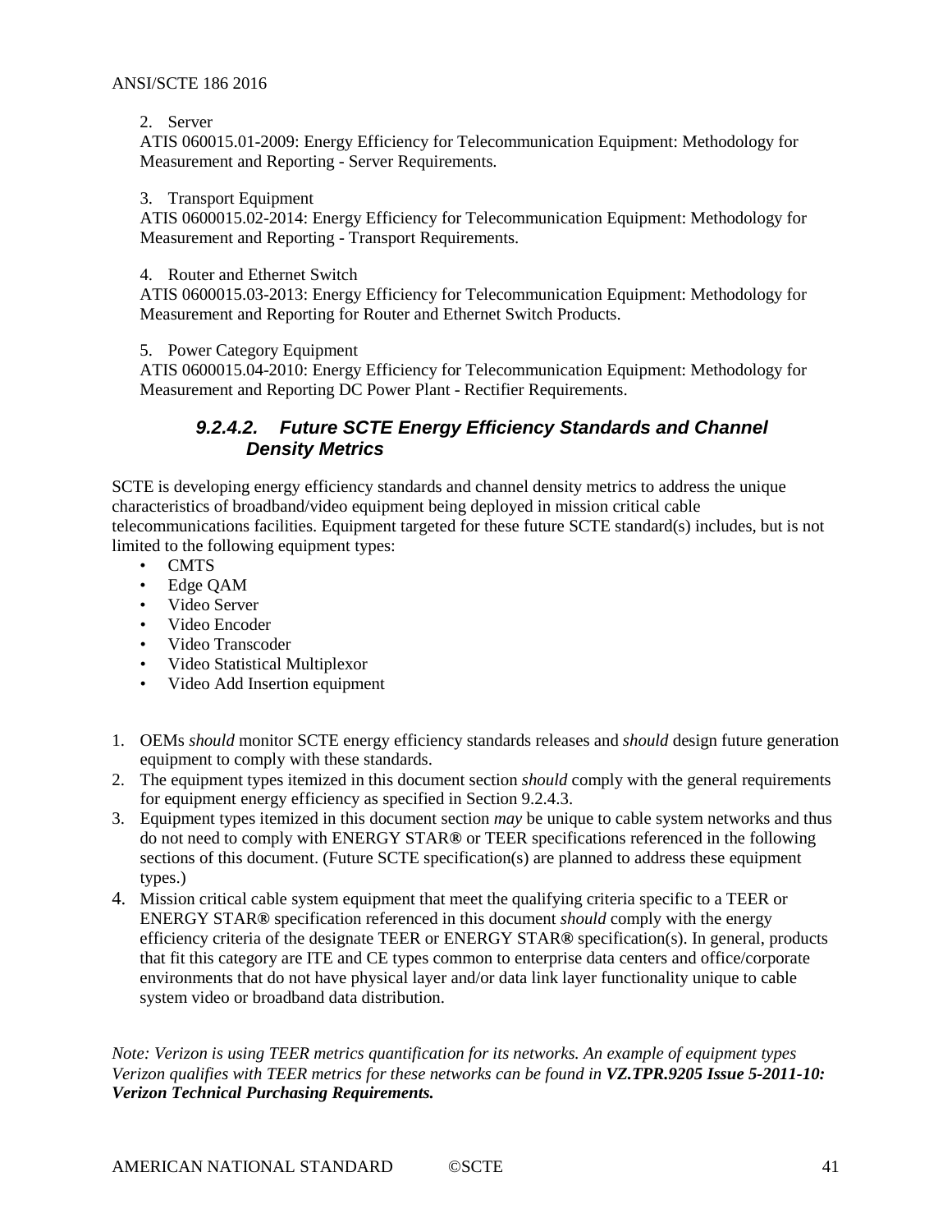2. Server
   ATIS 060015.01-2009: Energy Efficiency for Telecommunication Equipment: Methodology for Measurement and Reporting - Server Requirements.

3. Transport Equipment
   ATIS 0600015.02-2014: Energy Efficiency for Telecommunication Equipment: Methodology for Measurement and Reporting - Transport Requirements.

4. Router and Ethernet Switch
   ATIS 0600015.03-2013: Energy Efficiency for Telecommunication Equipment: Methodology for Measurement and Reporting for Router and Ethernet Switch Products.

5. Power Category Equipment
   ATIS 0600015.04-2010: Energy Efficiency for Telecommunication Equipment: Methodology for Measurement and Reporting DC Power Plant - Rectifier Requirements.

##### 9.2.4.2. Future SCTE Energy Efficiency Standards and Channel Density Metrics

SCTE is developing energy efficiency standards and channel density metrics to address the unique characteristics of broadband/video equipment being deployed in mission critical cable telecommunications facilities. Equipment targeted for these future SCTE standard(s) includes, but is not limited to the following equipment types:

- CMTS
- Edge QAM
- Video Server
- Video Encoder
- Video Transcoder
- Video Statistical Multiplexor
- Video Add Insertion equipment

1. OEMs *should* monitor SCTE energy efficiency standards releases and *should* design future generation equipment to comply with these standards.
2. The equipment types itemized in this document section *should* comply with the general requirements for equipment energy efficiency as specified in Section 9.2.4.3.
3. Equipment types itemized in this document section *may* be unique to cable system networks and thus do not need to comply with ENERGY STAR**®** or TEER specifications referenced in the following sections of this document. (Future SCTE specification(s) are planned to address these equipment types.)
4. Mission critical cable system equipment that meet the qualifying criteria specific to a TEER or ENERGY STAR**®** specification referenced in this document *should* comply with the energy efficiency criteria of the designate TEER or ENERGY STAR**®** specification(s). In general, products that fit this category are ITE and CE types common to enterprise data centers and office/corporate environments that do not have physical layer and/or data link layer functionality unique to cable system video or broadband data distribution.

*Note: Verizon is using TEER metrics quantification for its networks. An example of equipment types Verizon qualifies with TEER metrics for these networks can be found in* ***VZ.TPR.9205 Issue 5-2011-10: Verizon Technical Purchasing Requirements.***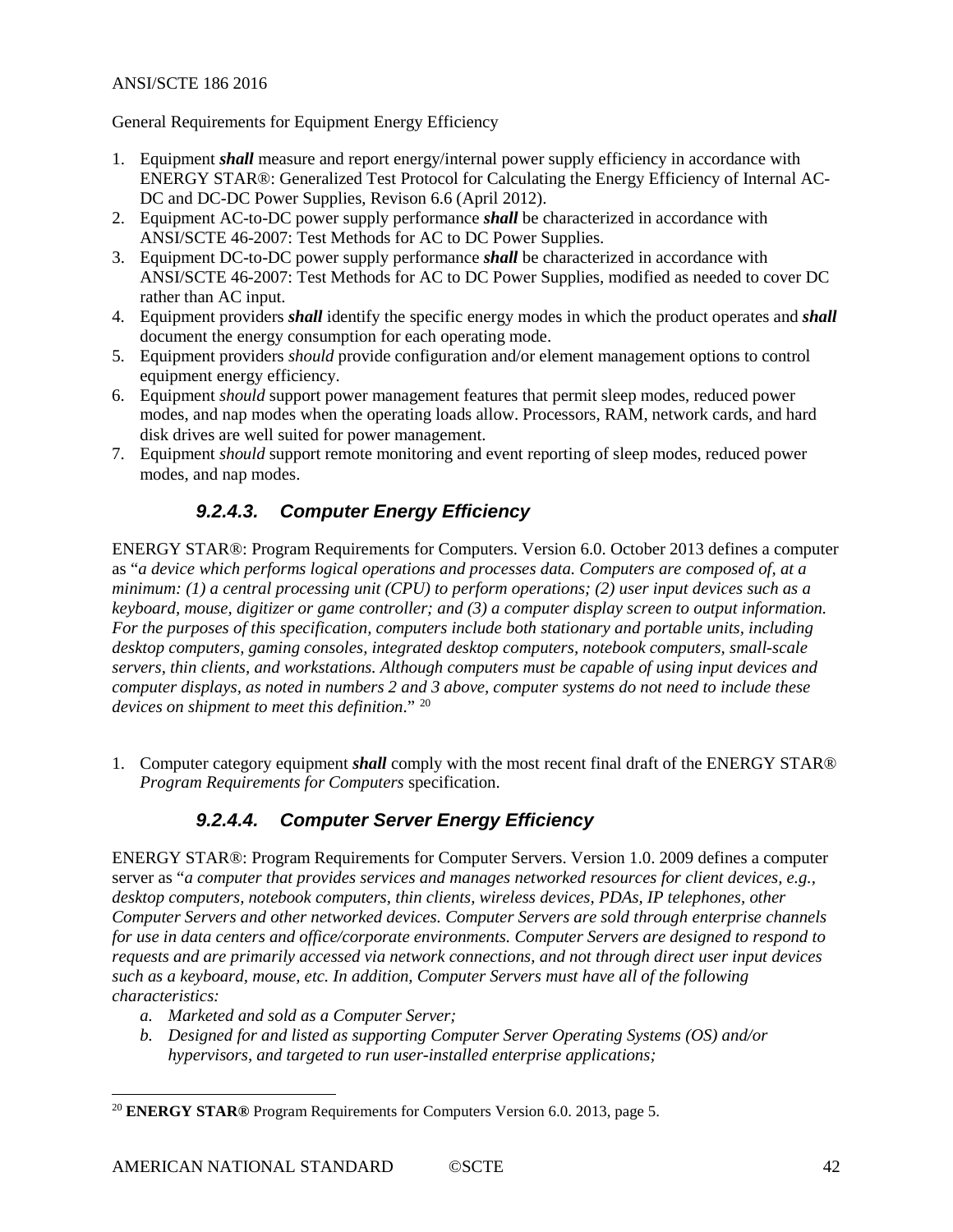General Requirements for Equipment Energy Efficiency

1. Equipment ***shall*** measure and report energy/internal power supply efficiency in accordance with ENERGY STAR®: Generalized Test Protocol for Calculating the Energy Efficiency of Internal AC-DC and DC-DC Power Supplies, Revison 6.6 (April 2012).
2. Equipment AC-to-DC power supply performance ***shall*** be characterized in accordance with ANSI/SCTE 46-2007: Test Methods for AC to DC Power Supplies.
3. Equipment DC-to-DC power supply performance ***shall*** be characterized in accordance with ANSI/SCTE 46-2007: Test Methods for AC to DC Power Supplies, modified as needed to cover DC rather than AC input.
4. Equipment providers ***shall*** identify the specific energy modes in which the product operates and ***shall*** document the energy consumption for each operating mode.
5. Equipment providers *should* provide configuration and/or element management options to control equipment energy efficiency.
6. Equipment *should* support power management features that permit sleep modes, reduced power modes, and nap modes when the operating loads allow. Processors, RAM, network cards, and hard disk drives are well suited for power management.
7. Equipment *should* support remote monitoring and event reporting of sleep modes, reduced power modes, and nap modes.

#### 9.2.4.3. Computer Energy Efficiency

ENERGY STAR®: Program Requirements for Computers. Version 6.0. October 2013 defines a computer as "*a device which performs logical operations and processes data. Computers are composed of, at a minimum: (1) a central processing unit (CPU) to perform operations; (2) user input devices such as a keyboard, mouse, digitizer or game controller; and (3) a computer display screen to output information. For the purposes of this specification, computers include both stationary and portable units, including desktop computers, gaming consoles, integrated desktop computers, notebook computers, small-scale servers, thin clients, and workstations. Although computers must be capable of using input devices and computer displays, as noted in numbers 2 and 3 above, computer systems do not need to include these devices on shipment to meet this definition*." [20]

1. Computer category equipment ***shall*** comply with the most recent final draft of the ENERGY STAR® *Program Requirements for Computers* specification.

#### 9.2.4.4. Computer Server Energy Efficiency

ENERGY STAR®: Program Requirements for Computer Servers. Version 1.0. 2009 defines a computer server as "*a computer that provides services and manages networked resources for client devices, e.g., desktop computers, notebook computers, thin clients, wireless devices, PDAs, IP telephones, other Computer Servers and other networked devices. Computer Servers are sold through enterprise channels for use in data centers and office/corporate environments. Computer Servers are designed to respond to requests and are primarily accessed via network connections, and not through direct user input devices such as a keyboard, mouse, etc. In addition, Computer Servers must have all of the following characteristics:*

*a. Marketed and sold as a Computer Server;*
*b. Designed for and listed as supporting Computer Server Operating Systems (OS) and/or hypervisors, and targeted to run user-installed enterprise applications;*

---

[20] **ENERGY STAR®** Program Requirements for Computers Version 6.0. 2013, page 5.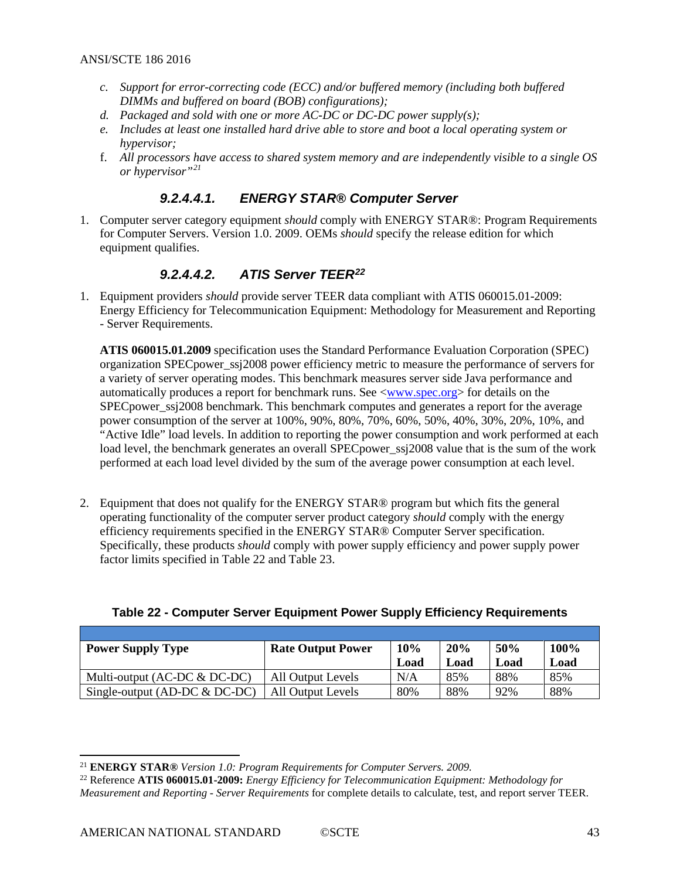- *c. Support for error-correcting code (ECC) and/or buffered memory (including both buffered DIMMs and buffered on board (BOB) configurations);*
- *d. Packaged and sold with one or more AC-DC or DC-DC power supply(s);*
- *e. Includes at least one installed hard drive able to store and boot a local operating system or hypervisor;*
- f. *All processors have access to shared system memory and are independently visible to a single OS or hypervisor"*[21]

#### 9.2.4.4.1. ENERGY STAR® Computer Server

1. Computer server category equipment *should* comply with ENERGY STAR®: Program Requirements for Computer Servers. Version 1.0. 2009. OEMs *should* specify the release edition for which equipment qualifies.

#### 9.2.4.4.2. ATIS Server TEER[22]

1. Equipment providers *should* provide server TEER data compliant with ATIS 060015.01-2009: Energy Efficiency for Telecommunication Equipment: Methodology for Measurement and Reporting - Server Requirements.

   **ATIS 060015.01.2009** specification uses the Standard Performance Evaluation Corporation (SPEC) organization SPECpower_ssj2008 power efficiency metric to measure the performance of servers for a variety of server operating modes. This benchmark measures server side Java performance and automatically produces a report for benchmark runs. See <www.spec.org> for details on the SPECpower_ssj2008 benchmark. This benchmark computes and generates a report for the average power consumption of the server at 100%, 90%, 80%, 70%, 60%, 50%, 40%, 30%, 20%, 10%, and "Active Idle" load levels. In addition to reporting the power consumption and work performed at each load level, the benchmark generates an overall SPECpower_ssj2008 value that is the sum of the work performed at each load level divided by the sum of the average power consumption at each level.

2. Equipment that does not qualify for the ENERGY STAR® program but which fits the general operating functionality of the computer server product category *should* comply with the energy efficiency requirements specified in the ENERGY STAR® Computer Server specification. Specifically, these products *should* comply with power supply efficiency and power supply power factor limits specified in Table 22 and Table 23.

**Table 22 - Computer Server Equipment Power Supply Efficiency Requirements**

| Power Supply Type | Rate Output Power | 10% Load | 20% Load | 50% Load | 100% Load |
|---|---|---|---|---|---|
| Multi-output (AC-DC & DC-DC) | All Output Levels | N/A | 85% | 88% | 85% |
| Single-output (AD-DC & DC-DC) | All Output Levels | 80% | 88% | 92% | 88% |

---

[21] **ENERGY STAR®** *Version 1.0: Program Requirements for Computer Servers. 2009.*

[22] Reference **ATIS 060015.01-2009:** *Energy Efficiency for Telecommunication Equipment: Methodology for Measurement and Reporting - Server Requirements* for complete details to calculate, test, and report server TEER.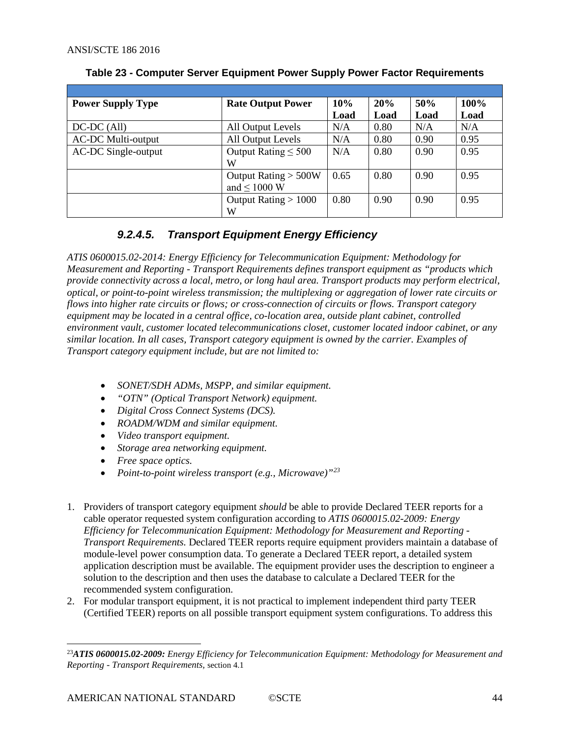**Table 23 - Computer Server Equipment Power Supply Power Factor Requirements**

| Power Supply Type | Rate Output Power | 10% Load | 20% Load | 50% Load | 100% Load |
|---|---|---|---|---|---|
| DC-DC (All) | All Output Levels | N/A | 0.80 | N/A | N/A |
| AC-DC Multi-output | All Output Levels | N/A | 0.80 | 0.90 | 0.95 |
| AC-DC Single-output | Output Rating ≤ 500 W | N/A | 0.80 | 0.90 | 0.95 |
| | Output Rating > 500W and ≤ 1000 W | 0.65 | 0.80 | 0.90 | 0.95 |
| | Output Rating > 1000 W | 0.80 | 0.90 | 0.90 | 0.95 |

#### *9.2.4.5. Transport Equipment Energy Efficiency*

*ATIS 0600015.02-2014: Energy Efficiency for Telecommunication Equipment: Methodology for Measurement and Reporting - Transport Requirements defines transport equipment as "products which provide connectivity across a local, metro, or long haul area. Transport products may perform electrical, optical, or point-to-point wireless transmission; the multiplexing or aggregation of lower rate circuits or flows into higher rate circuits or flows; or cross-connection of circuits or flows. Transport category equipment may be located in a central office, co-location area, outside plant cabinet, controlled environment vault, customer located telecommunications closet, customer located indoor cabinet, or any similar location. In all cases, Transport category equipment is owned by the carrier. Examples of Transport category equipment include, but are not limited to:*

- *SONET/SDH ADMs, MSPP, and similar equipment.*
- *"OTN" (Optical Transport Network) equipment.*
- *Digital Cross Connect Systems (DCS).*
- *ROADM/WDM and similar equipment.*
- *Video transport equipment.*
- *Storage area networking equipment.*
- *Free space optics.*
- *Point-to-point wireless transport (e.g., Microwave)"*[23]

1. Providers of transport category equipment *should* be able to provide Declared TEER reports for a cable operator requested system configuration according to *ATIS 0600015.02-2009: Energy Efficiency for Telecommunication Equipment: Methodology for Measurement and Reporting - Transport Requirements.* Declared TEER reports require equipment providers maintain a database of module-level power consumption data. To generate a Declared TEER report, a detailed system application description must be available. The equipment provider uses the description to engineer a solution to the description and then uses the database to calculate a Declared TEER for the recommended system configuration.
2. For modular transport equipment, it is not practical to implement independent third party TEER (Certified TEER) reports on all possible transport equipment system configurations. To address this

[23] ***ATIS 0600015.02-2009:*** *Energy Efficiency for Telecommunication Equipment: Methodology for Measurement and Reporting - Transport Requirements,* section 4.1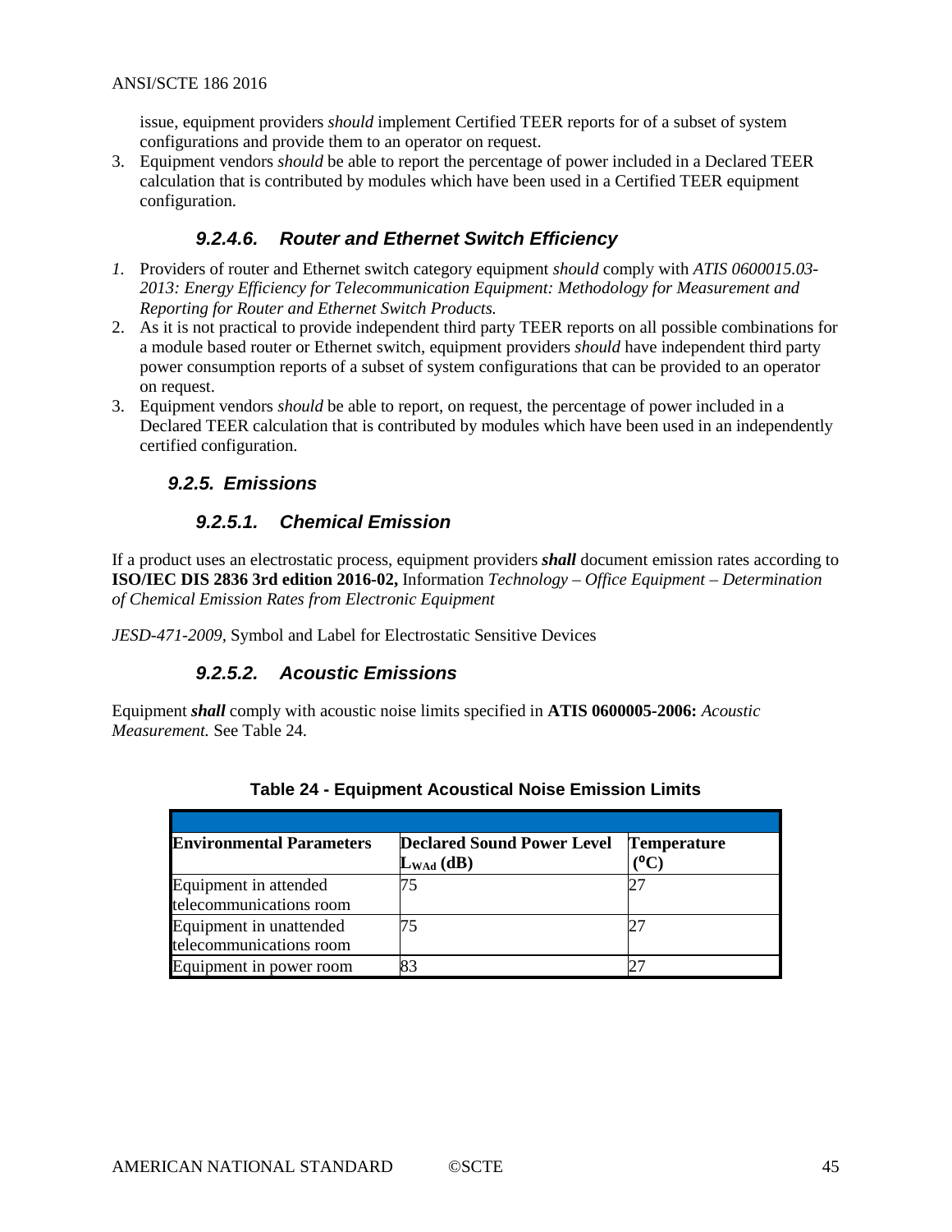issue, equipment providers *should* implement Certified TEER reports for of a subset of system configurations and provide them to an operator on request.

3. Equipment vendors *should* be able to report the percentage of power included in a Declared TEER calculation that is contributed by modules which have been used in a Certified TEER equipment configuration.

#### 9.2.4.6. Router and Ethernet Switch Efficiency

1. Providers of router and Ethernet switch category equipment *should* comply with *ATIS 0600015.03-2013: Energy Efficiency for Telecommunication Equipment: Methodology for Measurement and Reporting for Router and Ethernet Switch Products.*
2. As it is not practical to provide independent third party TEER reports on all possible combinations for a module based router or Ethernet switch, equipment providers *should* have independent third party power consumption reports of a subset of system configurations that can be provided to an operator on request.
3. Equipment vendors *should* be able to report, on request, the percentage of power included in a Declared TEER calculation that is contributed by modules which have been used in an independently certified configuration.

### 9.2.5. Emissions

#### 9.2.5.1. Chemical Emission

If a product uses an electrostatic process, equipment providers ***shall*** document emission rates according to **ISO/IEC DIS 2836 3rd edition 2016-02,** Information *Technology – Office Equipment – Determination of Chemical Emission Rates from Electronic Equipment*

*JESD-471-2009,* Symbol and Label for Electrostatic Sensitive Devices

#### 9.2.5.2. Acoustic Emissions

Equipment ***shall*** comply with acoustic noise limits specified in **ATIS 0600005-2006:** *Acoustic Measurement.* See Table 24.

**Table 24 - Equipment Acoustical Noise Emission Limits**

| Environmental Parameters | Declared Sound Power Level $L_{WAd}$ (dB) | Temperature (°C) |
|---|---|---|
| Equipment in attended telecommunications room | 75 | 27 |
| Equipment in unattended telecommunications room | 75 | 27 |
| Equipment in power room | 83 | 27 |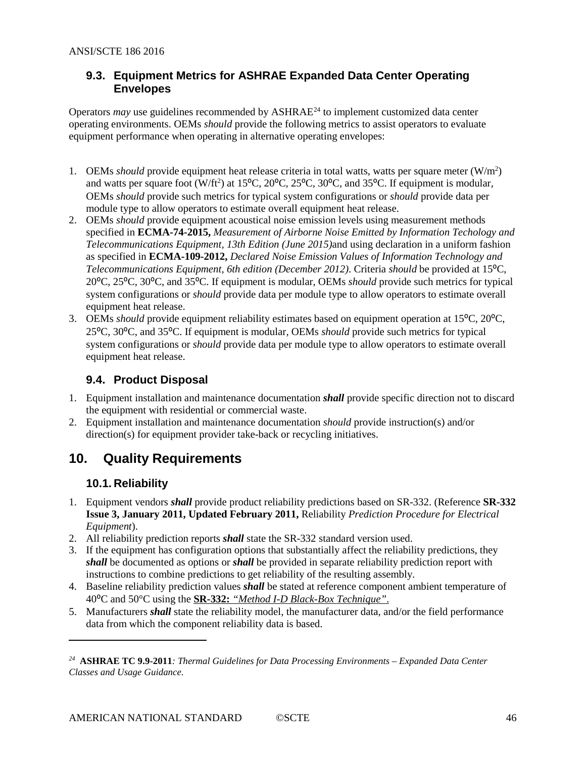### 9.3. Equipment Metrics for ASHRAE Expanded Data Center Operating Envelopes

Operators *may* use guidelines recommended by ASHRAE[24] to implement customized data center operating environments. OEMs *should* provide the following metrics to assist operators to evaluate equipment performance when operating in alternative operating envelopes:

1. OEMs *should* provide equipment heat release criteria in total watts, watts per square meter ($W/m^2$) and watts per square foot ($W/ft^2$) at 15⁰C, 20⁰C, 25⁰C, 30⁰C, and 35⁰C. If equipment is modular, OEMs *should* provide such metrics for typical system configurations or *should* provide data per module type to allow operators to estimate overall equipment heat release.
2. OEMs *should* provide equipment acoustical noise emission levels using measurement methods specified in **ECMA-74-2015,** *Measurement of Airborne Noise Emitted by Information Techology and Telecommunications Equipment, 13th Edition (June 2015)*and using declaration in a uniform fashion as specified in **ECMA-109-2012,** *Declared Noise Emission Values of Information Technology and Telecommunications Equipment, 6th edition (December 2012)*. Criteria *should* be provided at 15⁰C, 20⁰C, 25⁰C, 30⁰C, and 35⁰C. If equipment is modular, OEMs *should* provide such metrics for typical system configurations or *should* provide data per module type to allow operators to estimate overall equipment heat release.
3. OEMs *should* provide equipment reliability estimates based on equipment operation at 15⁰C, 20⁰C, 25⁰C, 30⁰C, and 35⁰C. If equipment is modular, OEMs *should* provide such metrics for typical system configurations or *should* provide data per module type to allow operators to estimate overall equipment heat release.

### 9.4. Product Disposal

1. Equipment installation and maintenance documentation ***shall*** provide specific direction not to discard the equipment with residential or commercial waste.
2. Equipment installation and maintenance documentation *should* provide instruction(s) and/or direction(s) for equipment provider take-back or recycling initiatives.

## 10. Quality Requirements

### 10.1. Reliability

1. Equipment vendors ***shall*** provide product reliability predictions based on SR-332. (Reference **SR-332 Issue 3, January 2011, Updated February 2011,** Reliability *Prediction Procedure for Electrical Equipment*).
2. All reliability prediction reports ***shall*** state the SR-332 standard version used.
3. If the equipment has configuration options that substantially affect the reliability predictions, they ***shall*** be documented as options or ***shall*** be provided in separate reliability prediction report with instructions to combine predictions to get reliability of the resulting assembly.
4. Baseline reliability prediction values ***shall*** be stated at reference component ambient temperature of 40⁰C and 50°C using the **SR-332:** *"Method I-D Black-Box Technique"*.
5. Manufacturers ***shall*** state the reliability model, the manufacturer data, and/or the field performance data from which the component reliability data is based.

---

[24] **ASHRAE TC 9.9-2011**: *Thermal Guidelines for Data Processing Environments – Expanded Data Center Classes and Usage Guidance.*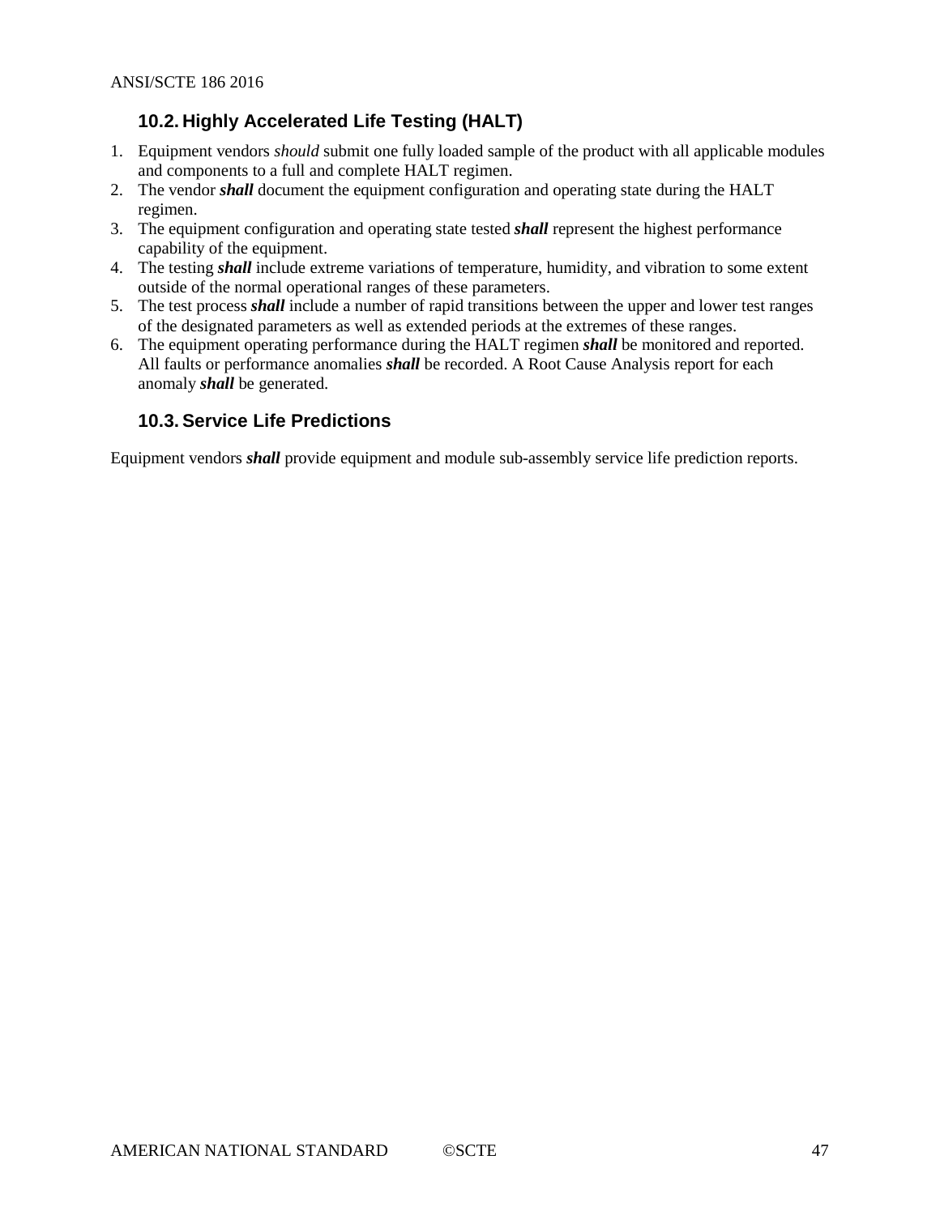## 10.2. Highly Accelerated Life Testing (HALT)

1. Equipment vendors *should* submit one fully loaded sample of the product with all applicable modules and components to a full and complete HALT regimen.
2. The vendor ***shall*** document the equipment configuration and operating state during the HALT regimen.
3. The equipment configuration and operating state tested ***shall*** represent the highest performance capability of the equipment.
4. The testing ***shall*** include extreme variations of temperature, humidity, and vibration to some extent outside of the normal operational ranges of these parameters.
5. The test process ***shall*** include a number of rapid transitions between the upper and lower test ranges of the designated parameters as well as extended periods at the extremes of these ranges.
6. The equipment operating performance during the HALT regimen ***shall*** be monitored and reported. All faults or performance anomalies ***shall*** be recorded. A Root Cause Analysis report for each anomaly ***shall*** be generated.

## 10.3. Service Life Predictions

Equipment vendors ***shall*** provide equipment and module sub-assembly service life prediction reports.